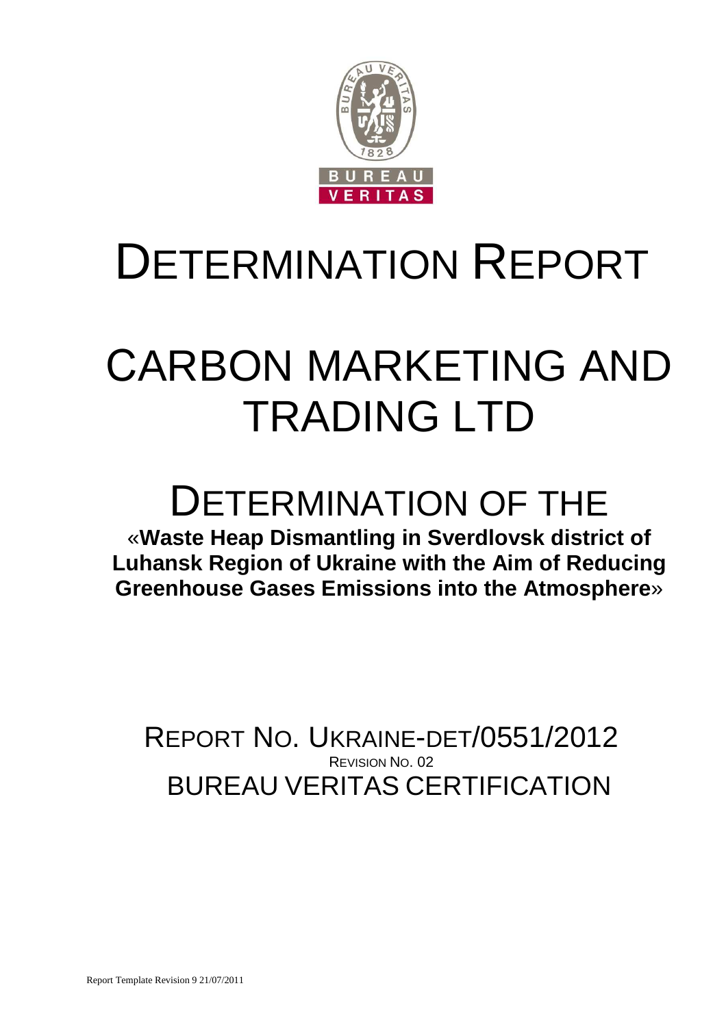# DETERMINATION REPORT

# CARBON MARKETING AND TRADING LTD

## DETERMINATION OF THE

**«Waste Heap Dismantling in Sverdlovsk district of Luhansk Region of Ukraine with the Aim of Reducing Greenhouse Gases Emissions into the Atmosphere»**

REPORT NO. UKRAINE-DET/0551/2012

REVISION NO. 02

BUREAU VERITAS CERTIFICATION

Report Template Revision 9 21/07/2011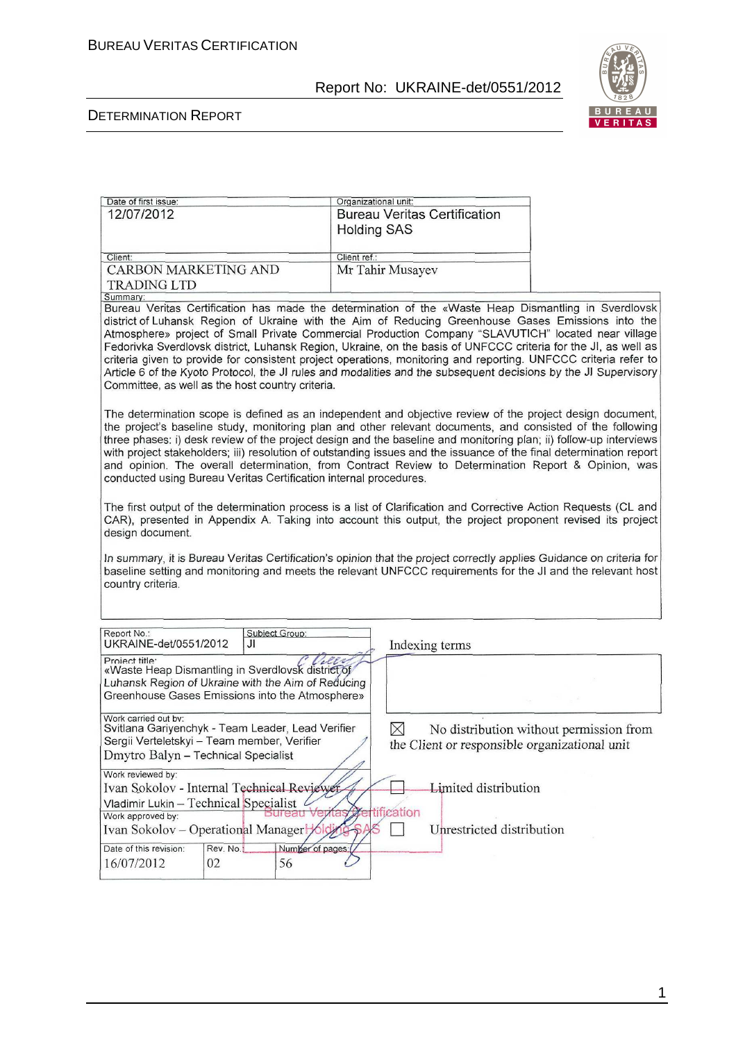| Date of first issue: | Organizational unit: |
| --- | --- |
| 12/07/2012 | Bureau Veritas Certification Holding SAS |
| Client: | Client ref.: |
| CARBON MARKETING AND TRADING LTD | Mr Tahir Musayev |

Summary:

Bureau Veritas Certification has made the determination of the «Waste Heap Dismantling in Sverdlovsk district of Luhansk Region of Ukraine with the Aim of Reducing Greenhouse Gases Emissions into the Atmosphere» project of Small Private Commercial Production Company "SLAVUTICH" located near village Fedorivka Sverdlovsk district, Luhansk Region, Ukraine, on the basis of UNFCCC criteria for the JI, as well as criteria given to provide for consistent project operations, monitoring and reporting. UNFCCC criteria refer to Article 6 of the Kyoto Protocol, the JI rules and modalities and the subsequent decisions by the JI Supervisory Committee, as well as the host country criteria.

The determination scope is defined as an independent and objective review of the project design document, the project's baseline study, monitoring plan and other relevant documents, and consisted of the following three phases: i) desk review of the project design and the baseline and monitoring plan; ii) follow-up interviews with project stakeholders; iii) resolution of outstanding issues and the issuance of the final determination report and opinion. The overall determination, from Contract Review to Determination Report & Opinion, was conducted using Bureau Veritas Certification internal procedures.

The first output of the determination process is a list of Clarification and Corrective Action Requests (CL and CAR), presented in Appendix A. Taking into account this output, the project proponent revised its project design document.

*In summary, it is Bureau Veritas Certification's opinion that the project correctly applies Guidance on criteria for baseline setting and monitoring and meets the relevant UNFCCC requirements for the JI and the relevant host country criteria.*

| Report No.: | Subject Group: | |
| --- | --- | --- |
| UKRAINE-det/0551/2012 | JI | Indexing terms |

Project title:
«Waste Heap Dismantling in Sverdlovsk district of Luhansk Region of Ukraine with the Aim of Reducing Greenhouse Gases Emissions into the Atmosphere»

Work carried out by:
Svitlana Gariyenchyk - Team Leader, Lead Verifier
Sergii Verteletskyi – Team member, Verifier
Dmytro Balyn – Technical Specialist

☒ No distribution without permission from the Client or responsible organizational unit

Work reviewed by:
Ivan Sokolov - Internal Technical Reviewer
Vladimir Lukin – Technical Specialist

☐ Limited distribution

Work approved by:
Ivan Sokolov – Operational Manager

☐ Unrestricted distribution

| Date of this revision: | Rev. No.: | Number of pages: |
| --- | --- | --- |
| 16/07/2012 | 02 | 56 |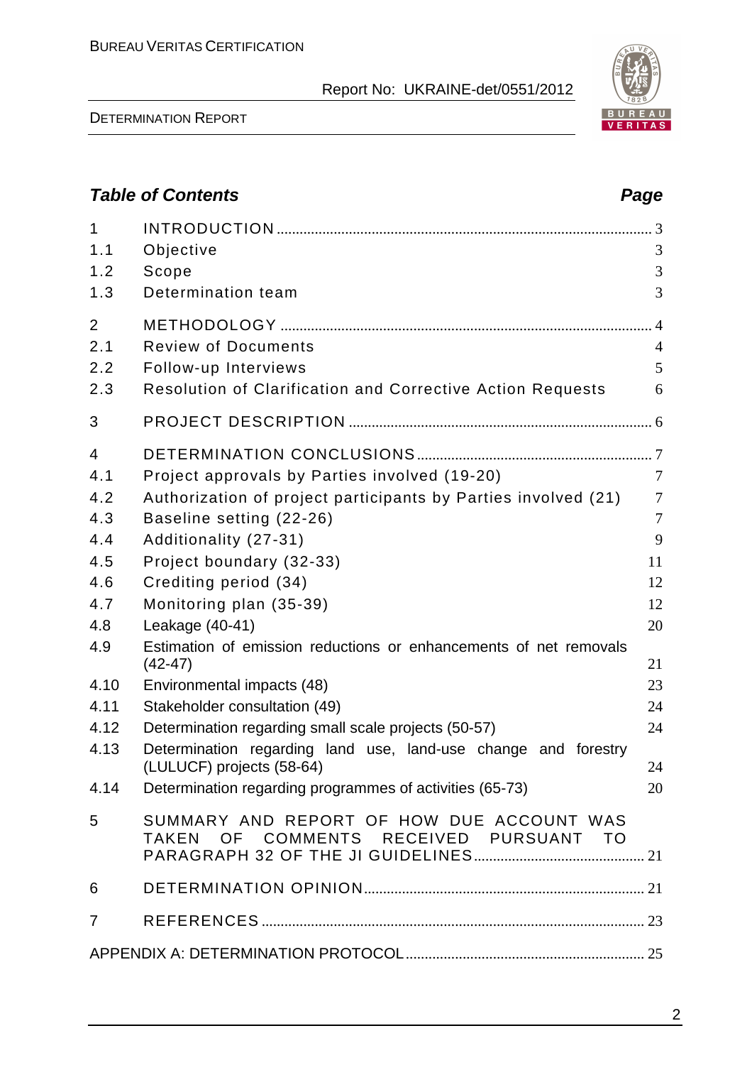## Table of Contents

| | | Page |
|---|---|---|
| 1 | INTRODUCTION | 3 |
| 1.1 | Objective | 3 |
| 1.2 | Scope | 3 |
| 1.3 | Determination team | 3 |
| 2 | METHODOLOGY | 4 |
| 2.1 | Review of Documents | 4 |
| 2.2 | Follow-up Interviews | 5 |
| 2.3 | Resolution of Clarification and Corrective Action Requests | 6 |
| 3 | PROJECT DESCRIPTION | 6 |
| 4 | DETERMINATION CONCLUSIONS | 7 |
| 4.1 | Project approvals by Parties involved (19-20) | 7 |
| 4.2 | Authorization of project participants by Parties involved (21) | 7 |
| 4.3 | Baseline setting (22-26) | 7 |
| 4.4 | Additionality (27-31) | 9 |
| 4.5 | Project boundary (32-33) | 11 |
| 4.6 | Crediting period (34) | 12 |
| 4.7 | Monitoring plan (35-39) | 12 |
| 4.8 | Leakage (40-41) | 20 |
| 4.9 | Estimation of emission reductions or enhancements of net removals (42-47) | 21 |
| 4.10 | Environmental impacts (48) | 23 |
| 4.11 | Stakeholder consultation (49) | 24 |
| 4.12 | Determination regarding small scale projects (50-57) | 24 |
| 4.13 | Determination regarding land use, land-use change and forestry (LULUCF) projects (58-64) | 24 |
| 4.14 | Determination regarding programmes of activities (65-73) | 20 |
| 5 | SUMMARY AND REPORT OF HOW DUE ACCOUNT WAS TAKEN OF COMMENTS RECEIVED PURSUANT TO PARAGRAPH 32 OF THE JI GUIDELINES | 21 |
| 6 | DETERMINATION OPINION | 21 |
| 7 | REFERENCES | 23 |
| | APPENDIX A: DETERMINATION PROTOCOL | 25 |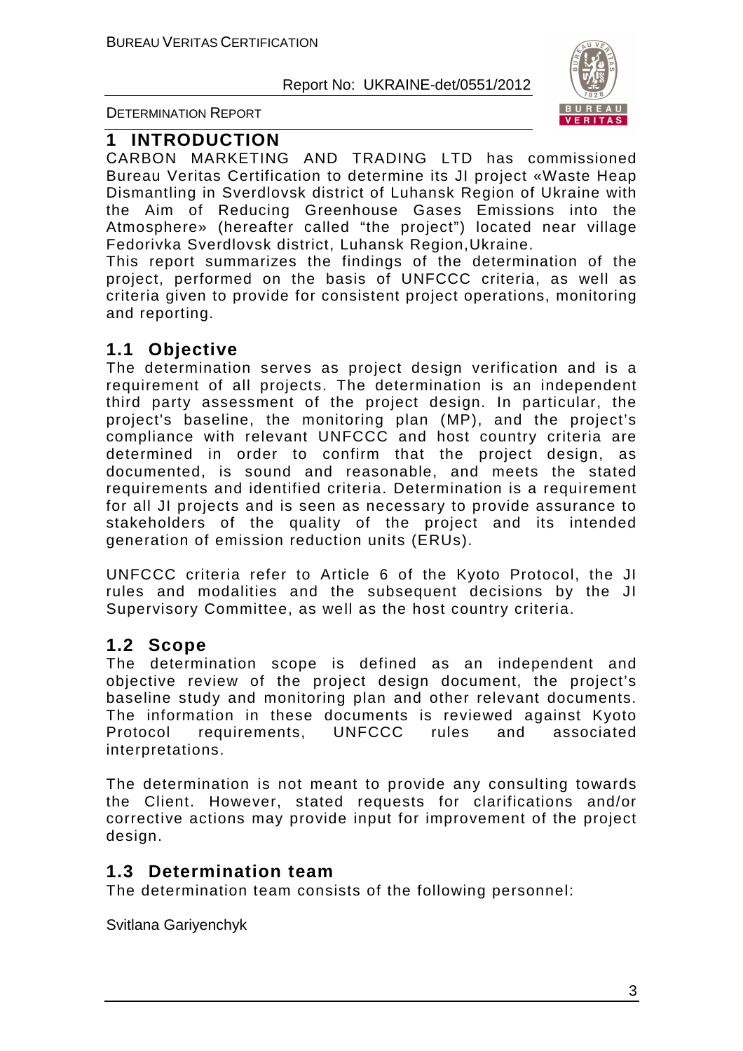# 1 INTRODUCTION

CARBON MARKETING AND TRADING LTD has commissioned Bureau Veritas Certification to determine its JI project «Waste Heap Dismantling in Sverdlovsk district of Luhansk Region of Ukraine with the Aim of Reducing Greenhouse Gases Emissions into the Atmosphere» (hereafter called "the project") located near village Fedorivka Sverdlovsk district, Luhansk Region,Ukraine.

This report summarizes the findings of the determination of the project, performed on the basis of UNFCCC criteria, as well as criteria given to provide for consistent project operations, monitoring and reporting.

## 1.1 Objective

The determination serves as project design verification and is a requirement of all projects. The determination is an independent third party assessment of the project design. In particular, the project's baseline, the monitoring plan (MP), and the project's compliance with relevant UNFCCC and host country criteria are determined in order to confirm that the project design, as documented, is sound and reasonable, and meets the stated requirements and identified criteria. Determination is a requirement for all JI projects and is seen as necessary to provide assurance to stakeholders of the quality of the project and its intended generation of emission reduction units (ERUs).

UNFCCC criteria refer to Article 6 of the Kyoto Protocol, the JI rules and modalities and the subsequent decisions by the JI Supervisory Committee, as well as the host country criteria.

## 1.2 Scope

The determination scope is defined as an independent and objective review of the project design document, the project's baseline study and monitoring plan and other relevant documents. The information in these documents is reviewed against Kyoto Protocol requirements, UNFCCC rules and associated interpretations.

The determination is not meant to provide any consulting towards the Client. However, stated requests for clarifications and/or corrective actions may provide input for improvement of the project design.

## 1.3 Determination team

The determination team consists of the following personnel:

Svitlana Gariyenchyk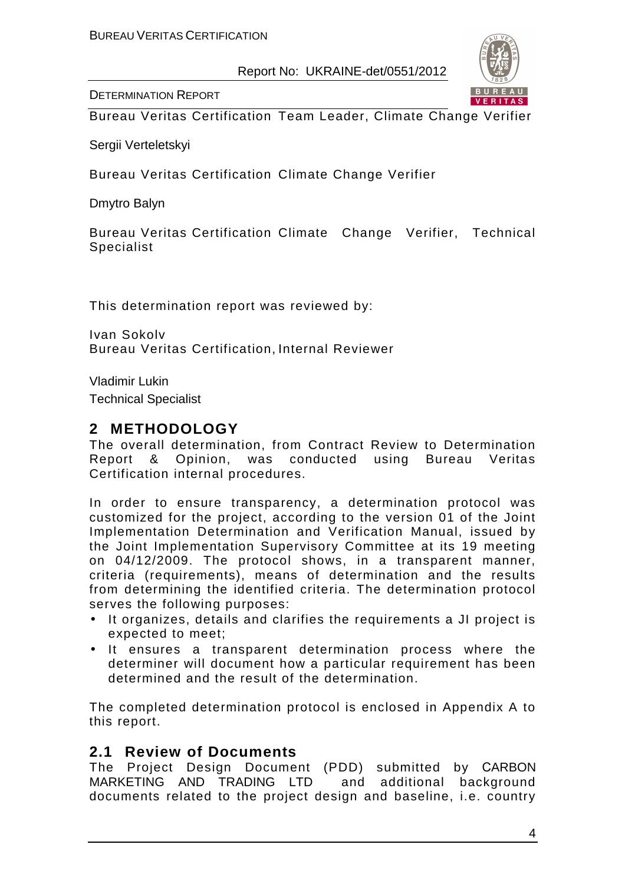Bureau Veritas Certification Team Leader, Climate Change Verifier

Sergii Verteletskyi

Bureau Veritas Certification Climate Change Verifier

Dmytro Balyn

Bureau Veritas Certification Climate Change Verifier, Technical Specialist

This determination report was reviewed by:

Ivan Sokolv
Bureau Veritas Certification, Internal Reviewer

Vladimir Lukin
Technical Specialist

## 2 METHODOLOGY

The overall determination, from Contract Review to Determination Report & Opinion, was conducted using Bureau Veritas Certification internal procedures.

In order to ensure transparency, a determination protocol was customized for the project, according to the version 01 of the Joint Implementation Determination and Verification Manual, issued by the Joint Implementation Supervisory Committee at its 19 meeting on 04/12/2009. The protocol shows, in a transparent manner, criteria (requirements), means of determination and the results from determining the identified criteria. The determination protocol serves the following purposes:

- It organizes, details and clarifies the requirements a JI project is expected to meet;
- It ensures a transparent determination process where the determiner will document how a particular requirement has been determined and the result of the determination.

The completed determination protocol is enclosed in Appendix A to this report.

### 2.1 Review of Documents

The Project Design Document (PDD) submitted by CARBON MARKETING AND TRADING LTD and additional background documents related to the project design and baseline, i.e. country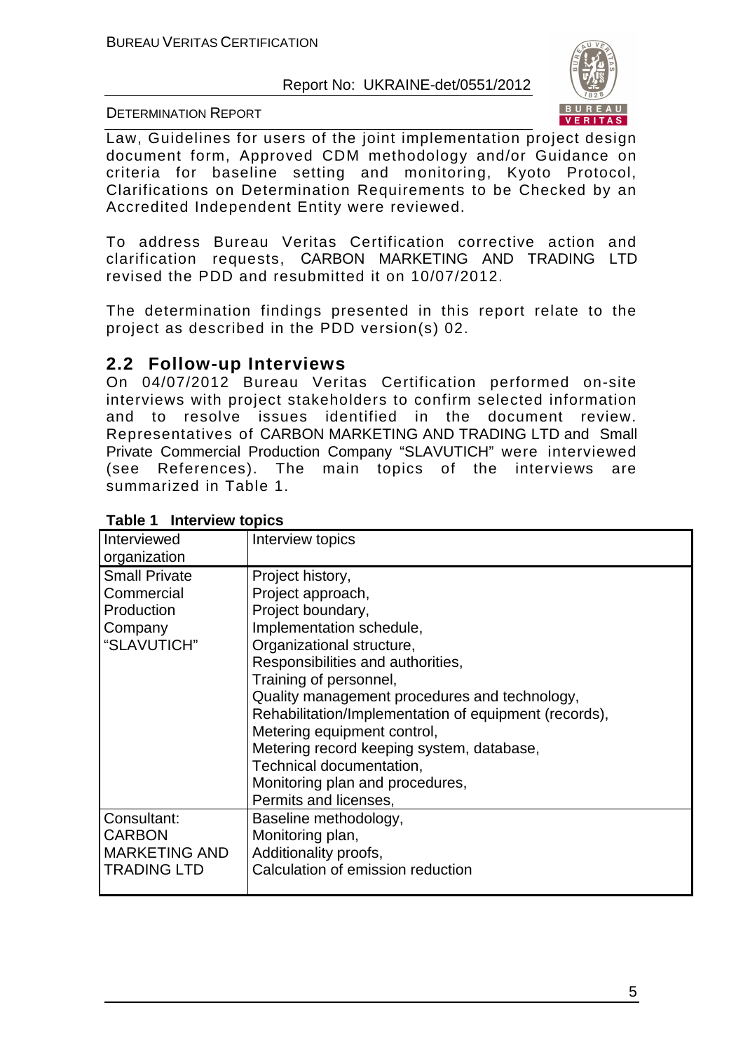Law, Guidelines for users of the joint implementation project design document form, Approved CDM methodology and/or Guidance on criteria for baseline setting and monitoring, Kyoto Protocol, Clarifications on Determination Requirements to be Checked by an Accredited Independent Entity were reviewed.

To address Bureau Veritas Certification corrective action and clarification requests, CARBON MARKETING AND TRADING LTD revised the PDD and resubmitted it on 10/07/2012.

The determination findings presented in this report relate to the project as described in the PDD version(s) 02.

## 2.2 Follow-up Interviews

On 04/07/2012 Bureau Veritas Certification performed on-site interviews with project stakeholders to confirm selected information and to resolve issues identified in the document review. Representatives of CARBON MARKETING AND TRADING LTD and Small Private Commercial Production Company "SLAVUTICH" were interviewed (see References). The main topics of the interviews are summarized in Table 1.

**Table 1 Interview topics**

| Interviewed organization | Interview topics |
|---|---|
| Small Private Commercial Production Company "SLAVUTICH" | Project history,<br>Project approach,<br>Project boundary,<br>Implementation schedule,<br>Organizational structure,<br>Responsibilities and authorities,<br>Training of personnel,<br>Quality management procedures and technology,<br>Rehabilitation/Implementation of equipment (records),<br>Metering equipment control,<br>Metering record keeping system, database,<br>Technical documentation,<br>Monitoring plan and procedures,<br>Permits and licenses, |
| Consultant: CARBON MARKETING AND TRADING LTD | Baseline methodology,<br>Monitoring plan,<br>Additionality proofs,<br>Calculation of emission reduction |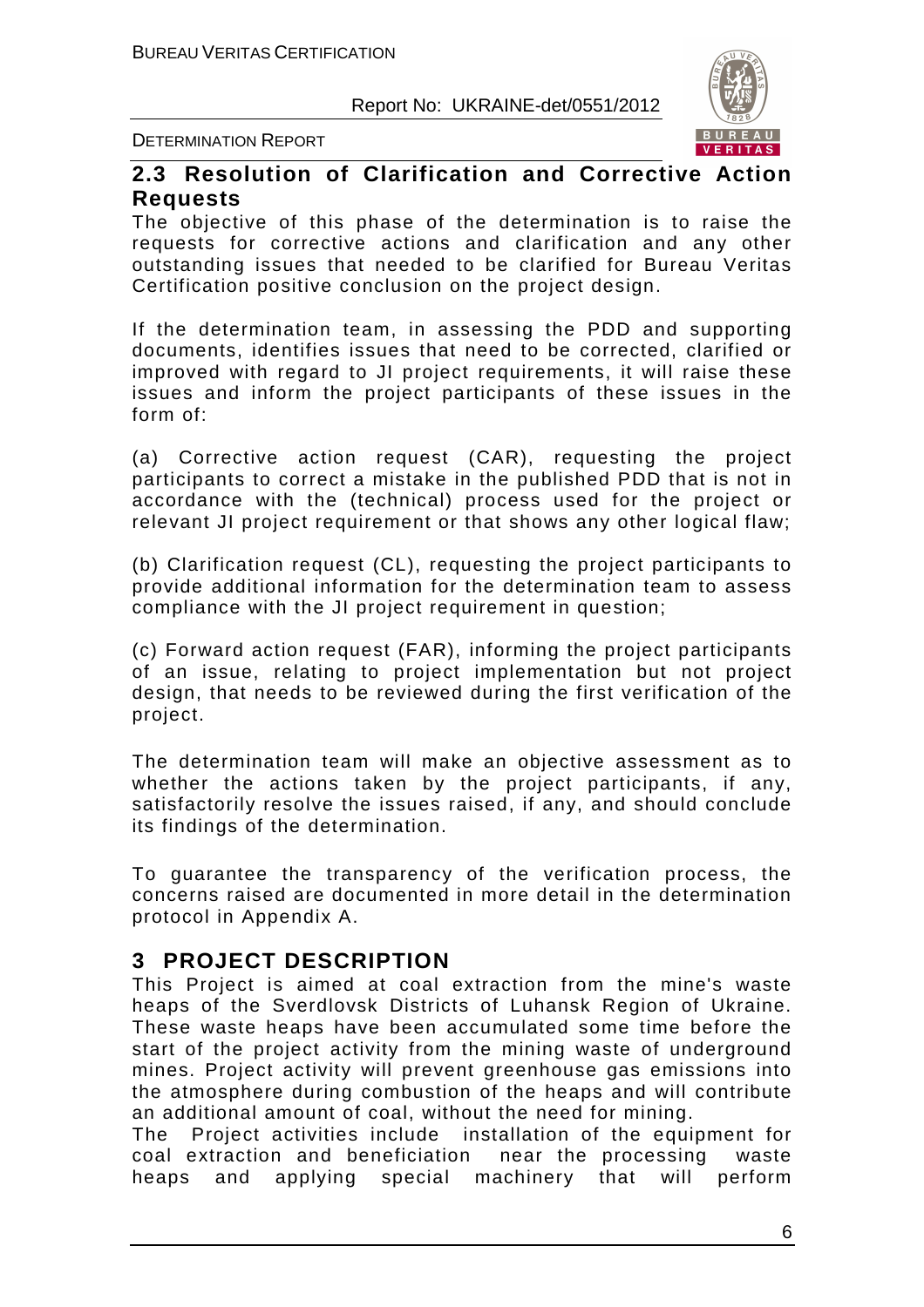## 2.3 Resolution of Clarification and Corrective Action Requests

The objective of this phase of the determination is to raise the requests for corrective actions and clarification and any other outstanding issues that needed to be clarified for Bureau Veritas Certification positive conclusion on the project design.

If the determination team, in assessing the PDD and supporting documents, identifies issues that need to be corrected, clarified or improved with regard to JI project requirements, it will raise these issues and inform the project participants of these issues in the form of:

(a) Corrective action request (CAR), requesting the project participants to correct a mistake in the published PDD that is not in accordance with the (technical) process used for the project or relevant JI project requirement or that shows any other logical flaw;

(b) Clarification request (CL), requesting the project participants to provide additional information for the determination team to assess compliance with the JI project requirement in question;

(c) Forward action request (FAR), informing the project participants of an issue, relating to project implementation but not project design, that needs to be reviewed during the first verification of the project.

The determination team will make an objective assessment as to whether the actions taken by the project participants, if any, satisfactorily resolve the issues raised, if any, and should conclude its findings of the determination.

To guarantee the transparency of the verification process, the concerns raised are documented in more detail in the determination protocol in Appendix A.

# 3 PROJECT DESCRIPTION

This Project is aimed at coal extraction from the mine's waste heaps of the Sverdlovsk Districts of Luhansk Region of Ukraine. These waste heaps have been accumulated some time before the start of the project activity from the mining waste of underground mines. Project activity will prevent greenhouse gas emissions into the atmosphere during combustion of the heaps and will contribute an additional amount of coal, without the need for mining.

The Project activities include installation of the equipment for coal extraction and beneficiation near the processing waste heaps and applying special machinery that will perform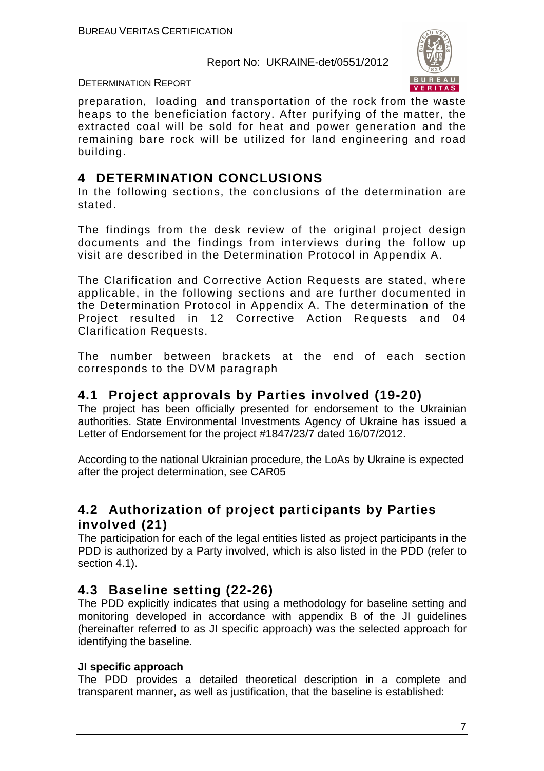preparation, loading and transportation of the rock from the waste heaps to the beneficiation factory. After purifying of the matter, the extracted coal will be sold for heat and power generation and the remaining bare rock will be utilized for land engineering and road building.

# 4 DETERMINATION CONCLUSIONS

In the following sections, the conclusions of the determination are stated.

The findings from the desk review of the original project design documents and the findings from interviews during the follow up visit are described in the Determination Protocol in Appendix A.

The Clarification and Corrective Action Requests are stated, where applicable, in the following sections and are further documented in the Determination Protocol in Appendix A. The determination of the Project resulted in 12 Corrective Action Requests and 04 Clarification Requests.

The number between brackets at the end of each section corresponds to the DVM paragraph

## 4.1 Project approvals by Parties involved (19-20)

The project has been officially presented for endorsement to the Ukrainian authorities. State Environmental Investments Agency of Ukraine has issued a Letter of Endorsement for the project #1847/23/7 dated 16/07/2012.

According to the national Ukrainian procedure, the LoAs by Ukraine is expected after the project determination, see CAR05

## 4.2 Authorization of project participants by Parties involved (21)

The participation for each of the legal entities listed as project participants in the PDD is authorized by a Party involved, which is also listed in the PDD (refer to section 4.1).

## 4.3 Baseline setting (22-26)

The PDD explicitly indicates that using a methodology for baseline setting and monitoring developed in accordance with appendix B of the JI guidelines (hereinafter referred to as JI specific approach) was the selected approach for identifying the baseline.

**JI specific approach**

The PDD provides a detailed theoretical description in a complete and transparent manner, as well as justification, that the baseline is established: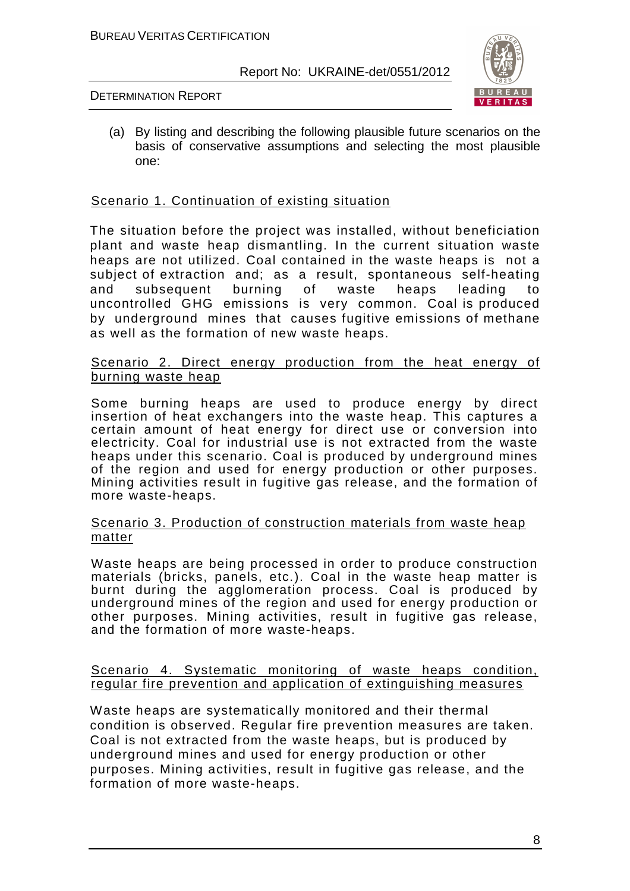(a) By listing and describing the following plausible future scenarios on the basis of conservative assumptions and selecting the most plausible one:

Scenario 1. Continuation of existing situation

The situation before the project was installed, without beneficiation plant and waste heap dismantling. In the current situation waste heaps are not utilized. Coal contained in the waste heaps is not a subject of extraction and; as a result, spontaneous self-heating and subsequent burning of waste heaps leading to uncontrolled GHG emissions is very common. Coal is produced by underground mines that causes fugitive emissions of methane as well as the formation of new waste heaps.

Scenario 2. Direct energy production from the heat energy of burning waste heap

Some burning heaps are used to produce energy by direct insertion of heat exchangers into the waste heap. This captures a certain amount of heat energy for direct use or conversion into electricity. Coal for industrial use is not extracted from the waste heaps under this scenario. Coal is produced by underground mines of the region and used for energy production or other purposes. Mining activities result in fugitive gas release, and the formation of more waste-heaps.

Scenario 3. Production of construction materials from waste heap matter

Waste heaps are being processed in order to produce construction materials (bricks, panels, etc.). Coal in the waste heap matter is burnt during the agglomeration process. Coal is produced by underground mines of the region and used for energy production or other purposes. Mining activities, result in fugitive gas release, and the formation of more waste-heaps.

Scenario 4. Systematic monitoring of waste heaps condition, regular fire prevention and application of extinguishing measures

Waste heaps are systematically monitored and their thermal condition is observed. Regular fire prevention measures are taken. Coal is not extracted from the waste heaps, but is produced by underground mines and used for energy production or other purposes. Mining activities, result in fugitive gas release, and the formation of more waste-heaps.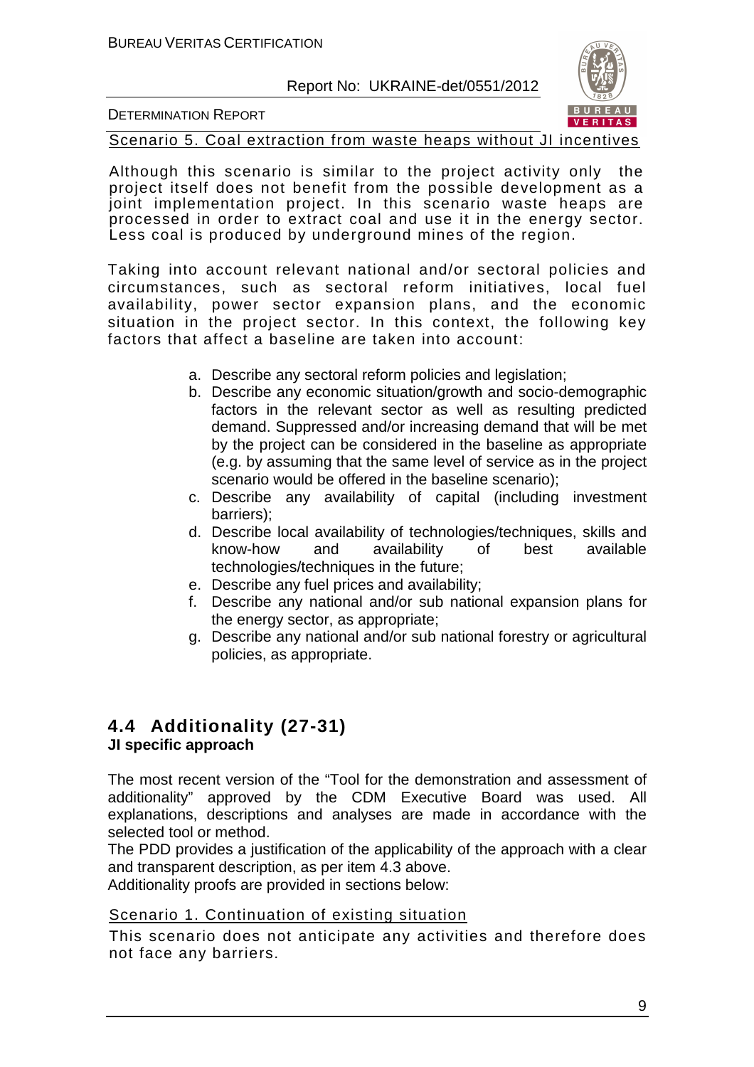Scenario 5. Coal extraction from waste heaps without JI incentives

Although this scenario is similar to the project activity only the project itself does not benefit from the possible development as a joint implementation project. In this scenario waste heaps are processed in order to extract coal and use it in the energy sector. Less coal is produced by underground mines of the region.

Taking into account relevant national and/or sectoral policies and circumstances, such as sectoral reform initiatives, local fuel availability, power sector expansion plans, and the economic situation in the project sector. In this context, the following key factors that affect a baseline are taken into account:

a. Describe any sectoral reform policies and legislation;
b. Describe any economic situation/growth and socio-demographic factors in the relevant sector as well as resulting predicted demand. Suppressed and/or increasing demand that will be met by the project can be considered in the baseline as appropriate (e.g. by assuming that the same level of service as in the project scenario would be offered in the baseline scenario);
c. Describe any availability of capital (including investment barriers);
d. Describe local availability of technologies/techniques, skills and know-how and availability of best available technologies/techniques in the future;
e. Describe any fuel prices and availability;
f. Describe any national and/or sub national expansion plans for the energy sector, as appropriate;
g. Describe any national and/or sub national forestry or agricultural policies, as appropriate.

## 4.4 Additionality (27-31)

**JI specific approach**

The most recent version of the "Tool for the demonstration and assessment of additionality" approved by the CDM Executive Board was used. All explanations, descriptions and analyses are made in accordance with the selected tool or method.

The PDD provides a justification of the applicability of the approach with a clear and transparent description, as per item 4.3 above.

Additionality proofs are provided in sections below:

Scenario 1. Continuation of existing situation

This scenario does not anticipate any activities and therefore does not face any barriers.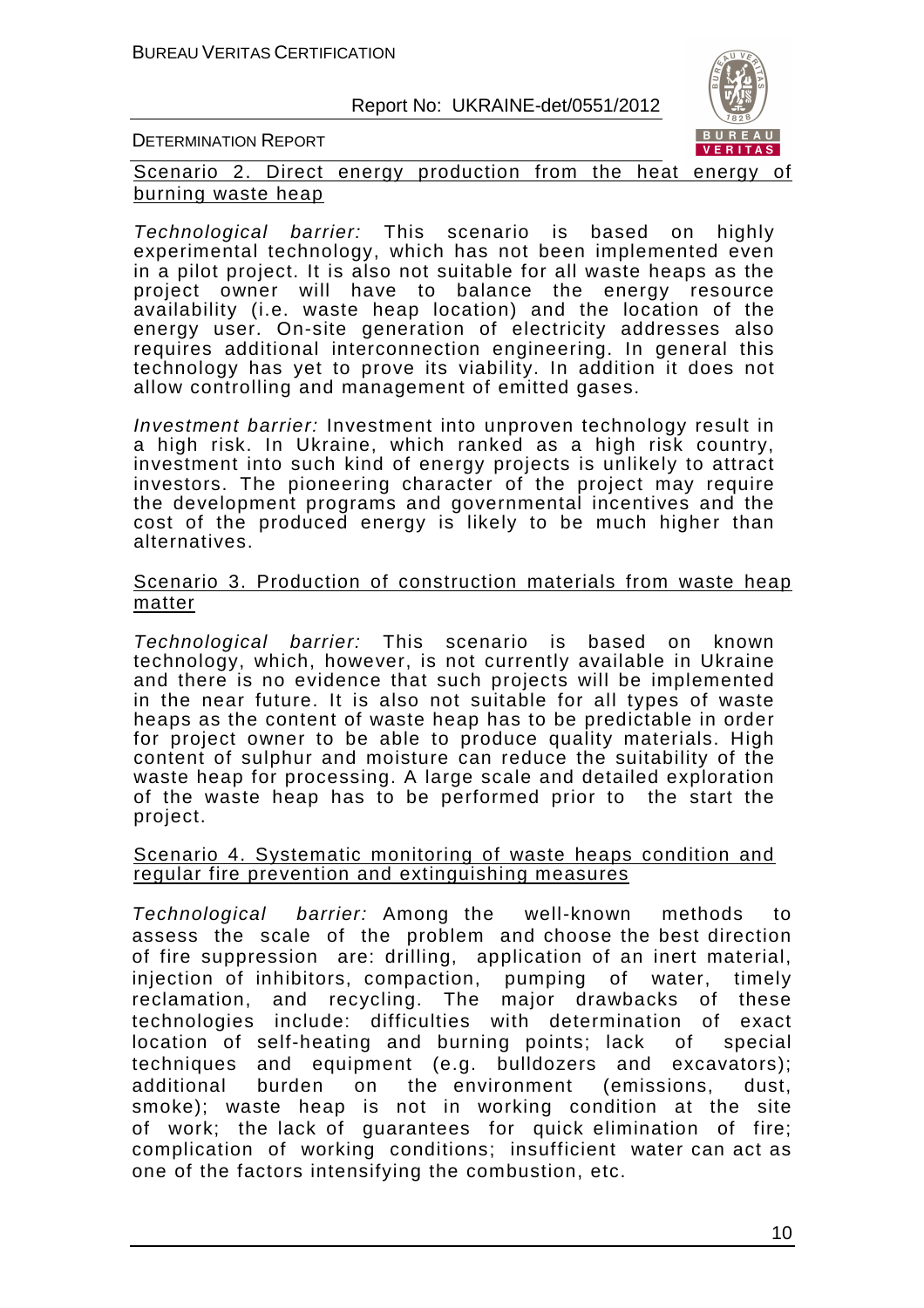Scenario 2. Direct energy production from the heat energy of burning waste heap

*Technological barrier:* This scenario is based on highly experimental technology, which has not been implemented even in a pilot project. It is also not suitable for all waste heaps as the project owner will have to balance the energy resource availability (i.e. waste heap location) and the location of the energy user. On-site generation of electricity addresses also requires additional interconnection engineering. In general this technology has yet to prove its viability. In addition it does not allow controlling and management of emitted gases.

*Investment barrier:* Investment into unproven technology result in a high risk. In Ukraine, which ranked as a high risk country, investment into such kind of energy projects is unlikely to attract investors. The pioneering character of the project may require the development programs and governmental incentives and the cost of the produced energy is likely to be much higher than alternatives.

Scenario 3. Production of construction materials from waste heap matter

*Technological barrier:* This scenario is based on known technology, which, however, is not currently available in Ukraine and there is no evidence that such projects will be implemented in the near future. It is also not suitable for all types of waste heaps as the content of waste heap has to be predictable in order for project owner to be able to produce quality materials. High content of sulphur and moisture can reduce the suitability of the waste heap for processing. A large scale and detailed exploration of the waste heap has to be performed prior to the start the project.

Scenario 4. Systematic monitoring of waste heaps condition and regular fire prevention and extinguishing measures

*Technological barrier:* Among the well-known methods to assess the scale of the problem and choose the best direction of fire suppression are: drilling, application of an inert material, injection of inhibitors, compaction, pumping of water, timely reclamation, and recycling. The major drawbacks of these technologies include: difficulties with determination of exact location of self-heating and burning points; lack of special techniques and equipment (e.g. bulldozers and excavators); additional burden on the environment (emissions, dust, smoke); waste heap is not in working condition at the site of work; the lack of guarantees for quick elimination of fire; complication of working conditions; insufficient water can act as one of the factors intensifying the combustion, etc.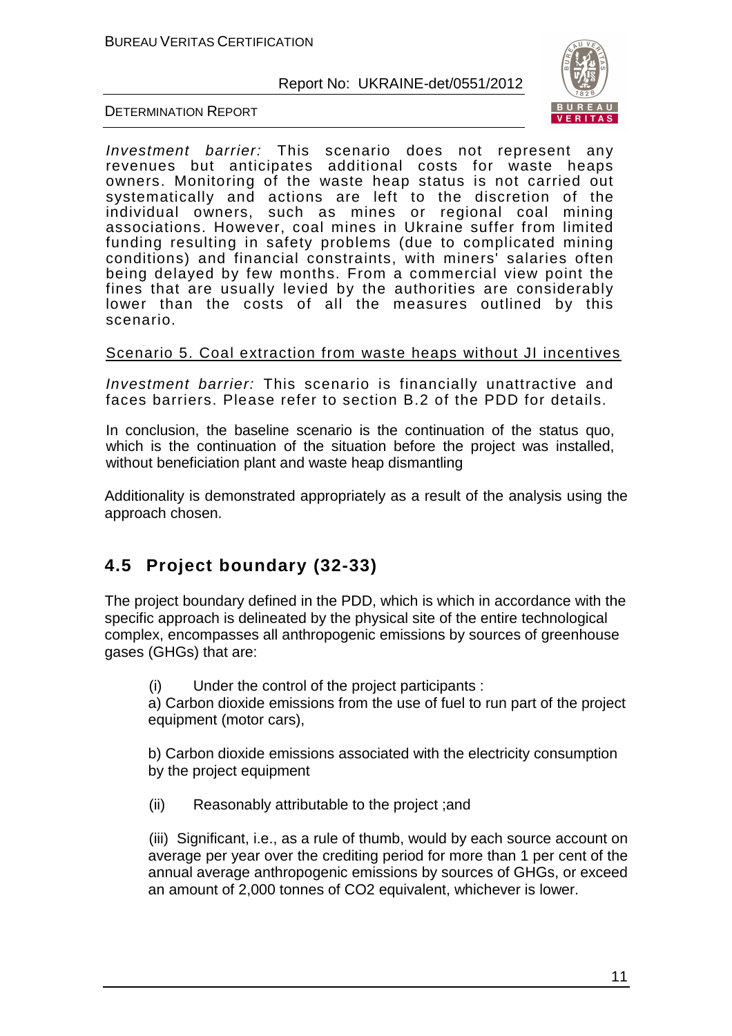*Investment barrier:* This scenario does not represent any revenues but anticipates additional costs for waste heaps owners. Monitoring of the waste heap status is not carried out systematically and actions are left to the discretion of the individual owners, such as mines or regional coal mining associations. However, coal mines in Ukraine suffer from limited funding resulting in safety problems (due to complicated mining conditions) and financial constraints, with miners' salaries often being delayed by few months. From a commercial view point the fines that are usually levied by the authorities are considerably lower than the costs of all the measures outlined by this scenario.

Scenario 5. Coal extraction from waste heaps without JI incentives

*Investment barrier:* This scenario is financially unattractive and faces barriers. Please refer to section B.2 of the PDD for details.

In conclusion, the baseline scenario is the continuation of the status quo, which is the continuation of the situation before the project was installed, without beneficiation plant and waste heap dismantling

Additionality is demonstrated appropriately as a result of the analysis using the approach chosen.

## 4.5 Project boundary (32-33)

The project boundary defined in the PDD, which is which in accordance with the specific approach is delineated by the physical site of the entire technological complex, encompasses all anthropogenic emissions by sources of greenhouse gases (GHGs) that are:

(i) Under the control of the project participants :

a) Carbon dioxide emissions from the use of fuel to run part of the project equipment (motor cars),

b) Carbon dioxide emissions associated with the electricity consumption by the project equipment

(ii) Reasonably attributable to the project ;and

(iii) Significant, i.e., as a rule of thumb, would by each source account on average per year over the crediting period for more than 1 per cent of the annual average anthropogenic emissions by sources of GHGs, or exceed an amount of 2,000 tonnes of $CO_2$ equivalent, whichever is lower.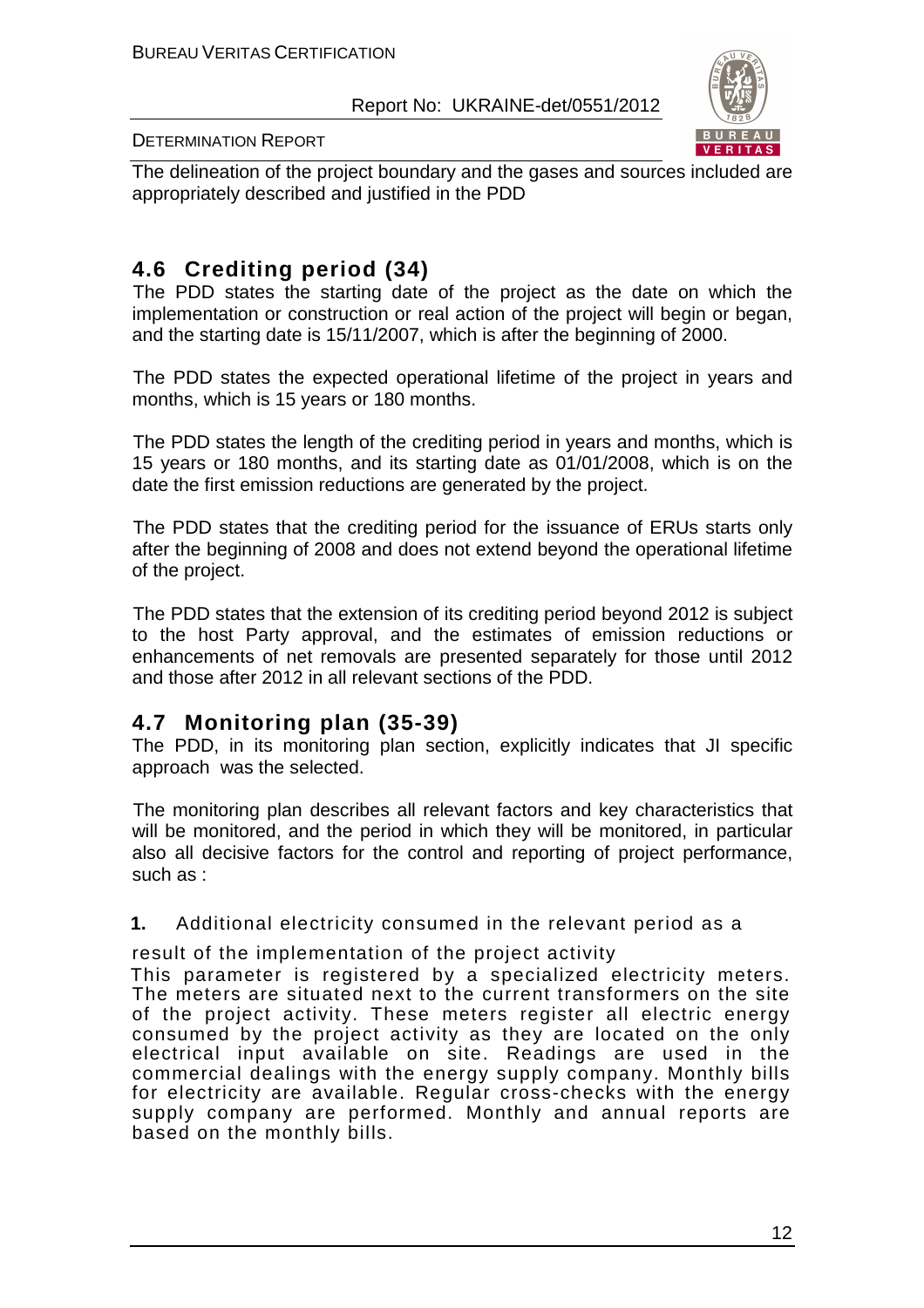The delineation of the project boundary and the gases and sources included are appropriately described and justified in the PDD

## 4.6 Crediting period (34)

The PDD states the starting date of the project as the date on which the implementation or construction or real action of the project will begin or began, and the starting date is 15/11/2007, which is after the beginning of 2000.

The PDD states the expected operational lifetime of the project in years and months, which is 15 years or 180 months.

The PDD states the length of the crediting period in years and months, which is 15 years or 180 months, and its starting date as 01/01/2008, which is on the date the first emission reductions are generated by the project.

The PDD states that the crediting period for the issuance of ERUs starts only after the beginning of 2008 and does not extend beyond the operational lifetime of the project.

The PDD states that the extension of its crediting period beyond 2012 is subject to the host Party approval, and the estimates of emission reductions or enhancements of net removals are presented separately for those until 2012 and those after 2012 in all relevant sections of the PDD.

## 4.7 Monitoring plan (35-39)

The PDD, in its monitoring plan section, explicitly indicates that JI specific approach was the selected.

The monitoring plan describes all relevant factors and key characteristics that will be monitored, and the period in which they will be monitored, in particular also all decisive factors for the control and reporting of project performance, such as :

**1.** Additional electricity consumed in the relevant period as a result of the implementation of the project activity

This parameter is registered by a specialized electricity meters. The meters are situated next to the current transformers on the site of the project activity. These meters register all electric energy consumed by the project activity as they are located on the only electrical input available on site. Readings are used in the commercial dealings with the energy supply company. Monthly bills for electricity are available. Regular cross-checks with the energy supply company are performed. Monthly and annual reports are based on the monthly bills.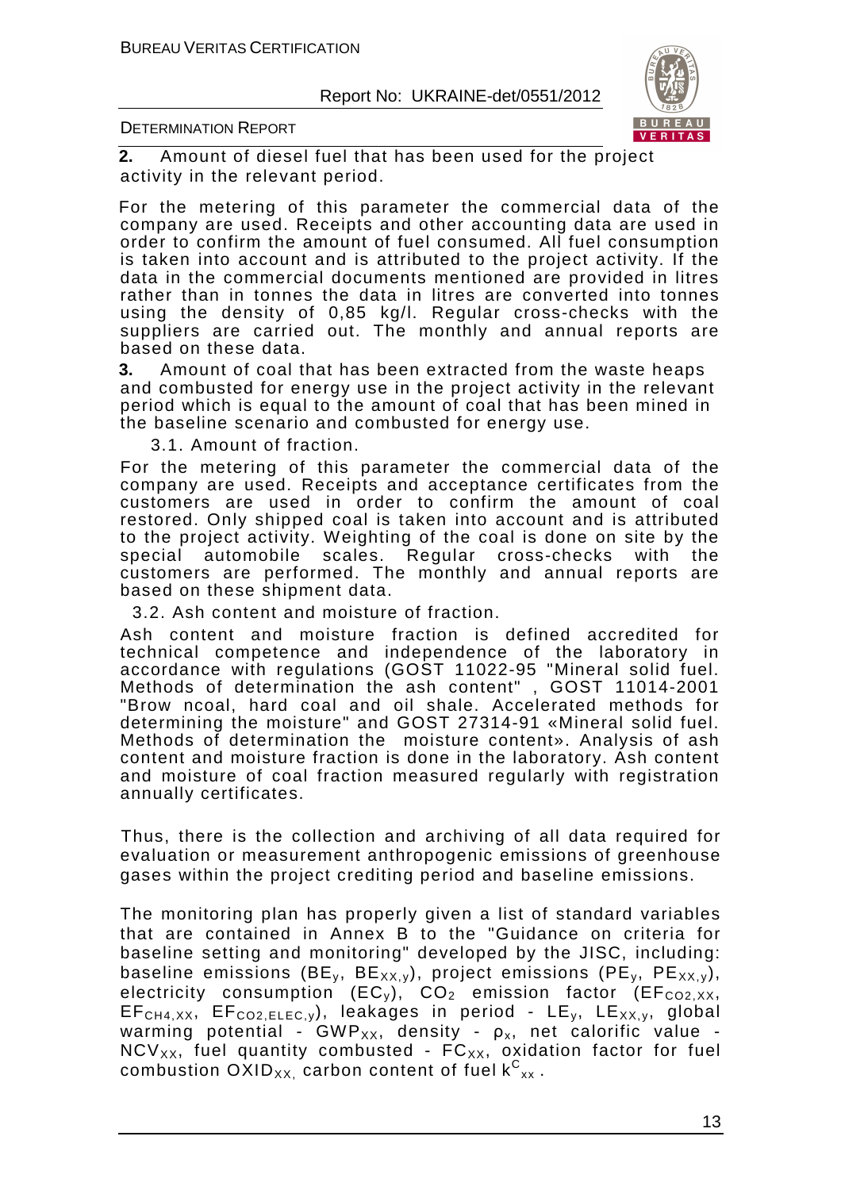**2.** Amount of diesel fuel that has been used for the project activity in the relevant period.

For the metering of this parameter the commercial data of the company are used. Receipts and other accounting data are used in order to confirm the amount of fuel consumed. All fuel consumption is taken into account and is attributed to the project activity. If the data in the commercial documents mentioned are provided in litres rather than in tonnes the data in litres are converted into tonnes using the density of 0,85 kg/l. Regular cross-checks with the suppliers are carried out. The monthly and annual reports are based on these data.

**3.** Amount of coal that has been extracted from the waste heaps and combusted for energy use in the project activity in the relevant period which is equal to the amount of coal that has been mined in the baseline scenario and combusted for energy use.

3.1. Amount of fraction.

For the metering of this parameter the commercial data of the company are used. Receipts and acceptance certificates from the customers are used in order to confirm the amount of coal restored. Only shipped coal is taken into account and is attributed to the project activity. Weighting of the coal is done on site by the special automobile scales. Regular cross-checks with the customers are performed. The monthly and annual reports are based on these shipment data.

3.2. Ash content and moisture of fraction.

Ash content and moisture fraction is defined accredited for technical competence and independence of the laboratory in accordance with regulations (GOST 11022-95 "Mineral solid fuel. Methods of determination the ash content" , GOST 11014-2001 "Brow ncoal, hard coal and oil shale. Accelerated methods for determining the moisture" and GOST 27314-91 «Mineral solid fuel. Methods of determination the moisture content». Analysis of ash content and moisture fraction is done in the laboratory. Ash content and moisture of coal fraction measured regularly with registration annually certificates.

Thus, there is the collection and archiving of all data required for evaluation or measurement anthropogenic emissions of greenhouse gases within the project crediting period and baseline emissions.

The monitoring plan has properly given a list of standard variables that are contained in Annex B to the "Guidance on criteria for baseline setting and monitoring" developed by the JISC, including: baseline emissions ($BE_y$, $BE_{XX,y}$), project emissions ($PE_y$, $PE_{XX,y}$), electricity consumption ($EC_y$), $CO_2$ emission factor ($EF_{CO2,XX}$, $EF_{CH4,XX}$, $EF_{CO2,ELEC,y}$), leakages in period - $LE_y$, $LE_{XX,y}$, global warming potential - $GWP_{XX}$, density - $\rho_x$, net calorific value - $NCV_{XX}$, fuel quantity combusted - $FC_{XX}$, oxidation factor for fuel combustion $OXID_{XX,}$ carbon content of fuel $k^C_{xx}$ .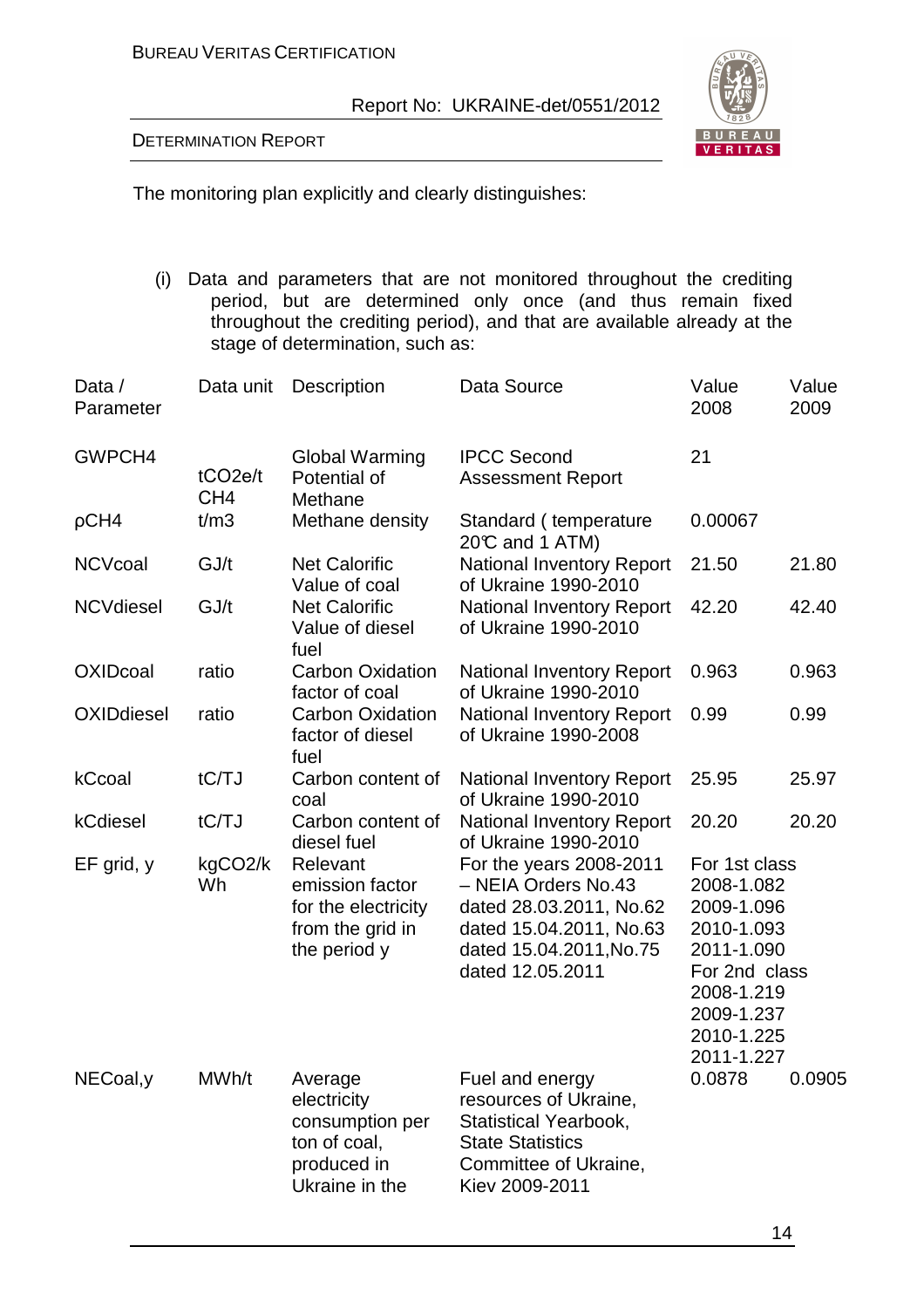The monitoring plan explicitly and clearly distinguishes:

(i) Data and parameters that are not monitored throughout the crediting period, but are determined only once (and thus remain fixed throughout the crediting period), and that are available already at the stage of determination, such as:

| Data / Parameter | Data unit | Description | Data Source | Value 2008 | Value 2009 |
|---|---|---|---|---|---|
| GWPCH4 | $tCO_2e/t$ $CH_4$ | Global Warming Potential of Methane | IPCC Second Assessment Report | 21 | |
| ρCH4 | t/m3 | Methane density | Standard ( temperature 20℃ and 1 ATM) | 0.00067 | |
| NCVcoal | GJ/t | Net Calorific Value of coal | National Inventory Report of Ukraine 1990-2010 | 21.50 | 21.80 |
| NCVdiesel | GJ/t | Net Calorific Value of diesel fuel | National Inventory Report of Ukraine 1990-2010 | 42.20 | 42.40 |
| OXIDcoal | ratio | Carbon Oxidation factor of coal | National Inventory Report of Ukraine 1990-2010 | 0.963 | 0.963 |
| OXIDdiesel | ratio | Carbon Oxidation factor of diesel fuel | National Inventory Report of Ukraine 1990-2008 | 0.99 | 0.99 |
| kCcoal | tC/TJ | Carbon content of coal | National Inventory Report of Ukraine 1990-2010 | 25.95 | 25.97 |
| kCdiesel | tC/TJ | Carbon content of diesel fuel | National Inventory Report of Ukraine 1990-2010 | 20.20 | 20.20 |
| EF grid, y | kgCO2/kWh | Relevant emission factor for the electricity from the grid in the period y | For the years 2008-2011 – NEIA Orders No.43 dated 28.03.2011, No.62 dated 15.04.2011, No.63 dated 15.04.2011,No.75 dated 12.05.2011 | For 1st class 2008-1.082 2009-1.096 2010-1.093 2011-1.090 For 2nd class 2008-1.219 2009-1.237 2010-1.225 2011-1.227 | |
| NECoal,y | MWh/t | Average electricity consumption per ton of coal, produced in Ukraine in the | Fuel and energy resources of Ukraine, Statistical Yearbook, State Statistics Committee of Ukraine, Kiev 2009-2011 | 0.0878 | 0.0905 |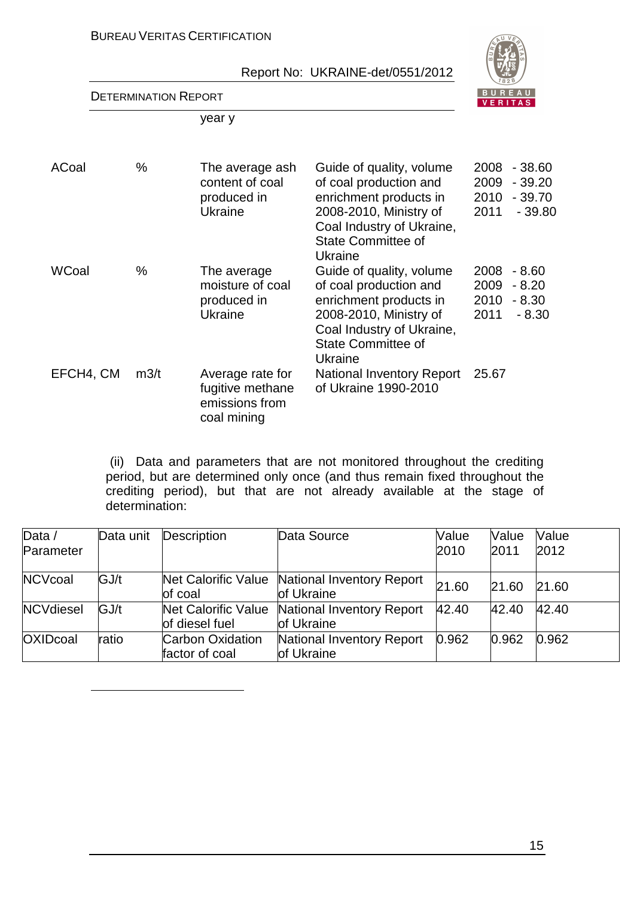| | | year y | | |
|---|---|---|---|---|
| ACoal | % | The average ash content of coal produced in Ukraine | Guide of quality, volume of coal production and enrichment products in 2008-2010, Ministry of Coal Industry of Ukraine, State Committee of Ukraine | 2008 - 38.60<br>2009 - 39.20<br>2010 - 39.70<br>2011 - 39.80 |
| WCoal | % | The average moisture of coal produced in Ukraine | Guide of quality, volume of coal production and enrichment products in 2008-2010, Ministry of Coal Industry of Ukraine, State Committee of Ukraine | 2008 - 8.60<br>2009 - 8.20<br>2010 - 8.30<br>2011 - 8.30 |
| EFCH4, CM | m3/t | Average rate for fugitive methane emissions from coal mining | National Inventory Report of Ukraine 1990-2010 | 25.67 |

(ii) Data and parameters that are not monitored throughout the crediting period, but are determined only once (and thus remain fixed throughout the crediting period), but that are not already available at the stage of determination:

| Data / Parameter | Data unit | Description | Data Source | Value 2010 | Value 2011 | Value 2012 |
|---|---|---|---|---|---|---|
| NCVcoal | GJ/t | Net Calorific Value of coal | National Inventory Report of Ukraine | 21.60 | 21.60 | 21.60 |
| NCVdiesel | GJ/t | Net Calorific Value of diesel fuel | National Inventory Report of Ukraine | 42.40 | 42.40 | 42.40 |
| OXIDcoal | ratio | Carbon Oxidation factor of coal | National Inventory Report of Ukraine | 0.962 | 0.962 | 0.962 |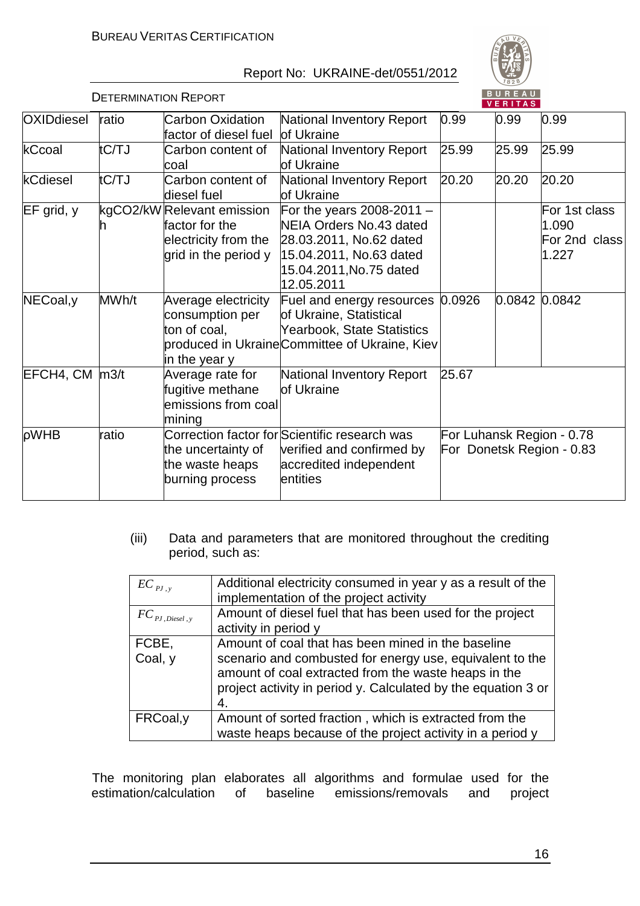| OXIDdiesel | ratio | Carbon Oxidation factor of diesel fuel | National Inventory Report of Ukraine | 0.99 | 0.99 | 0.99 |
|---|---|---|---|---|---|---|
| kCcoal | tC/TJ | Carbon content of coal | National Inventory Report of Ukraine | 25.99 | 25.99 | 25.99 |
| kCdiesel | tC/TJ | Carbon content of diesel fuel | National Inventory Report of Ukraine | 20.20 | 20.20 | 20.20 |
| EF grid, y | kgCO2/kWh | Relevant emission factor for the electricity from the grid in the period y | For the years 2008-2011 – NEIA Orders No.43 dated 28.03.2011, No.62 dated 15.04.2011, No.63 dated 15.04.2011,No.75 dated 12.05.2011 | | | For 1st class 1.090 For 2nd class 1.227 |
| NECoal,y | MWh/t | Average electricity consumption per ton of coal, produced in Ukraine in the year y | Fuel and energy resources of Ukraine, Statistical Yearbook, State Statistics Committee of Ukraine, Kiev | 0.0926 | 0.0842 | 0.0842 |
| EFCH4, CM | m3/t | Average rate for fugitive methane emissions from coal mining | National Inventory Report of Ukraine | 25.67 | | |
| ρWHB | ratio | Correction factor for the uncertainty of the waste heaps burning process | Scientific research was verified and confirmed by accredited independent entities | For Luhansk Region - 0.78 For Donetsk Region - 0.83 | | |

(iii) Data and parameters that are monitored throughout the crediting period, such as:

| $EC_{PJ,y}$ | Additional electricity consumed in year y as a result of the implementation of the project activity |
|---|---|
| $FC_{PJ,Diesel,y}$ | Amount of diesel fuel that has been used for the project activity in period y |
| FCBE, Coal, y | Amount of coal that has been mined in the baseline scenario and combusted for energy use, equivalent to the amount of coal extracted from the waste heaps in the project activity in period y. Calculated by the equation 3 or 4. |
| FRCoal,y | Amount of sorted fraction , which is extracted from the waste heaps because of the project activity in a period y |

The monitoring plan elaborates all algorithms and formulae used for the estimation/calculation of baseline emissions/removals and project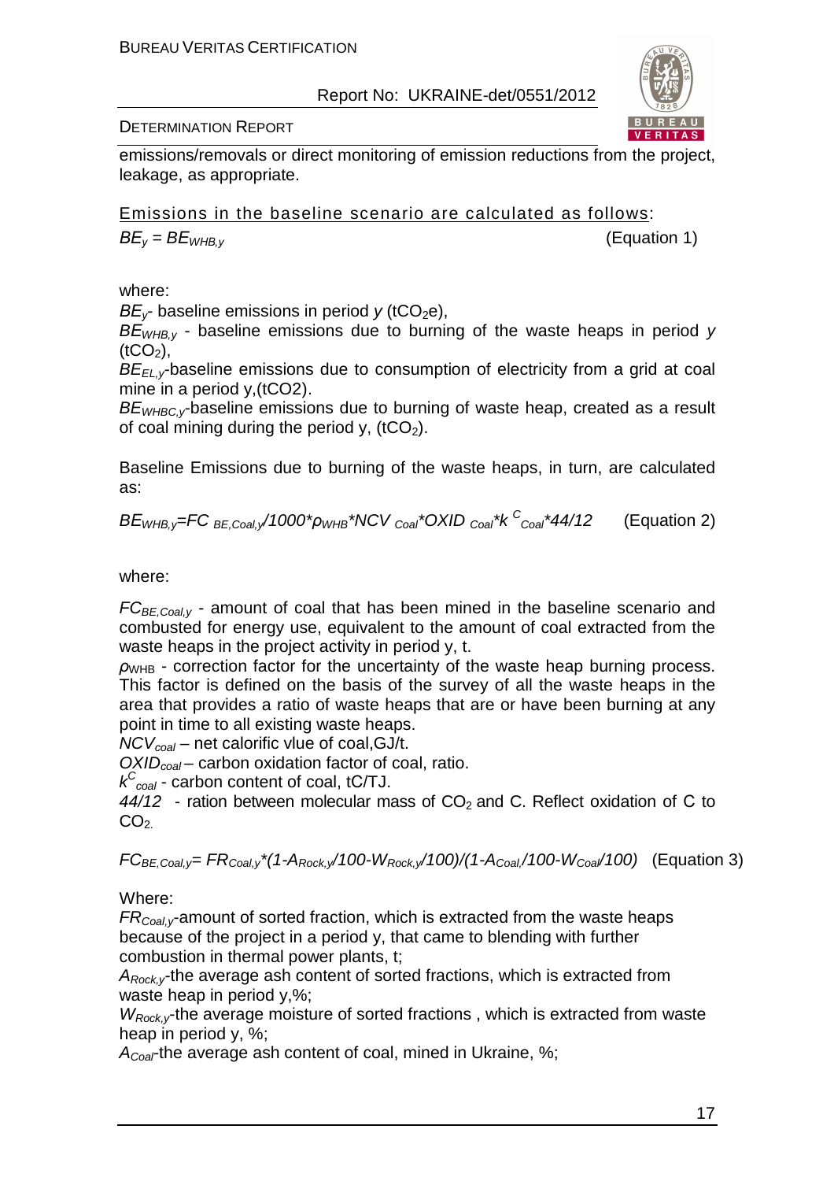emissions/removals or direct monitoring of emission reductions from the project, leakage, as appropriate.

Emissions in the baseline scenario are calculated as follows:

$$BE_y = BE_{WHB,y} \quad \text{(Equation 1)}$$

where:

$BE_y$- baseline emissions in period *y* ($tCO_2e$),

$BE_{WHB,y}$ - baseline emissions due to burning of the waste heaps in period *y* ($tCO_2$),

$BE_{EL,y}$-baseline emissions due to consumption of electricity from a grid at coal mine in a period y,(tCO2).

$BE_{WHBC,y}$-baseline emissions due to burning of waste heap, created as a result of coal mining during the period y, ($tCO_2$).

Baseline Emissions due to burning of the waste heaps, in turn, are calculated as:

$$BE_{WHB,y}=FC_{BE,Coal,y}/1000*\rho_{WHB}*NCV_{Coal}*OXID_{Coal}*k^{C}_{Coal}*44/12 \quad \text{(Equation 2)}$$

where:

$FC_{BE,Coal,y}$ - amount of coal that has been mined in the baseline scenario and combusted for energy use, equivalent to the amount of coal extracted from the waste heaps in the project activity in period y, t.

$\rho_{WHB}$ - correction factor for the uncertainty of the waste heap burning process. This factor is defined on the basis of the survey of all the waste heaps in the area that provides a ratio of waste heaps that are or have been burning at any point in time to all existing waste heaps.

$NCV_{coal}$ – net calorific vlue of coal,GJ/t.

$OXID_{coal}$ – carbon oxidation factor of coal, ratio.

$k^{C}_{coal}$ - carbon content of coal, tC/TJ.

*44/12* - ration between molecular mass of $CO_2$ and C. Reflect oxidation of C to $CO_2$.

$$FC_{BE,Coal,y}= FR_{Coal,y}*(1-A_{Rock,y}/100-W_{Rock,y}/100)/(1-A_{Coal,}/100-W_{Coal}/100) \quad \text{(Equation 3)}$$

Where:

$FR_{Coal,y}$-amount of sorted fraction, which is extracted from the waste heaps because of the project in a period y, that came to blending with further combustion in thermal power plants, t;

$A_{Rock,y}$-the average ash content of sorted fractions, which is extracted from waste heap in period y,%;

$W_{Rock,y}$-the average moisture of sorted fractions , which is extracted from waste heap in period y, %;

$A_{Coal}$-the average ash content of coal, mined in Ukraine, %;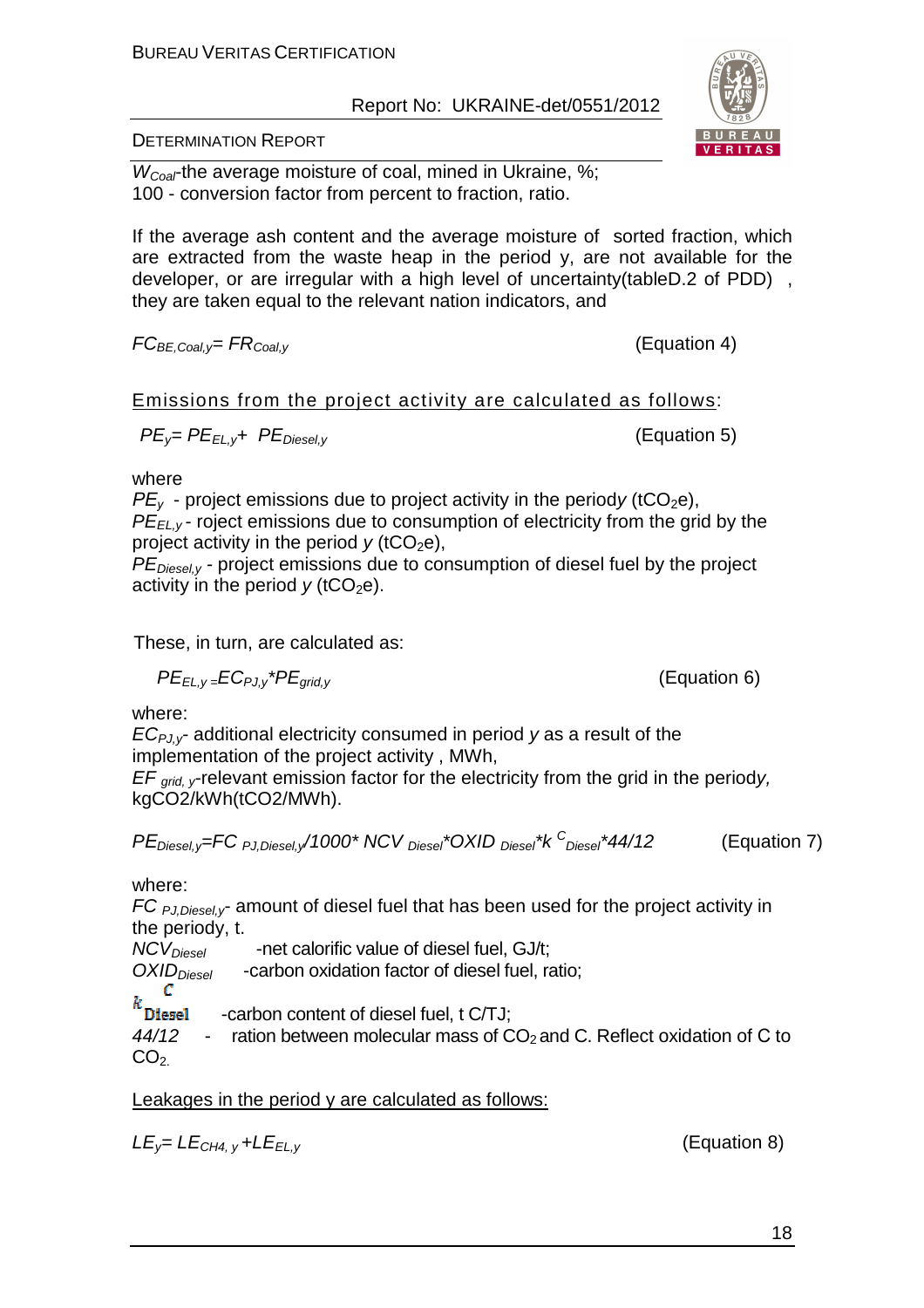$W_{Coal}$-the average moisture of coal, mined in Ukraine, %;
100 - conversion factor from percent to fraction, ratio.

If the average ash content and the average moisture of sorted fraction, which are extracted from the waste heap in the period y, are not available for the developer, or are irregular with a high level of uncertainty(tableD.2 of PDD) , they are taken equal to the relevant nation indicators, and

$$FC_{BE,Coal,y}= FR_{Coal,y} \quad \text{(Equation 4)}$$

<u>Emissions from the project activity are calculated as follows</u>:

$$PE_y= PE_{EL,y}+ PE_{Diesel,y} \quad \text{(Equation 5)}$$

where

$PE_y$ - project emissions due to project activity in the period $y$ ($tCO_2e$),
$PE_{EL,y}$ - roject emissions due to consumption of electricity from the grid by the project activity in the period $y$ ($tCO_2e$),
$PE_{Diesel,y}$ - project emissions due to consumption of diesel fuel by the project activity in the period $y$ ($tCO_2e$).

These, in turn, are calculated as:

$$PE_{EL,y} = EC_{PJ,y}*PE_{grid,y} \quad \text{(Equation 6)}$$

where:

$EC_{PJ,y}$- additional electricity consumed in period $y$ as a result of the implementation of the project activity , MWh,
$EF_{grid,y}$-relevant emission factor for the electricity from the grid in the period $y$, kgCO2/kWh(tCO2/MWh).

$$PE_{Diesel,y}=FC_{PJ,Diesel,y}/1000* NCV_{Diesel}*OXID_{Diesel}*k^{C}_{Diesel}*44/12 \quad \text{(Equation 7)}$$

where:

$FC_{PJ,Diesel,y}$- amount of diesel fuel that has been used for the project activity in the periody, t.
$NCV_{Diesel}$ -net calorific value of diesel fuel, GJ/t;
$OXID_{Diesel}$ -carbon oxidation factor of diesel fuel, ratio;
$k^{C}_{Diesel}$ -carbon content of diesel fuel, t C/TJ;
$44/12$ - ration between molecular mass of $CO_2$ and C. Reflect oxidation of C to $CO_2$.

<u>Leakages in the period y are calculated as follows:</u>

$$LE_y= LE_{CH4,y} +LE_{EL,y} \quad \text{(Equation 8)}$$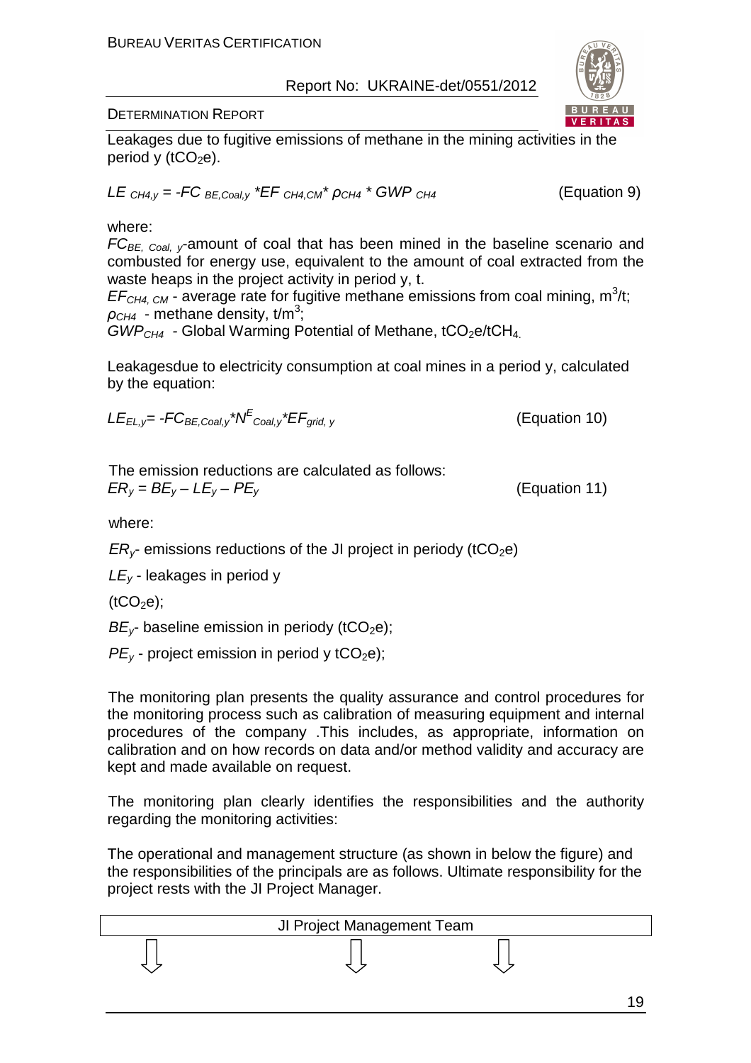Leakages due to fugitive emissions of methane in the mining activities in the period y ($tCO_2e$).

$$LE_{CH4,y} = -FC_{BE,Coal,y} * EF_{CH4,CM} * \rho_{CH4} * GWP_{CH4} \quad \text{(Equation 9)}$$

where:

$FC_{BE, Coal, y}$-amount of coal that has been mined in the baseline scenario and combusted for energy use, equivalent to the amount of coal extracted from the waste heaps in the project activity in period y, t.

$EF_{CH4, CM}$ - average rate for fugitive methane emissions from coal mining, $m^3/t$;

$\rho_{CH4}$ - methane density, $t/m^3$;

$GWP_{CH4}$ - Global Warming Potential of Methane, $tCO_2e/tCH_4$.

Leakagesdue to electricity consumption at coal mines in a period y, calculated by the equation:

$$LE_{EL,y} = -FC_{BE,Coal,y} * N^{E}_{Coal,y} * EF_{grid,y} \quad \text{(Equation 10)}$$

The emission reductions are calculated as follows:

$$ER_y = BE_y - LE_y - PE_y \quad \text{(Equation 11)}$$

where:

$ER_y$- emissions reductions of the JI project in periody ($tCO_2e$)

$LE_y$ - leakages in period y

($tCO_2e$);

$BE_y$- baseline emission in periody ($tCO_2e$);

$PE_y$ - project emission in period y $tCO_2e$);

The monitoring plan presents the quality assurance and control procedures for the monitoring process such as calibration of measuring equipment and internal procedures of the company .This includes, as appropriate, information on calibration and on how records on data and/or method validity and accuracy are kept and made available on request.

The monitoring plan clearly identifies the responsibilities and the authority regarding the monitoring activities:

The operational and management structure (as shown in below the figure) and the responsibilities of the principals are as follows. Ultimate responsibility for the project rests with the JI Project Manager.

JI Project Management Team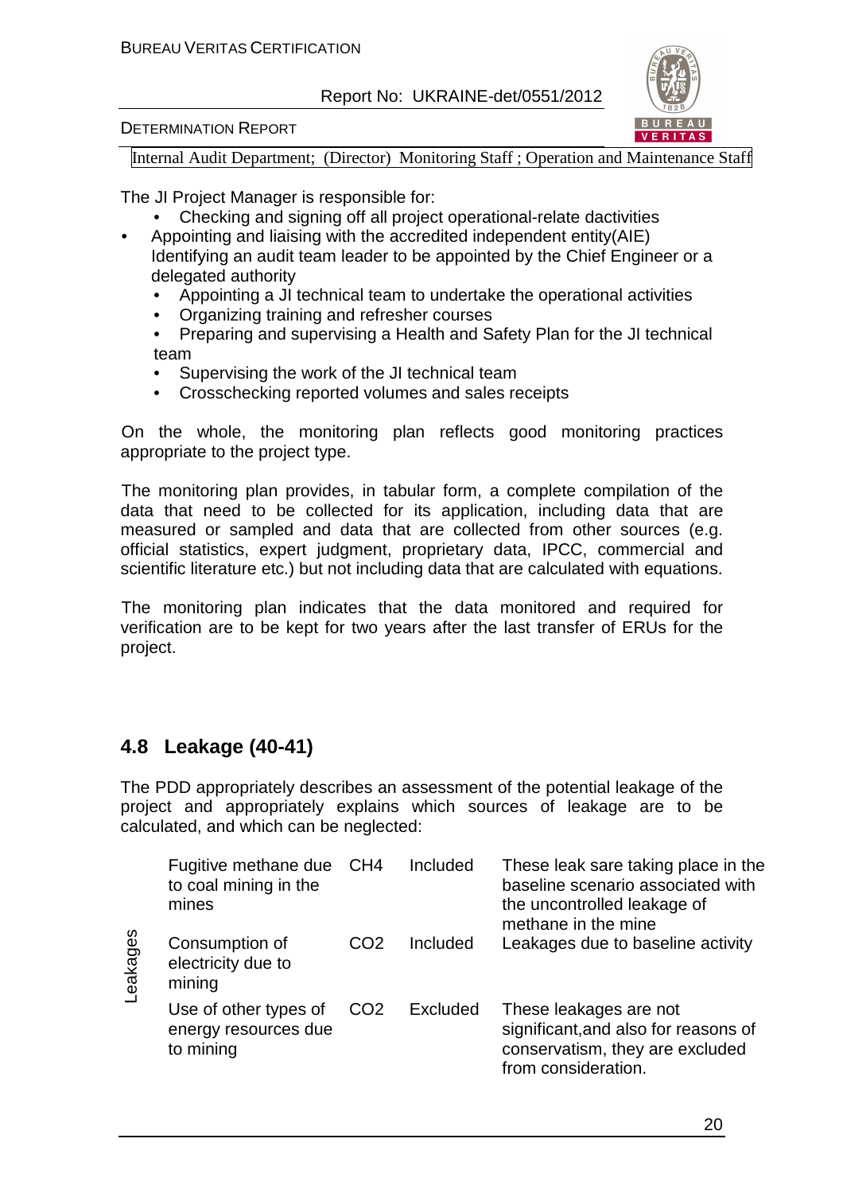Internal Audit Department; (Director) Monitoring Staff ; Operation and Maintenance Staff

The JI Project Manager is responsible for:

- Checking and signing off all project operational-relate dactivities
- Appointing and liaising with the accredited independent entity(AIE) Identifying an audit team leader to be appointed by the Chief Engineer or a delegated authority
- Appointing a JI technical team to undertake the operational activities
- Organizing training and refresher courses
- Preparing and supervising a Health and Safety Plan for the JI technical team
- Supervising the work of the JI technical team
- Crosschecking reported volumes and sales receipts

On the whole, the monitoring plan reflects good monitoring practices appropriate to the project type.

The monitoring plan provides, in tabular form, a complete compilation of the data that need to be collected for its application, including data that are measured or sampled and data that are collected from other sources (e.g. official statistics, expert judgment, proprietary data, IPCC, commercial and scientific literature etc.) but not including data that are calculated with equations.

The monitoring plan indicates that the data monitored and required for verification are to be kept for two years after the last transfer of ERUs for the project.

## 4.8 Leakage (40-41)

The PDD appropriately describes an assessment of the potential leakage of the project and appropriately explains which sources of leakage are to be calculated, and which can be neglected:

| | | | | |
|---|---|---|---|---|
| Leakages | Fugitive methane due to coal mining in the mines | $CH_4$ | Included | These leak sare taking place in the baseline scenario associated with the uncontrolled leakage of methane in the mine |
| | Consumption of electricity due to mining | $CO_2$ | Included | Leakages due to baseline activity |
| | Use of other types of energy resources due to mining | $CO_2$ | Excluded | These leakages are not significant,and also for reasons of conservatism, they are excluded from consideration. |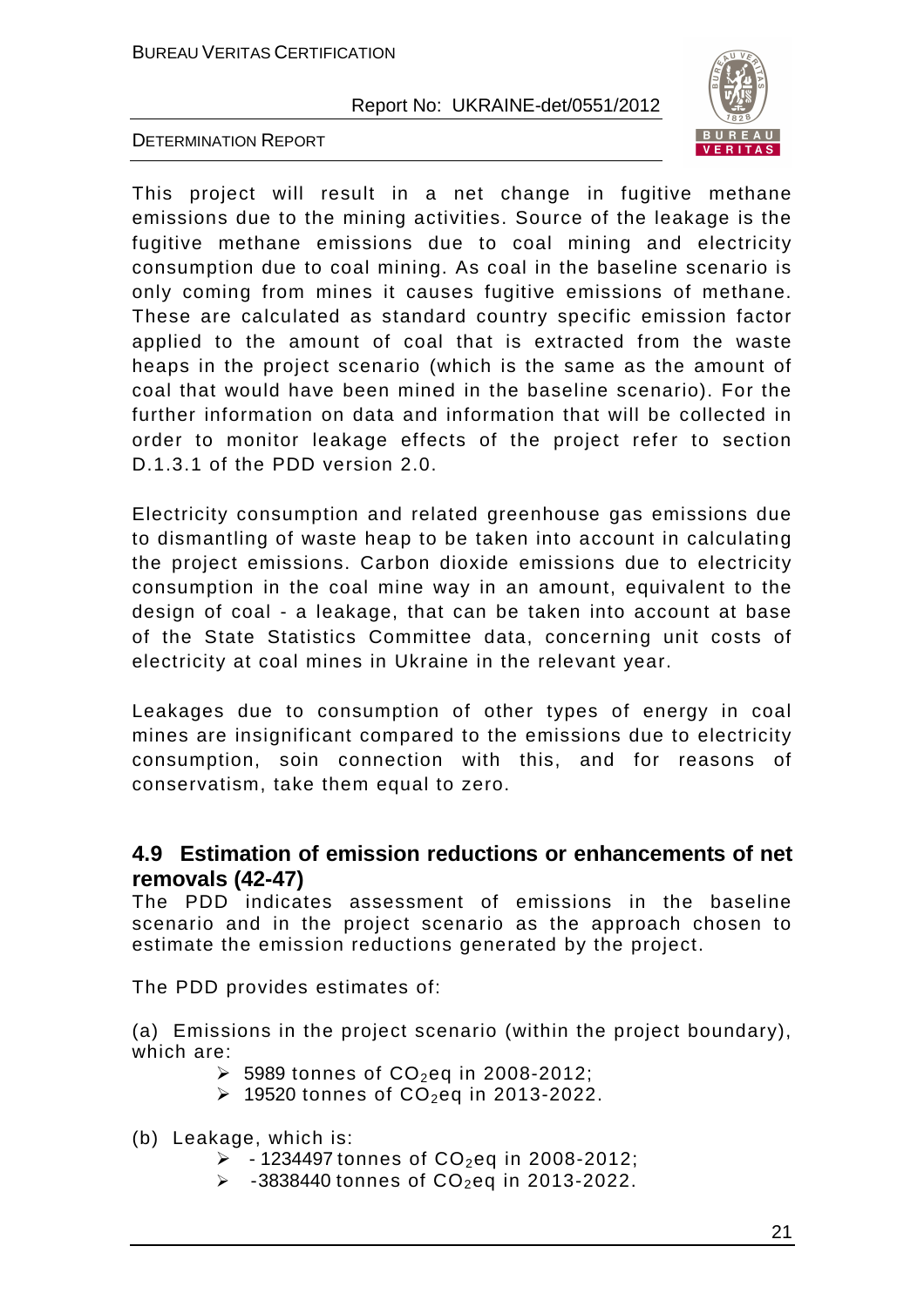This project will result in a net change in fugitive methane emissions due to the mining activities. Source of the leakage is the fugitive methane emissions due to coal mining and electricity consumption due to coal mining. As coal in the baseline scenario is only coming from mines it causes fugitive emissions of methane. These are calculated as standard country specific emission factor applied to the amount of coal that is extracted from the waste heaps in the project scenario (which is the same as the amount of coal that would have been mined in the baseline scenario). For the further information on data and information that will be collected in order to monitor leakage effects of the project refer to section D.1.3.1 of the PDD version 2.0.

Electricity consumption and related greenhouse gas emissions due to dismantling of waste heap to be taken into account in calculating the project emissions. Carbon dioxide emissions due to electricity consumption in the coal mine way in an amount, equivalent to the design of coal - a leakage, that can be taken into account at base of the State Statistics Committee data, concerning unit costs of electricity at coal mines in Ukraine in the relevant year.

Leakages due to consumption of other types of energy in coal mines are insignificant compared to the emissions due to electricity consumption, soin connection with this, and for reasons of conservatism, take them equal to zero.

## 4.9 Estimation of emission reductions or enhancements of net removals (42-47)

The PDD indicates assessment of emissions in the baseline scenario and in the project scenario as the approach chosen to estimate the emission reductions generated by the project.

The PDD provides estimates of:

(a) Emissions in the project scenario (within the project boundary), which are:

- 5989 tonnes of $CO_2$eq in 2008-2012;
- 19520 tonnes of $CO_2$eq in 2013-2022.

(b) Leakage, which is:

- - 1234497 tonnes of $CO_2$eq in 2008-2012;
- -3838440 tonnes of $CO_2$eq in 2013-2022.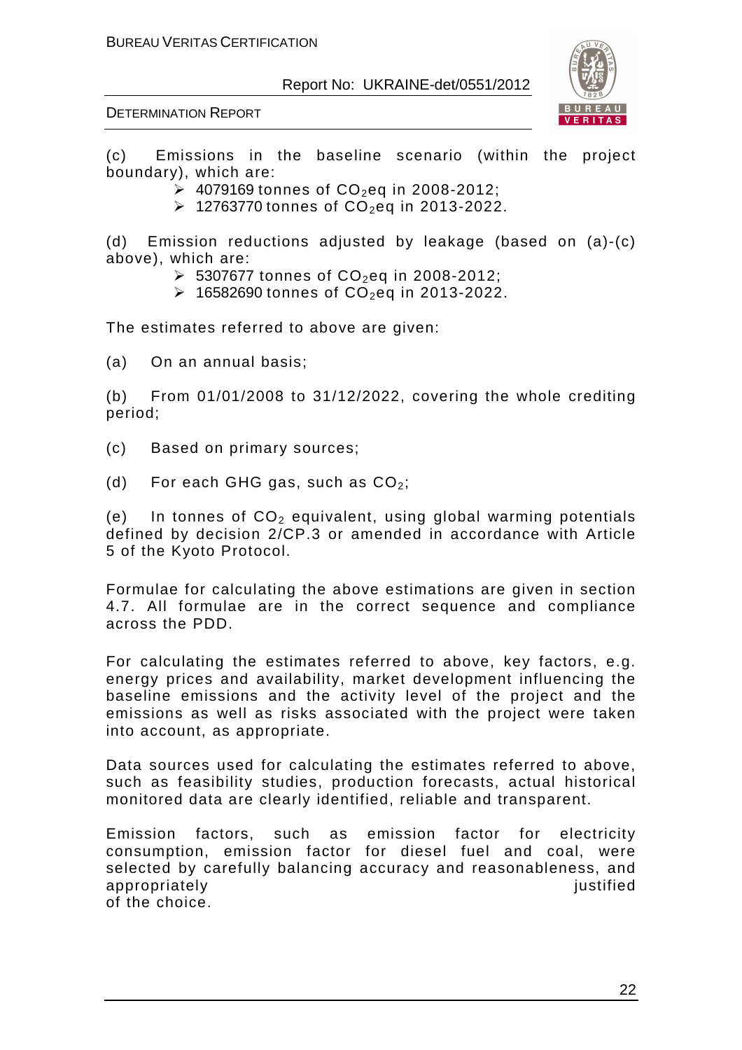(c) Emissions in the baseline scenario (within the project boundary), which are:

- 4079169 tonnes of $CO_2$eq in 2008-2012;
- 12763770 tonnes of $CO_2$eq in 2013-2022.

(d) Emission reductions adjusted by leakage (based on (a)-(c) above), which are:

- 5307677 tonnes of $CO_2$eq in 2008-2012;
- 16582690 tonnes of $CO_2$eq in 2013-2022.

The estimates referred to above are given:

(a) On an annual basis;

(b) From 01/01/2008 to 31/12/2022, covering the whole crediting period;

(c) Based on primary sources;

(d) For each GHG gas, such as $CO_2$;

(e) In tonnes of $CO_2$ equivalent, using global warming potentials defined by decision 2/CP.3 or amended in accordance with Article 5 of the Kyoto Protocol.

Formulae for calculating the above estimations are given in section 4.7. All formulae are in the correct sequence and compliance across the PDD.

For calculating the estimates referred to above, key factors, e.g. energy prices and availability, market development influencing the baseline emissions and the activity level of the project and the emissions as well as risks associated with the project were taken into account, as appropriate.

Data sources used for calculating the estimates referred to above, such as feasibility studies, production forecasts, actual historical monitored data are clearly identified, reliable and transparent.

Emission factors, such as emission factor for electricity consumption, emission factor for diesel fuel and coal, were selected by carefully balancing accuracy and reasonableness, and appropriately justified of the choice.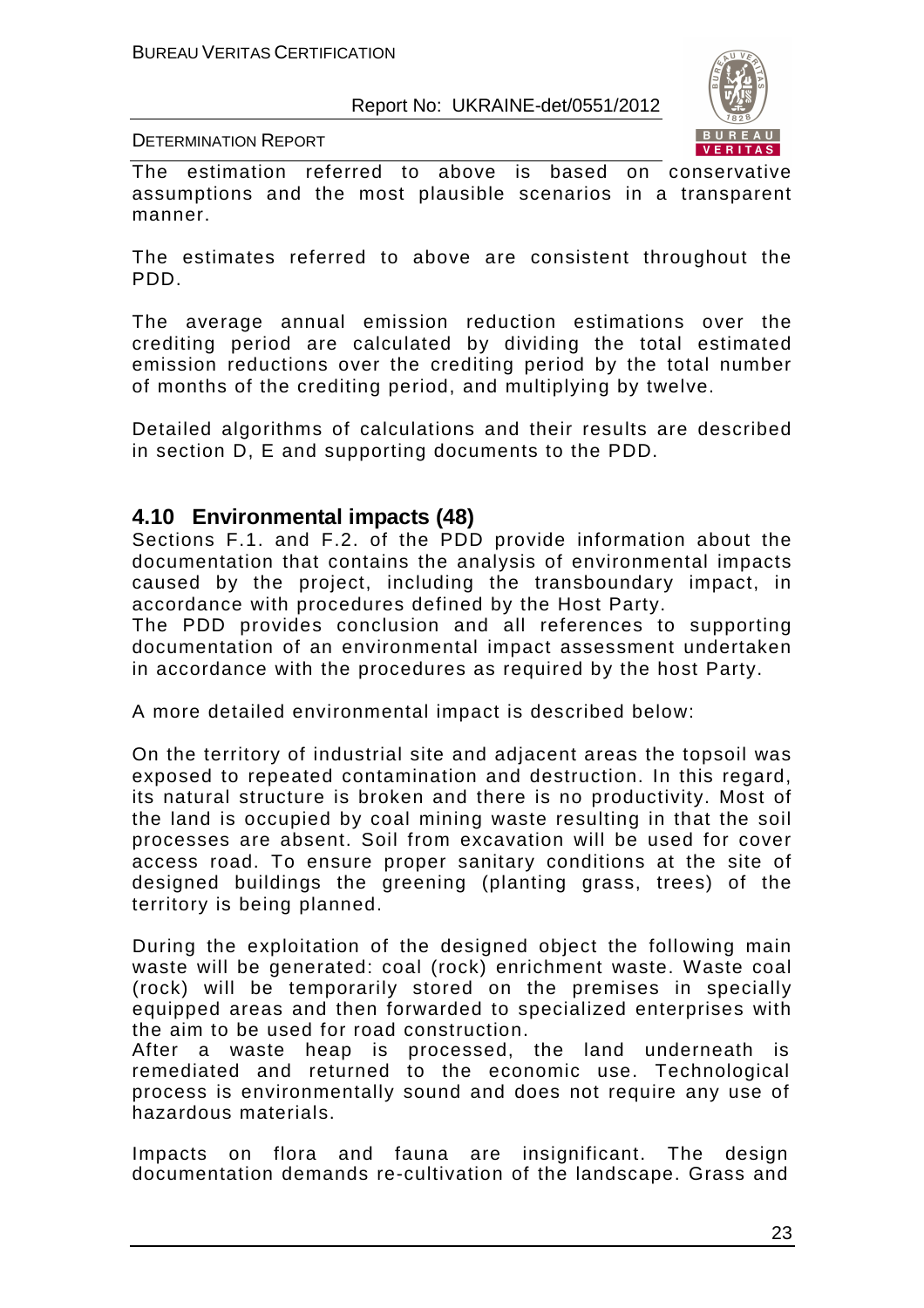The estimation referred to above is based on conservative assumptions and the most plausible scenarios in a transparent manner.

The estimates referred to above are consistent throughout the PDD.

The average annual emission reduction estimations over the crediting period are calculated by dividing the total estimated emission reductions over the crediting period by the total number of months of the crediting period, and multiplying by twelve.

Detailed algorithms of calculations and their results are described in section D, E and supporting documents to the PDD.

## 4.10 Environmental impacts (48)

Sections F.1. and F.2. of the PDD provide information about the documentation that contains the analysis of environmental impacts caused by the project, including the transboundary impact, in accordance with procedures defined by the Host Party.

The PDD provides conclusion and all references to supporting documentation of an environmental impact assessment undertaken in accordance with the procedures as required by the host Party.

A more detailed environmental impact is described below:

On the territory of industrial site and adjacent areas the topsoil was exposed to repeated contamination and destruction. In this regard, its natural structure is broken and there is no productivity. Most of the land is occupied by coal mining waste resulting in that the soil processes are absent. Soil from excavation will be used for cover access road. To ensure proper sanitary conditions at the site of designed buildings the greening (planting grass, trees) of the territory is being planned.

During the exploitation of the designed object the following main waste will be generated: coal (rock) enrichment waste. Waste coal (rock) will be temporarily stored on the premises in specially equipped areas and then forwarded to specialized enterprises with the aim to be used for road construction.

After a waste heap is processed, the land underneath is remediated and returned to the economic use. Technological process is environmentally sound and does not require any use of hazardous materials.

Impacts on flora and fauna are insignificant. The design documentation demands re-cultivation of the landscape. Grass and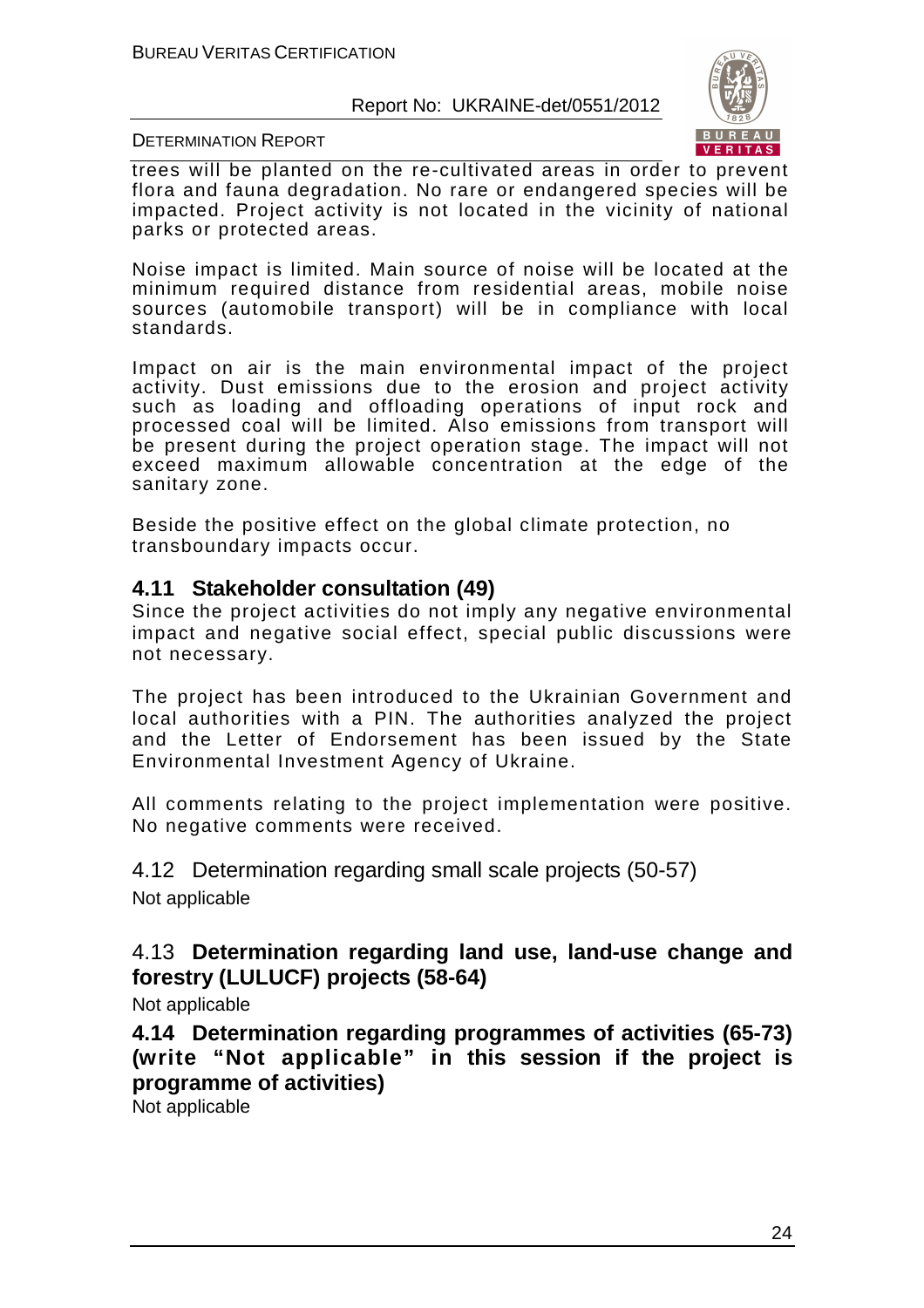trees will be planted on the re-cultivated areas in order to prevent flora and fauna degradation. No rare or endangered species will be impacted. Project activity is not located in the vicinity of national parks or protected areas.

Noise impact is limited. Main source of noise will be located at the minimum required distance from residential areas, mobile noise sources (automobile transport) will be in compliance with local standards.

Impact on air is the main environmental impact of the project activity. Dust emissions due to the erosion and project activity such as loading and offloading operations of input rock and processed coal will be limited. Also emissions from transport will be present during the project operation stage. The impact will not exceed maximum allowable concentration at the edge of the sanitary zone.

Beside the positive effect on the global climate protection, no transboundary impacts occur.

## 4.11 Stakeholder consultation (49)

Since the project activities do not imply any negative environmental impact and negative social effect, special public discussions were not necessary.

The project has been introduced to the Ukrainian Government and local authorities with a PIN. The authorities analyzed the project and the Letter of Endorsement has been issued by the State Environmental Investment Agency of Ukraine.

All comments relating to the project implementation were positive. No negative comments were received.

## 4.12 Determination regarding small scale projects (50-57)

Not applicable

## 4.13 Determination regarding land use, land-use change and forestry (LULUCF) projects (58-64)

Not applicable

## 4.14 Determination regarding programmes of activities (65-73) (write "Not applicable" in this session if the project is programme of activities)

Not applicable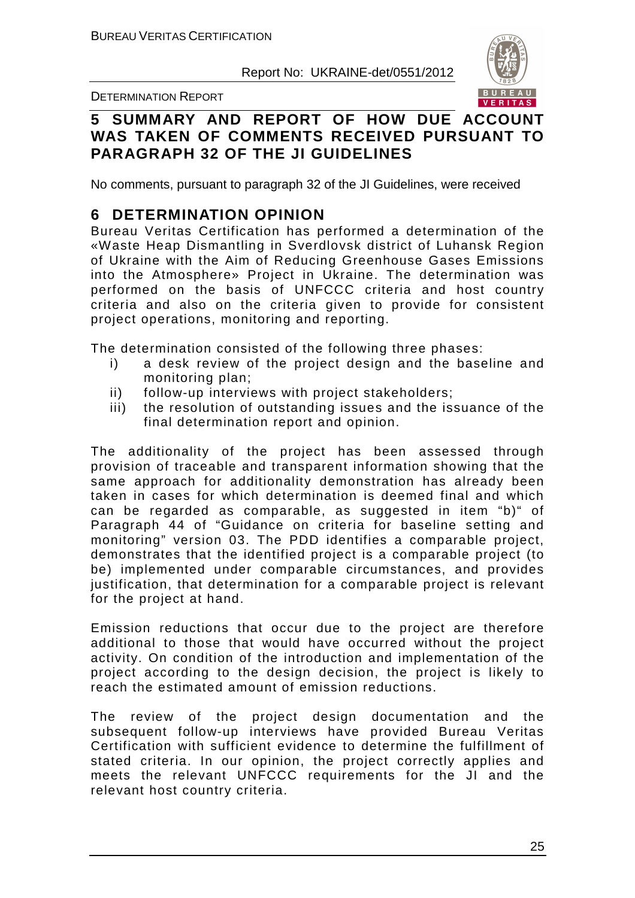## 5 SUMMARY AND REPORT OF HOW DUE ACCOUNT WAS TAKEN OF COMMENTS RECEIVED PURSUANT TO PARAGRAPH 32 OF THE JI GUIDELINES

No comments, pursuant to paragraph 32 of the JI Guidelines, were received

## 6 DETERMINATION OPINION

Bureau Veritas Certification has performed a determination of the «Waste Heap Dismantling in Sverdlovsk district of Luhansk Region of Ukraine with the Aim of Reducing Greenhouse Gases Emissions into the Atmosphere» Project in Ukraine. The determination was performed on the basis of UNFCCC criteria and host country criteria and also on the criteria given to provide for consistent project operations, monitoring and reporting.

The determination consisted of the following three phases:

i) a desk review of the project design and the baseline and monitoring plan;
ii) follow-up interviews with project stakeholders;
iii) the resolution of outstanding issues and the issuance of the final determination report and opinion.

The additionality of the project has been assessed through provision of traceable and transparent information showing that the same approach for additionality demonstration has already been taken in cases for which determination is deemed final and which can be regarded as comparable, as suggested in item "b)" of Paragraph 44 of "Guidance on criteria for baseline setting and monitoring" version 03. The PDD identifies a comparable project, demonstrates that the identified project is a comparable project (to be) implemented under comparable circumstances, and provides justification, that determination for a comparable project is relevant for the project at hand.

Emission reductions that occur due to the project are therefore additional to those that would have occurred without the project activity. On condition of the introduction and implementation of the project according to the design decision, the project is likely to reach the estimated amount of emission reductions.

The review of the project design documentation and the subsequent follow-up interviews have provided Bureau Veritas Certification with sufficient evidence to determine the fulfillment of stated criteria. In our opinion, the project correctly applies and meets the relevant UNFCCC requirements for the JI and the relevant host country criteria.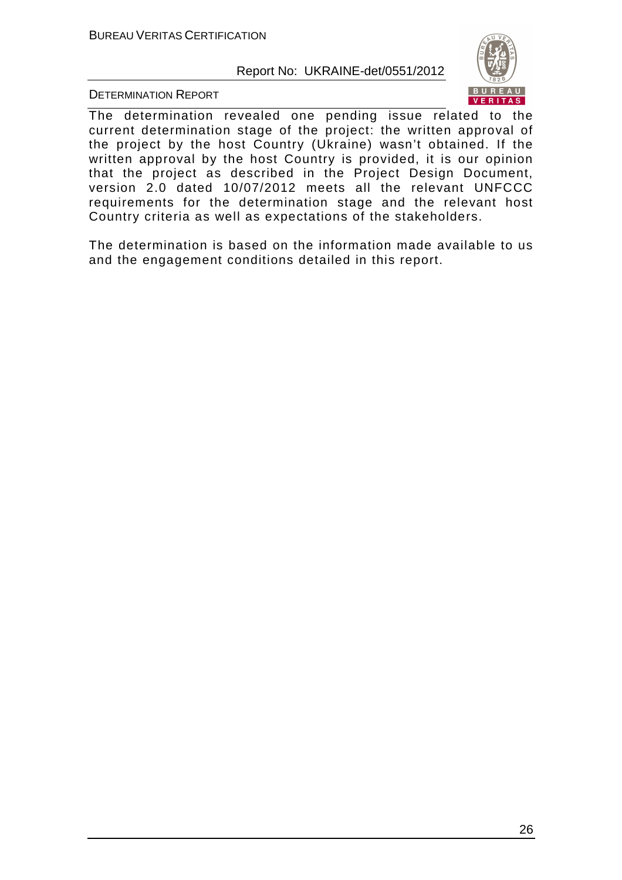The determination revealed one pending issue related to the current determination stage of the project: the written approval of the project by the host Country (Ukraine) wasn't obtained. If the written approval by the host Country is provided, it is our opinion that the project as described in the Project Design Document, version 2.0 dated 10/07/2012 meets all the relevant UNFCCC requirements for the determination stage and the relevant host Country criteria as well as expectations of the stakeholders.

The determination is based on the information made available to us and the engagement conditions detailed in this report.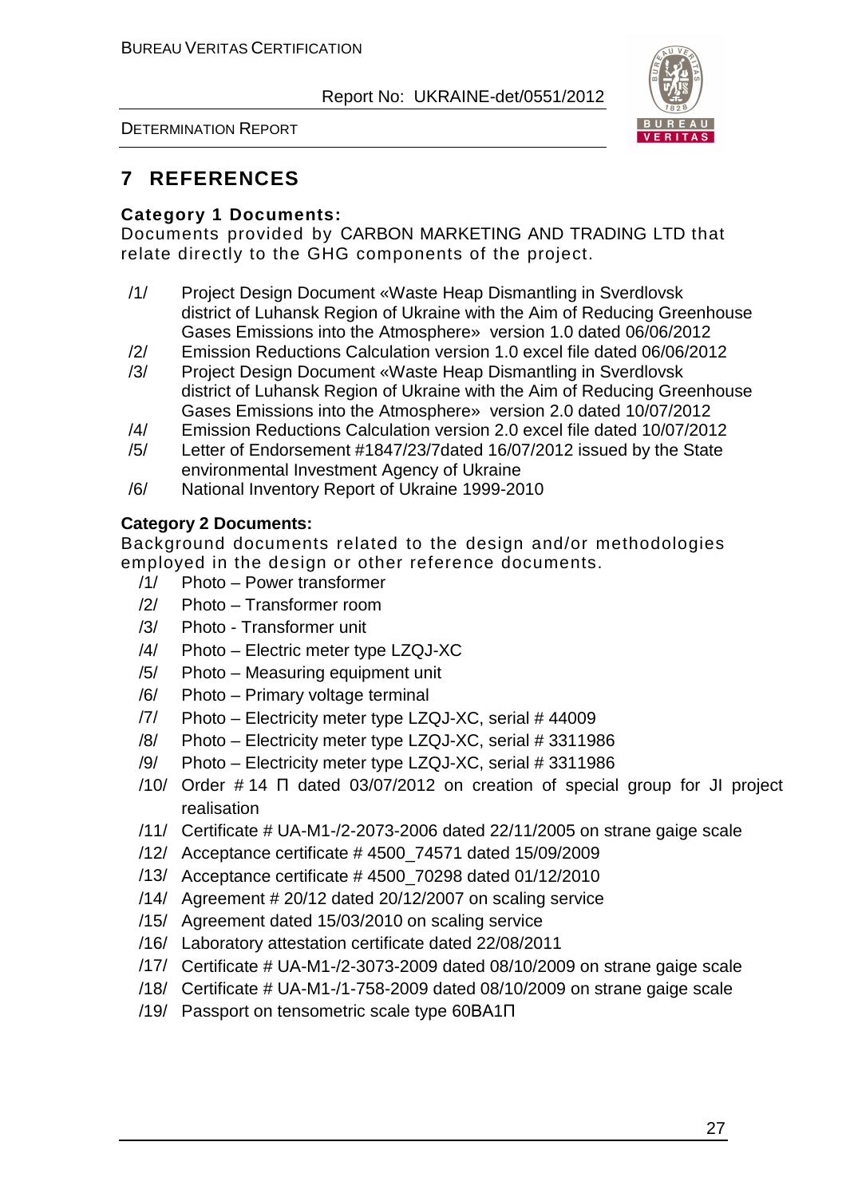# 7 REFERENCES

**Category 1 Documents:**

Documents provided by CARBON MARKETING AND TRADING LTD that relate directly to the GHG components of the project.

/1/ Project Design Document «Waste Heap Dismantling in Sverdlovsk district of Luhansk Region of Ukraine with the Aim of Reducing Greenhouse Gases Emissions into the Atmosphere» version 1.0 dated 06/06/2012

/2/ Emission Reductions Calculation version 1.0 excel file dated 06/06/2012

/3/ Project Design Document «Waste Heap Dismantling in Sverdlovsk district of Luhansk Region of Ukraine with the Aim of Reducing Greenhouse Gases Emissions into the Atmosphere» version 2.0 dated 10/07/2012

/4/ Emission Reductions Calculation version 2.0 excel file dated 10/07/2012

/5/ Letter of Endorsement #1847/23/7dated 16/07/2012 issued by the State environmental Investment Agency of Ukraine

/6/ National Inventory Report of Ukraine 1999-2010

**Category 2 Documents:**

Background documents related to the design and/or methodologies employed in the design or other reference documents.

/1/ Photo – Power transformer

/2/ Photo – Transformer room

/3/ Photo - Transformer unit

/4/ Photo – Electric meter type LZQJ-XC

/5/ Photo – Measuring equipment unit

/6/ Photo – Primary voltage terminal

/7/ Photo – Electricity meter type LZQJ-XC, serial # 44009

/8/ Photo – Electricity meter type LZQJ-XC, serial # 3311986

/9/ Photo – Electricity meter type LZQJ-XC, serial # 3311986

/10/ Order # 14 П dated 03/07/2012 on creation of special group for JI project realisation

/11/ Certificate # UA-M1-/2-2073-2006 dated 22/11/2005 on strane gaige scale

/12/ Acceptance certificate # 4500_74571 dated 15/09/2009

/13/ Acceptance certificate # 4500_70298 dated 01/12/2010

/14/ Agreement # 20/12 dated 20/12/2007 on scaling service

/15/ Agreement dated 15/03/2010 on scaling service

/16/ Laboratory attestation certificate dated 22/08/2011

/17/ Certificate # UA-M1-/2-3073-2009 dated 08/10/2009 on strane gaige scale

/18/ Certificate # UA-M1-/1-758-2009 dated 08/10/2009 on strane gaige scale

/19/ Passport on tensometric scale type 60ВА1П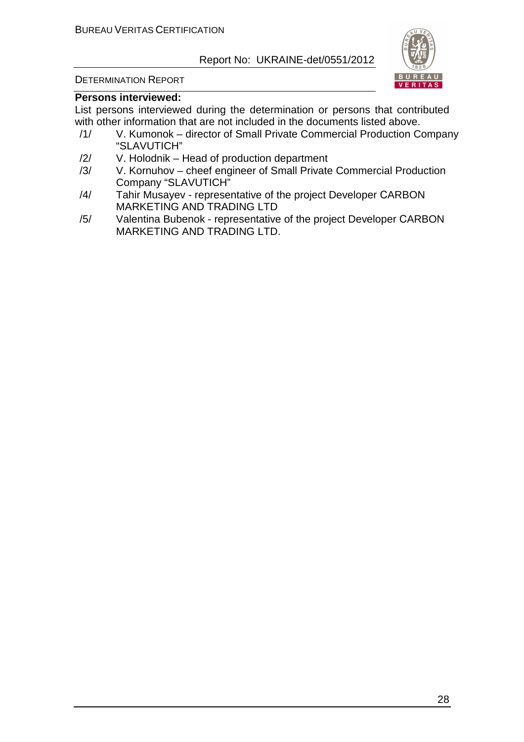**Persons interviewed:**

List persons interviewed during the determination or persons that contributed with other information that are not included in the documents listed above.

/1/ V. Kumonok – director of Small Private Commercial Production Company "SLAVUTICH"

/2/ V. Holodnik – Head of production department

/3/ V. Kornuhov – cheef engineer of Small Private Commercial Production Company "SLAVUTICH"

/4/ Tahir Musayev - representative of the project Developer CARBON MARKETING AND TRADING LTD

/5/ Valentina Bubenok - representative of the project Developer CARBON MARKETING AND TRADING LTD.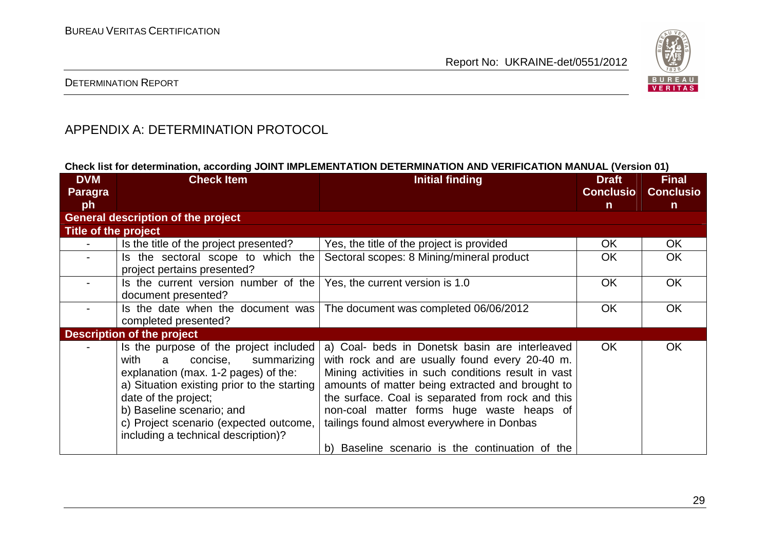## APPENDIX A: DETERMINATION PROTOCOL

**Check list for determination, according JOINT IMPLEMENTATION DETERMINATION AND VERIFICATION MANUAL (Version 01)**

| DVM Paragraph | Check Item | Initial finding | Draft Conclusion | Final Conclusion |
|---|---|---|---|---|
| **General description of the project** | | | | |
| **Title of the project** | | | | |
| - | Is the title of the project presented? | Yes, the title of the project is provided | OK | OK |
| - | Is the sectoral scope to which the project pertains presented? | Sectoral scopes: 8 Mining/mineral product | OK | OK |
| - | Is the current version number of the document presented? | Yes, the current version is 1.0 | OK | OK |
| - | Is the date when the document was completed presented? | The document was completed 06/06/2012 | OK | OK |
| **Description of the project** | | | | |
| - | Is the purpose of the project included with a concise, summarizing explanation (max. 1-2 pages) of the:<br>a) Situation existing prior to the starting date of the project;<br>b) Baseline scenario; and<br>c) Project scenario (expected outcome, including a technical description)? | a) Coal- beds in Donetsk basin are interleaved with rock and are usually found every 20-40 m. Mining activities in such conditions result in vast amounts of matter being extracted and brought to the surface. Coal is separated from rock and this non-coal matter forms huge waste heaps of tailings found almost everywhere in Donbas<br><br>b) Baseline scenario is the continuation of the | OK | OK |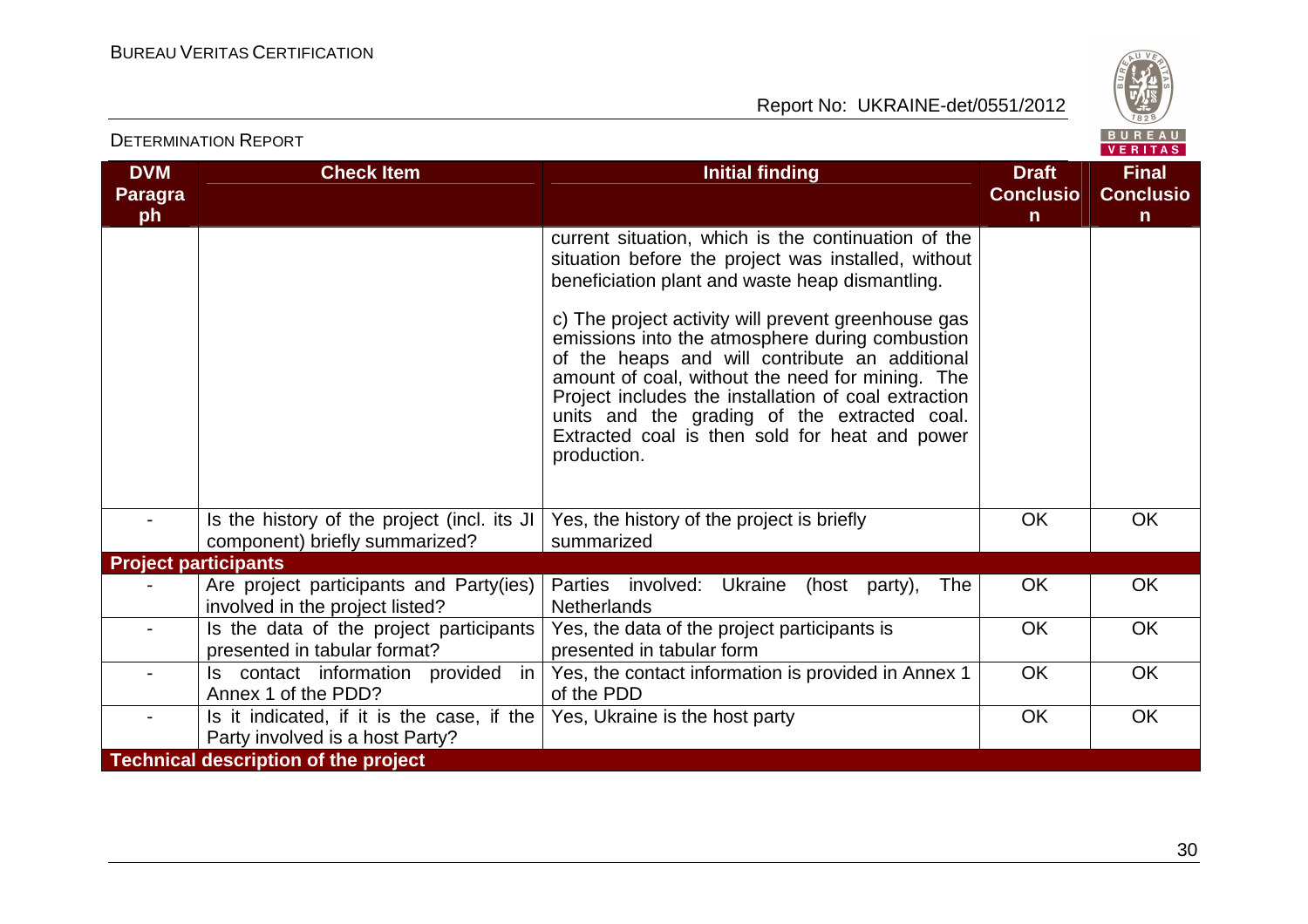| DVM Paragraph | Check Item | Initial finding | Draft Conclusion | Final Conclusion |
|---|---|---|---|---|
| | | current situation, which is the continuation of the situation before the project was installed, without beneficiation plant and waste heap dismantling.<br><br>c) The project activity will prevent greenhouse gas emissions into the atmosphere during combustion of the heaps and will contribute an additional amount of coal, without the need for mining. The Project includes the installation of coal extraction units and the grading of the extracted coal. Extracted coal is then sold for heat and power production. | | |
| - | Is the history of the project (incl. its JI component) briefly summarized? | Yes, the history of the project is briefly summarized | OK | OK |
| **Project participants** | | | | |
| - | Are project participants and Party(ies) involved in the project listed? | Parties involved: Ukraine (host party), The Netherlands | OK | OK |
| - | Is the data of the project participants presented in tabular format? | Yes, the data of the project participants is presented in tabular form | OK | OK |
| - | Is contact information provided in Annex 1 of the PDD? | Yes, the contact information is provided in Annex 1 of the PDD | OK | OK |
| - | Is it indicated, if it is the case, if the Party involved is a host Party? | Yes, Ukraine is the host party | OK | OK |
| **Technical description of the project** | | | | |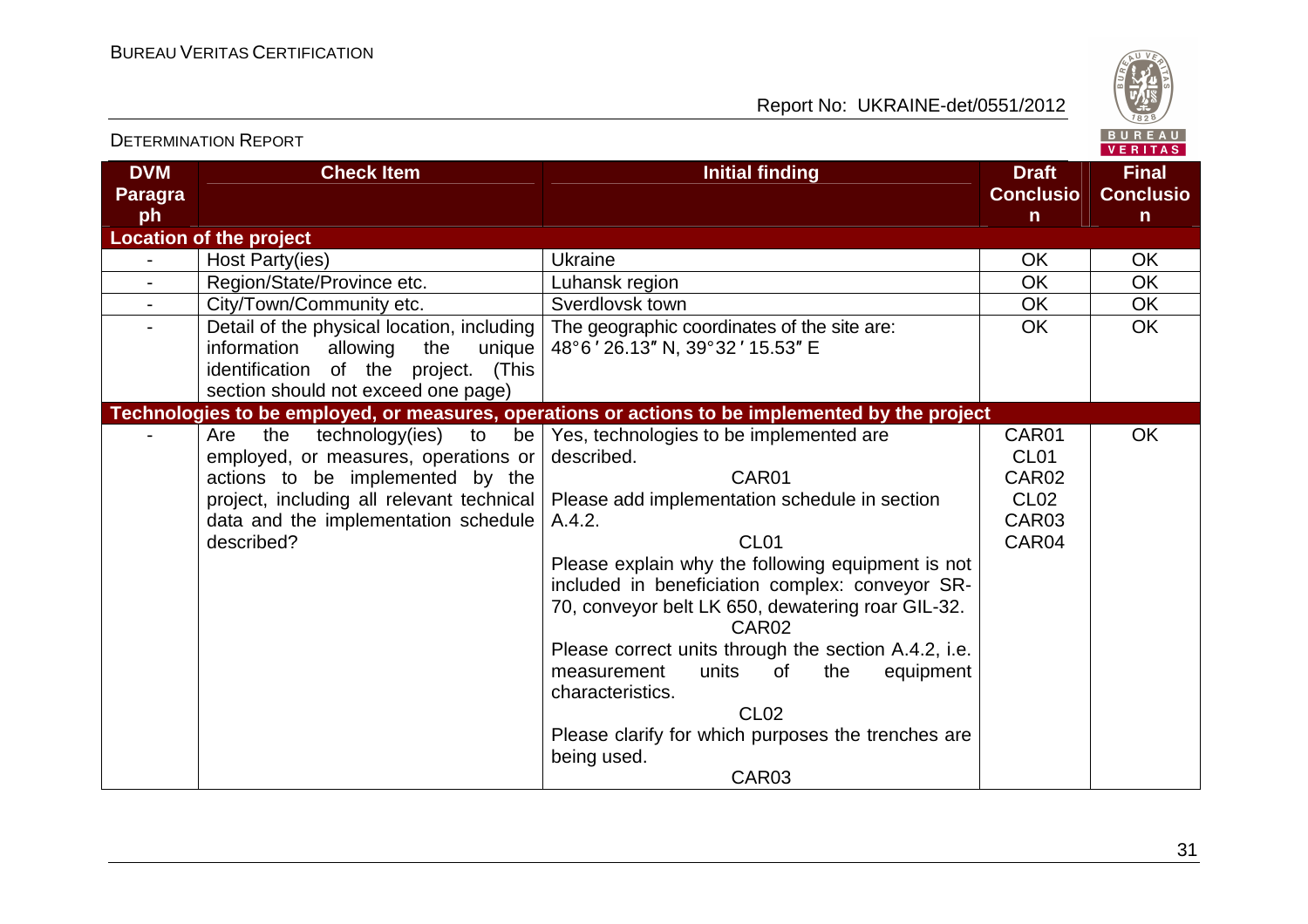| DVM Paragraph | Check Item | Initial finding | Draft Conclusion | Final Conclusion |
|---|---|---|---|---|
| **Location of the project** | | | | |
| - | Host Party(ies) | Ukraine | OK | OK |
| - | Region/State/Province etc. | Luhansk region | OK | OK |
| - | City/Town/Community etc. | Sverdlovsk town | OK | OK |
| - | Detail of the physical location, including information allowing the unique identification of the project. (This section should not exceed one page) | The geographic coordinates of the site are: 48°6′26.13″ N, 39°32′15.53″ E | OK | OK |
| **Technologies to be employed, or measures, operations or actions to be implemented by the project** | | | | |
| - | Are the technology(ies) to be employed, or measures, operations or actions to be implemented by the project, including all relevant technical data and the implementation schedule described? | Yes, technologies to be implemented are described.<br>CAR01<br>Please add implementation schedule in section A.4.2.<br>CL01<br>Please explain why the following equipment is not included in beneficiation complex: conveyor SR-70, conveyor belt LK 650, dewatering roar GIL-32.<br>CAR02<br>Please correct units through the section A.4.2, i.e. measurement units of the equipment characteristics.<br>CL02<br>Please clarify for which purposes the trenches are being used.<br>CAR03 | CAR01<br>CL01<br>CAR02<br>CL02<br>CAR03<br>CAR04 | OK |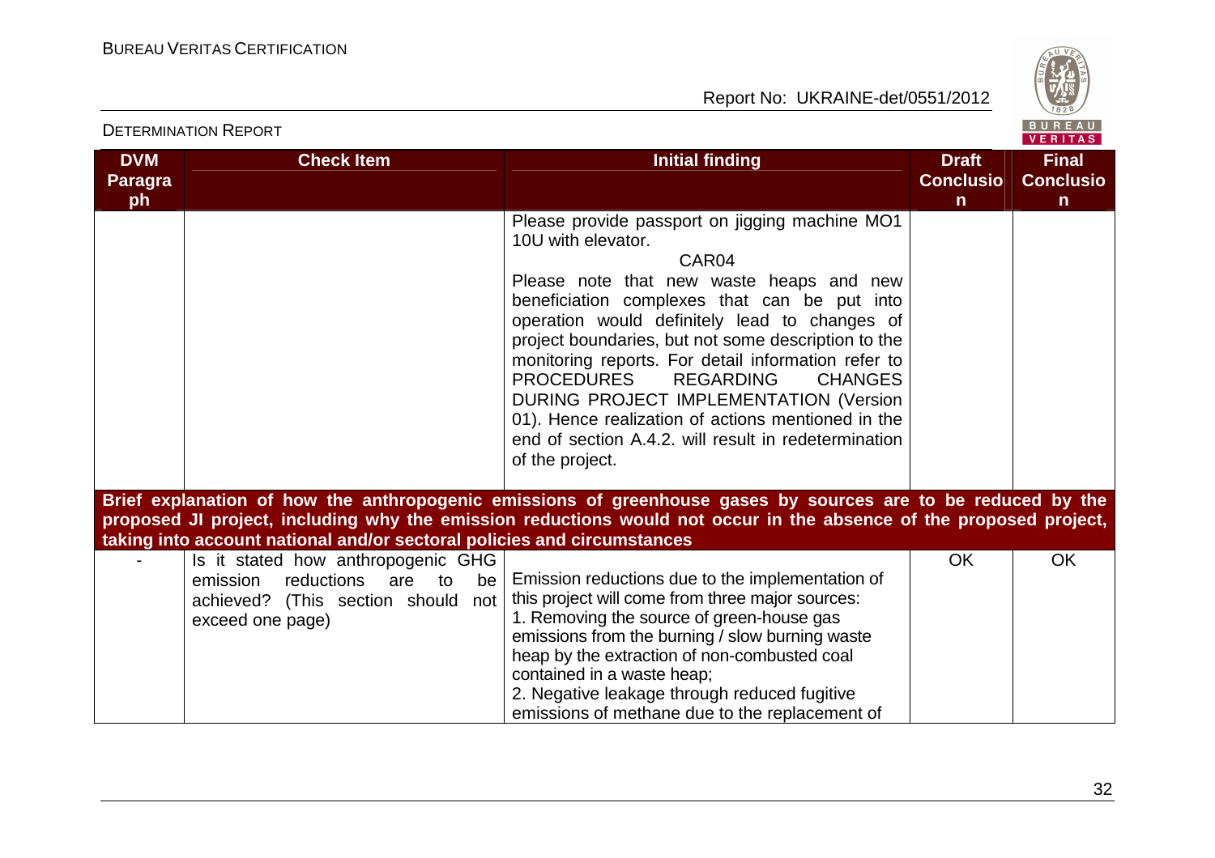| DVM Paragraph | Check Item | Initial finding | Draft Conclusion | Final Conclusion |
|---|---|---|---|---|
| | | Please provide passport on jigging machine MO1 10U with elevator.<br>CAR04<br>Please note that new waste heaps and new beneficiation complexes that can be put into operation would definitely lead to changes of project boundaries, but not some description to the monitoring reports. For detail information refer to PROCEDURES REGARDING CHANGES DURING PROJECT IMPLEMENTATION (Version 01). Hence realization of actions mentioned in the end of section A.4.2. will result in redetermination of the project. | | |
| **Brief explanation of how the anthropogenic emissions of greenhouse gases by sources are to be reduced by the proposed JI project, including why the emission reductions would not occur in the absence of the proposed project, taking into account national and/or sectoral policies and circumstances** | | | | |
| - | Is it stated how anthropogenic GHG emission reductions are to be achieved? (This section should not exceed one page) | Emission reductions due to the implementation of this project will come from three major sources:<br>1. Removing the source of green-house gas emissions from the burning / slow burning waste heap by the extraction of non-combusted coal contained in a waste heap;<br>2. Negative leakage through reduced fugitive emissions of methane due to the replacement of | OK | OK |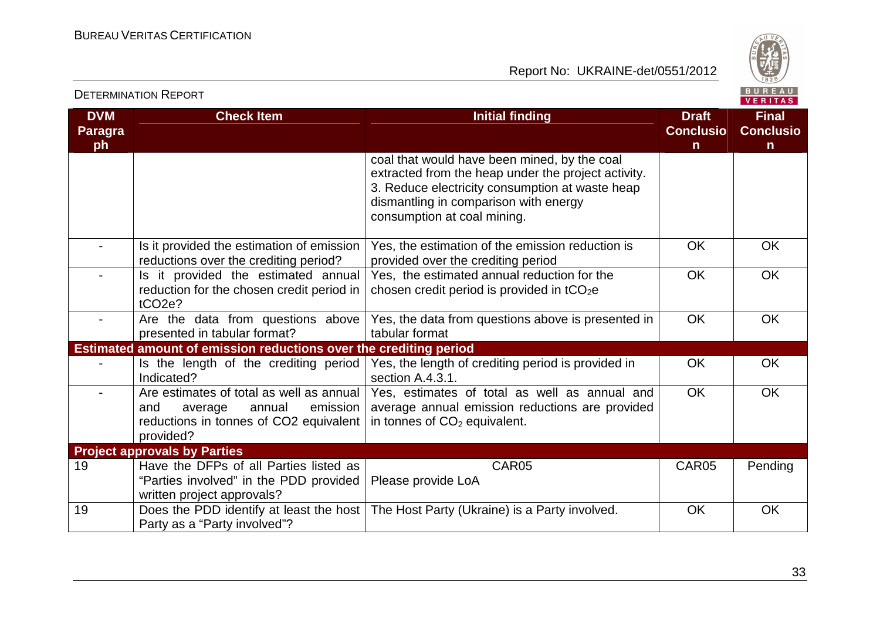| DVM Paragraph | Check Item | Initial finding | Draft Conclusion | Final Conclusion |
|---|---|---|---|---|
| | | coal that would have been mined, by the coal extracted from the heap under the project activity.<br>3. Reduce electricity consumption at waste heap dismantling in comparison with energy consumption at coal mining. | | |
| - | Is it provided the estimation of emission reductions over the crediting period? | Yes, the estimation of the emission reduction is provided over the crediting period | OK | OK |
| - | Is it provided the estimated annual reduction for the chosen credit period in tCO2e? | Yes, the estimated annual reduction for the chosen credit period is provided in $tCO_2e$ | OK | OK |
| - | Are the data from questions above presented in tabular format? | Yes, the data from questions above is presented in tabular format | OK | OK |
| **Estimated amount of emission reductions over the crediting period** | | | | |
| - | Is the length of the crediting period Indicated? | Yes, the length of crediting period is provided in section A.4.3.1. | OK | OK |
| - | Are estimates of total as well as annual and average annual emission reductions in tonnes of CO2 equivalent provided? | Yes, estimates of total as well as annual and average annual emission reductions are provided in tonnes of $CO_2$ equivalent. | OK | OK |
| **Project approvals by Parties** | | | | |
| 19 | Have the DFPs of all Parties listed as "Parties involved" in the PDD provided written project approvals? | CAR05<br>Please provide LoA | CAR05 | Pending |
| 19 | Does the PDD identify at least the host Party as a "Party involved"? | The Host Party (Ukraine) is a Party involved. | OK | OK |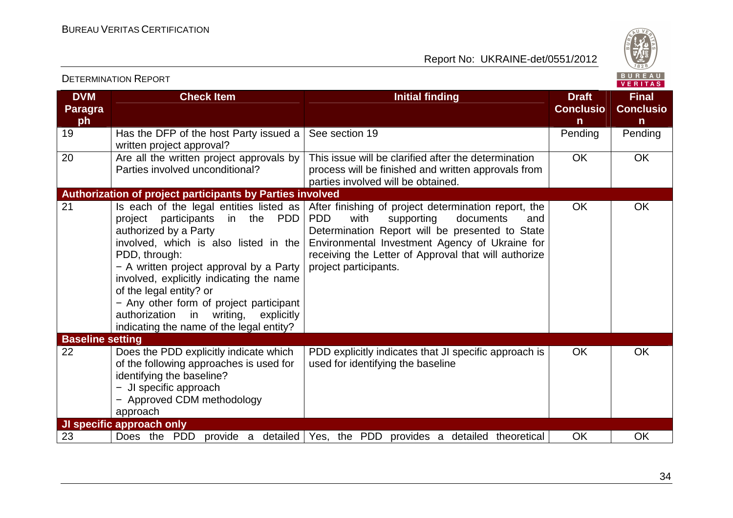| DVM Paragraph | Check Item | Initial finding | Draft Conclusion | Final Conclusion |
|---|---|---|---|---|
| 19 | Has the DFP of the host Party issued a written project approval? | See section 19 | Pending | Pending |
| 20 | Are all the written project approvals by Parties involved unconditional? | This issue will be clarified after the determination process will be finished and written approvals from parties involved will be obtained. | OK | OK |
| **Authorization of project participants by Parties involved** | | | | |
| 21 | Is each of the legal entities listed as project participants in the PDD authorized by a Party involved, which is also listed in the PDD, through:<br>− A written project approval by a Party involved, explicitly indicating the name of the legal entity? or<br>− Any other form of project participant authorization in writing, explicitly indicating the name of the legal entity? | After finishing of project determination report, the PDD with supporting documents and Determination Report will be presented to State Environmental Investment Agency of Ukraine for receiving the Letter of Approval that will authorize project participants. | OK | OK |
| **Baseline setting** | | | | |
| 22 | Does the PDD explicitly indicate which of the following approaches is used for identifying the baseline?<br>− JI specific approach<br>− Approved CDM methodology approach | PDD explicitly indicates that JI specific approach is used for identifying the baseline | OK | OK |
| **JI specific approach only** | | | | |
| 23 | Does the PDD provide a detailed | Yes, the PDD provides a detailed theoretical | OK | OK |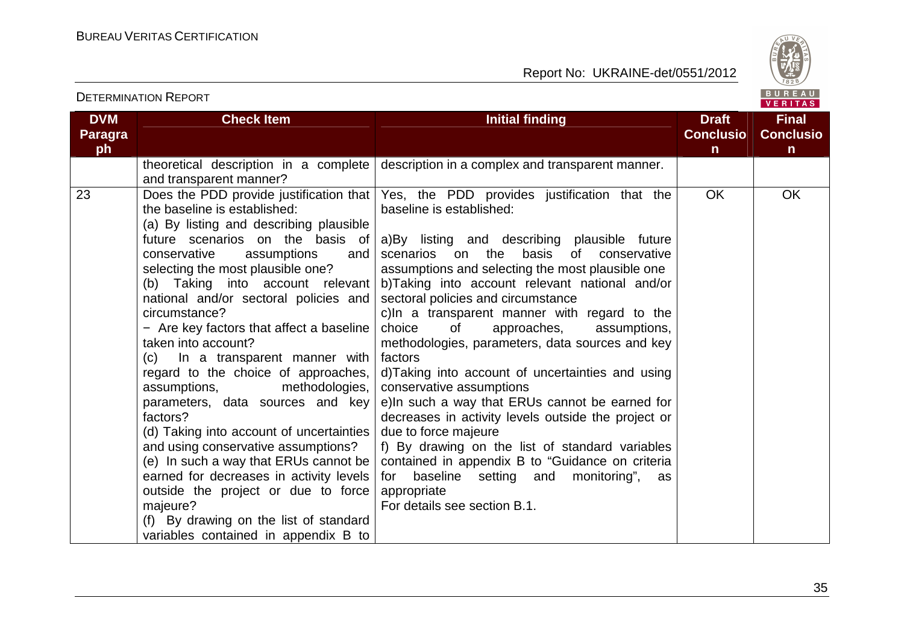| DVM Paragraph | Check Item | Initial finding | Draft Conclusion | Final Conclusion |
|---|---|---|---|---|
| | theoretical description in a complete and transparent manner? | description in a complex and transparent manner. | | |
| 23 | Does the PDD provide justification that the baseline is established:<br>(a) By listing and describing plausible future scenarios on the basis of conservative assumptions and selecting the most plausible one?<br>(b) Taking into account relevant national and/or sectoral policies and circumstance?<br>− Are key factors that affect a baseline taken into account?<br>(c) In a transparent manner with regard to the choice of approaches, assumptions, methodologies, parameters, data sources and key factors?<br>(d) Taking into account of uncertainties and using conservative assumptions?<br>(e) In such a way that ERUs cannot be earned for decreases in activity levels outside the project or due to force majeure?<br>(f) By drawing on the list of standard variables contained in appendix B to | Yes, the PDD provides justification that the baseline is established:<br><br>a)By listing and describing plausible future scenarios on the basis of conservative assumptions and selecting the most plausible one<br>b)Taking into account relevant national and/or sectoral policies and circumstance<br>c)In a transparent manner with regard to the choice of approaches, assumptions, methodologies, parameters, data sources and key factors<br>d)Taking into account of uncertainties and using conservative assumptions<br>e)In such a way that ERUs cannot be earned for decreases in activity levels outside the project or due to force majeure<br>f) By drawing on the list of standard variables contained in appendix B to "Guidance on criteria for baseline setting and monitoring", as appropriate<br>For details see section B.1. | OK | OK |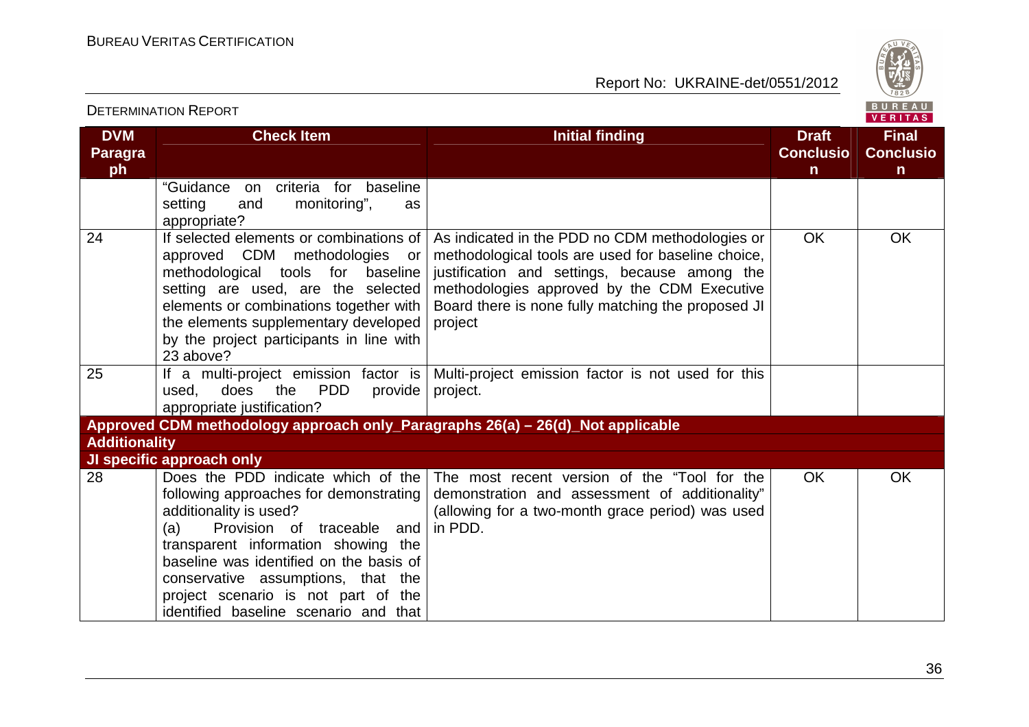| DVM Paragraph | Check Item | Initial finding | Draft Conclusion | Final Conclusion |
|---|---|---|---|---|
| | "Guidance on criteria for baseline setting and monitoring", as appropriate? | | | |
| 24 | If selected elements or combinations of approved CDM methodologies or methodological tools for baseline setting are used, are the selected elements or combinations together with the elements supplementary developed by the project participants in line with 23 above? | As indicated in the PDD no CDM methodologies or methodological tools are used for baseline choice, justification and settings, because among the methodologies approved by the CDM Executive Board there is none fully matching the proposed JI project | OK | OK |
| 25 | If a multi-project emission factor is used, does the PDD provide appropriate justification? | Multi-project emission factor is not used for this project. | | |
| **Approved CDM methodology approach only_Paragraphs 26(a) – 26(d)_Not applicable** | | | | |
| **Additionality** | | | | |
| **JI specific approach only** | | | | |
| 28 | Does the PDD indicate which of the following approaches for demonstrating additionality is used?<br>(a) Provision of traceable and transparent information showing the baseline was identified on the basis of conservative assumptions, that the project scenario is not part of the identified baseline scenario and that | The most recent version of the "Tool for the demonstration and assessment of additionality" (allowing for a two-month grace period) was used in PDD. | OK | OK |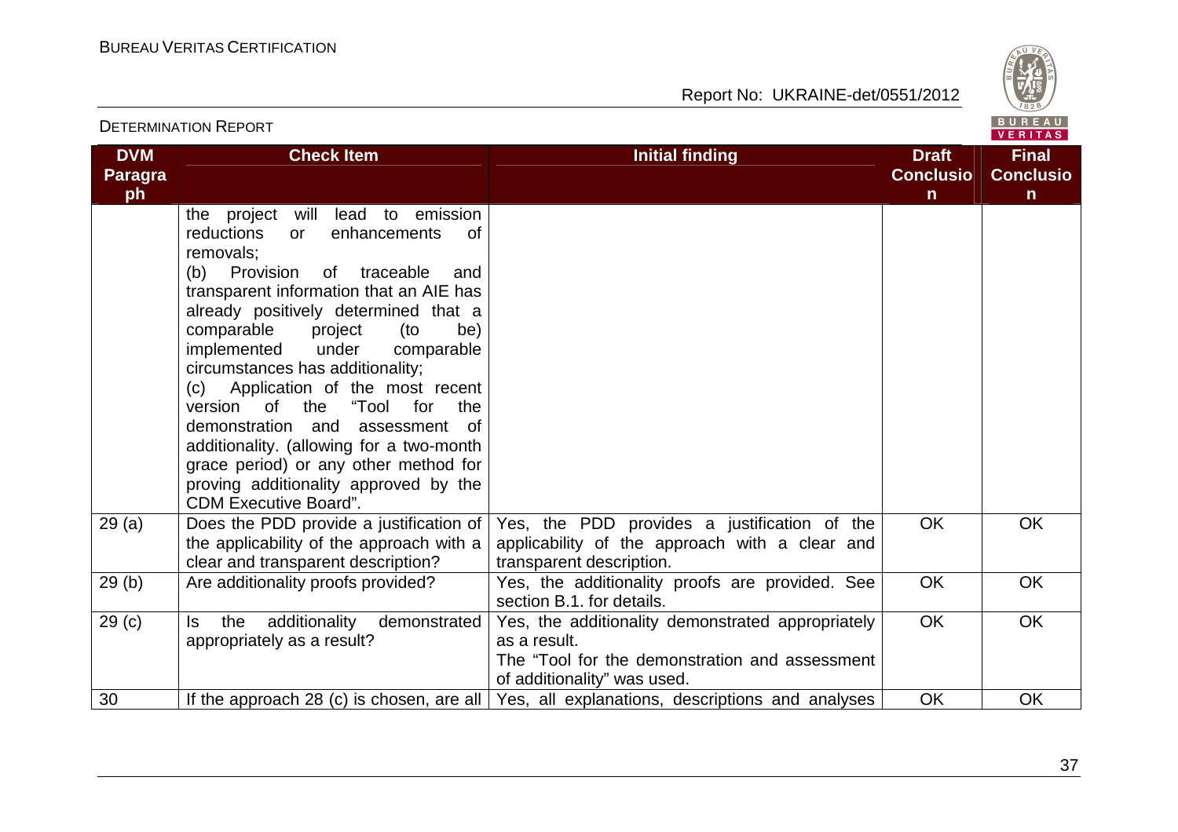| DVM Paragraph | Check Item | Initial finding | Draft Conclusion | Final Conclusion |
|---|---|---|---|---|
| | the project will lead to emission reductions or enhancements of removals;<br>(b) Provision of traceable and transparent information that an AIE has already positively determined that a comparable project (to be) implemented under comparable circumstances has additionality;<br>(c) Application of the most recent version of the "Tool for the demonstration and assessment of additionality. (allowing for a two-month grace period) or any other method for proving additionality approved by the CDM Executive Board". | | | |
| 29 (a) | Does the PDD provide a justification of the applicability of the approach with a clear and transparent description? | Yes, the PDD provides a justification of the applicability of the approach with a clear and transparent description. | OK | OK |
| 29 (b) | Are additionality proofs provided? | Yes, the additionality proofs are provided. See section B.1. for details. | OK | OK |
| 29 (c) | Is the additionality demonstrated appropriately as a result? | Yes, the additionality demonstrated appropriately as a result.<br>The "Tool for the demonstration and assessment of additionality" was used. | OK | OK |
| 30 | If the approach 28 (c) is chosen, are all | Yes, all explanations, descriptions and analyses | OK | OK |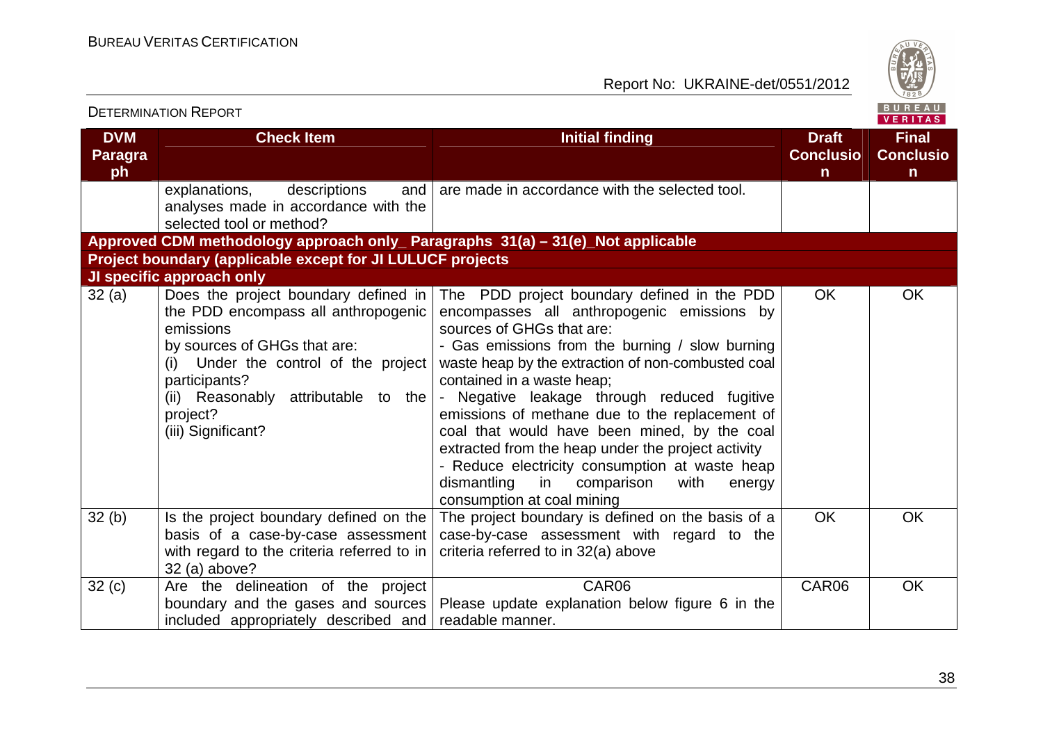| DVM Paragraph | Check Item | Initial finding | Draft Conclusion | Final Conclusion |
|---|---|---|---|---|
| | explanations, descriptions and analyses made in accordance with the selected tool or method? | are made in accordance with the selected tool. | | |
| **Approved CDM methodology approach only_ Paragraphs 31(a) – 31(e)_Not applicable** | | | | |
| **Project boundary (applicable except for JI LULUCF projects** | | | | |
| **JI specific approach only** | | | | |
| 32 (a) | Does the project boundary defined in the PDD encompass all anthropogenic emissions by sources of GHGs that are:<br>(i) Under the control of the project participants?<br>(ii) Reasonably attributable to the project?<br>(iii) Significant? | The PDD project boundary defined in the PDD encompasses all anthropogenic emissions by sources of GHGs that are:<br>- Gas emissions from the burning / slow burning waste heap by the extraction of non-combusted coal contained in a waste heap;<br>- Negative leakage through reduced fugitive emissions of methane due to the replacement of coal that would have been mined, by the coal extracted from the heap under the project activity<br>- Reduce electricity consumption at waste heap dismantling in comparison with energy consumption at coal mining | OK | OK |
| 32 (b) | Is the project boundary defined on the basis of a case-by-case assessment with regard to the criteria referred to in 32 (a) above? | The project boundary is defined on the basis of a case-by-case assessment with regard to the criteria referred to in 32(a) above | OK | OK |
| 32 (c) | Are the delineation of the project boundary and the gases and sources included appropriately described and | CAR06<br>Please update explanation below figure 6 in the readable manner. | CAR06 | OK |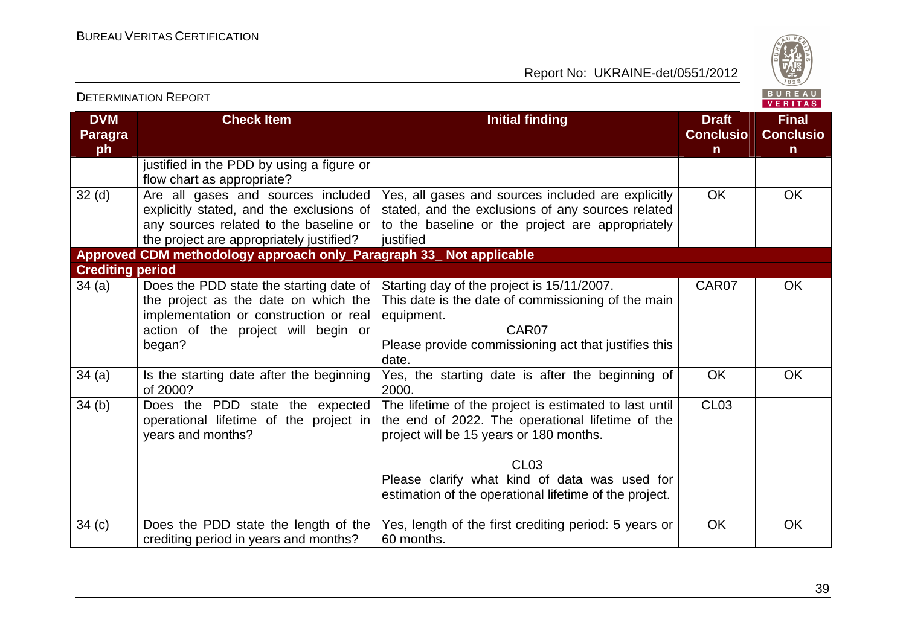| DVM Paragraph | Check Item | Initial finding | Draft Conclusion | Final Conclusion |
|---|---|---|---|---|
| | justified in the PDD by using a figure or flow chart as appropriate? | | | |
| 32 (d) | Are all gases and sources included explicitly stated, and the exclusions of any sources related to the baseline or the project are appropriately justified? | Yes, all gases and sources included are explicitly stated, and the exclusions of any sources related to the baseline or the project are appropriately justified | OK | OK |
| **Approved CDM methodology approach only_Paragraph 33_ Not applicable** | | | | |
| **Crediting period** | | | | |
| 34 (a) | Does the PDD state the starting date of the project as the date on which the implementation or construction or real action of the project will begin or began? | Starting day of the project is 15/11/2007. This date is the date of commissioning of the main equipment.<br>CAR07<br>Please provide commissioning act that justifies this date. | CAR07 | OK |
| 34 (a) | Is the starting date after the beginning of 2000? | Yes, the starting date is after the beginning of 2000. | OK | OK |
| 34 (b) | Does the PDD state the expected operational lifetime of the project in years and months? | The lifetime of the project is estimated to last until the end of 2022. The operational lifetime of the project will be 15 years or 180 months.<br>CL03<br>Please clarify what kind of data was used for estimation of the operational lifetime of the project. | CL03 | |
| 34 (c) | Does the PDD state the length of the crediting period in years and months? | Yes, length of the first crediting period: 5 years or 60 months. | OK | OK |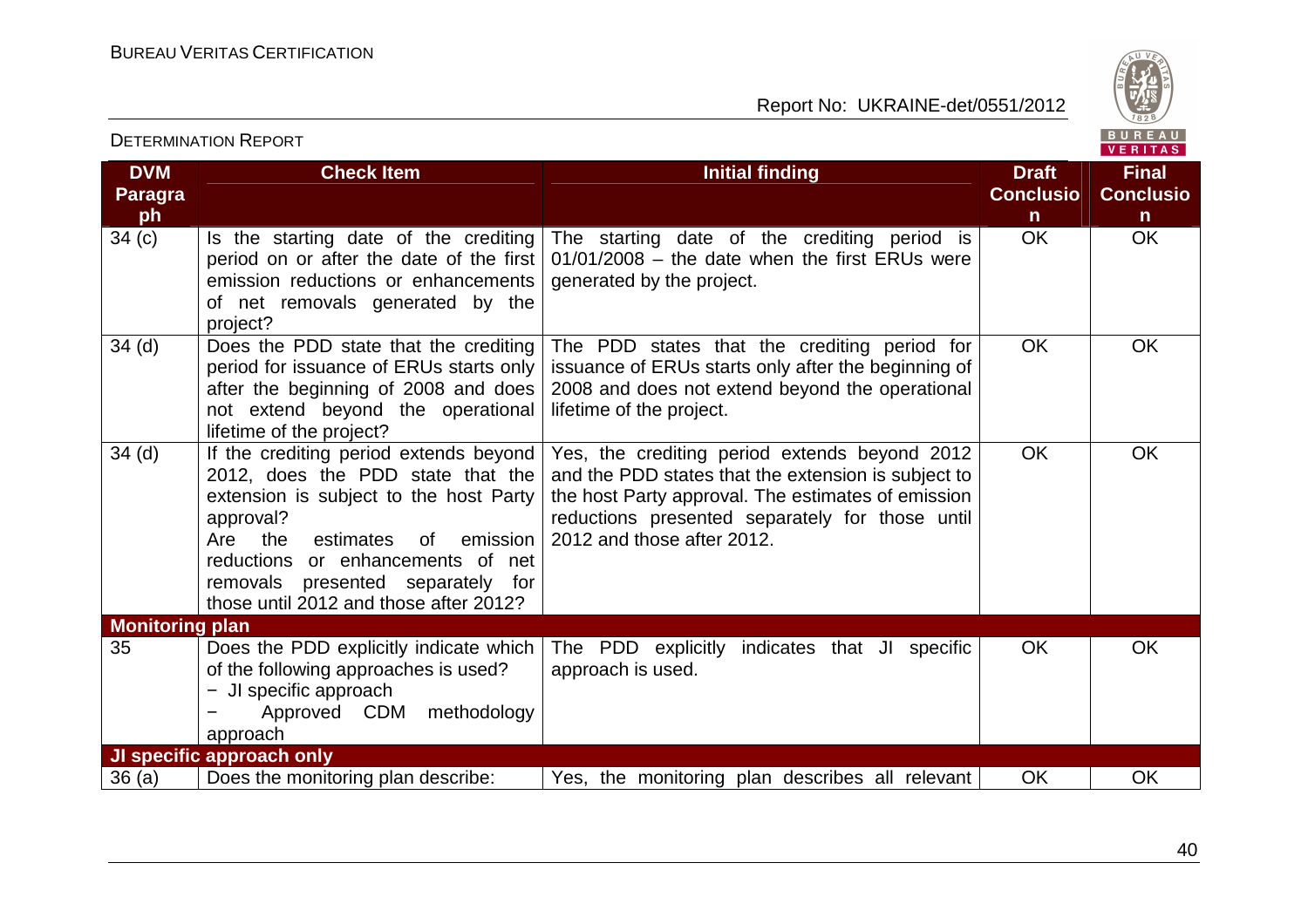| DVM Paragraph | Check Item | Initial finding | Draft Conclusion | Final Conclusion |
|---|---|---|---|---|
| 34 (c) | Is the starting date of the crediting period on or after the date of the first emission reductions or enhancements of net removals generated by the project? | The starting date of the crediting period is 01/01/2008 – the date when the first ERUs were generated by the project. | OK | OK |
| 34 (d) | Does the PDD state that the crediting period for issuance of ERUs starts only after the beginning of 2008 and does not extend beyond the operational lifetime of the project? | The PDD states that the crediting period for issuance of ERUs starts only after the beginning of 2008 and does not extend beyond the operational lifetime of the project. | OK | OK |
| 34 (d) | If the crediting period extends beyond 2012, does the PDD state that the extension is subject to the host Party approval?<br>Are the estimates of emission reductions or enhancements of net removals presented separately for those until 2012 and those after 2012? | Yes, the crediting period extends beyond 2012 and the PDD states that the extension is subject to the host Party approval. The estimates of emission reductions presented separately for those until 2012 and those after 2012. | OK | OK |
| **Monitoring plan** | | | | |
| 35 | Does the PDD explicitly indicate which of the following approaches is used?<br>− JI specific approach<br>− Approved CDM methodology approach | The PDD explicitly indicates that JI specific approach is used. | OK | OK |
| **JI specific approach only** | | | | |
| 36 (a) | Does the monitoring plan describe: | Yes, the monitoring plan describes all relevant | OK | OK |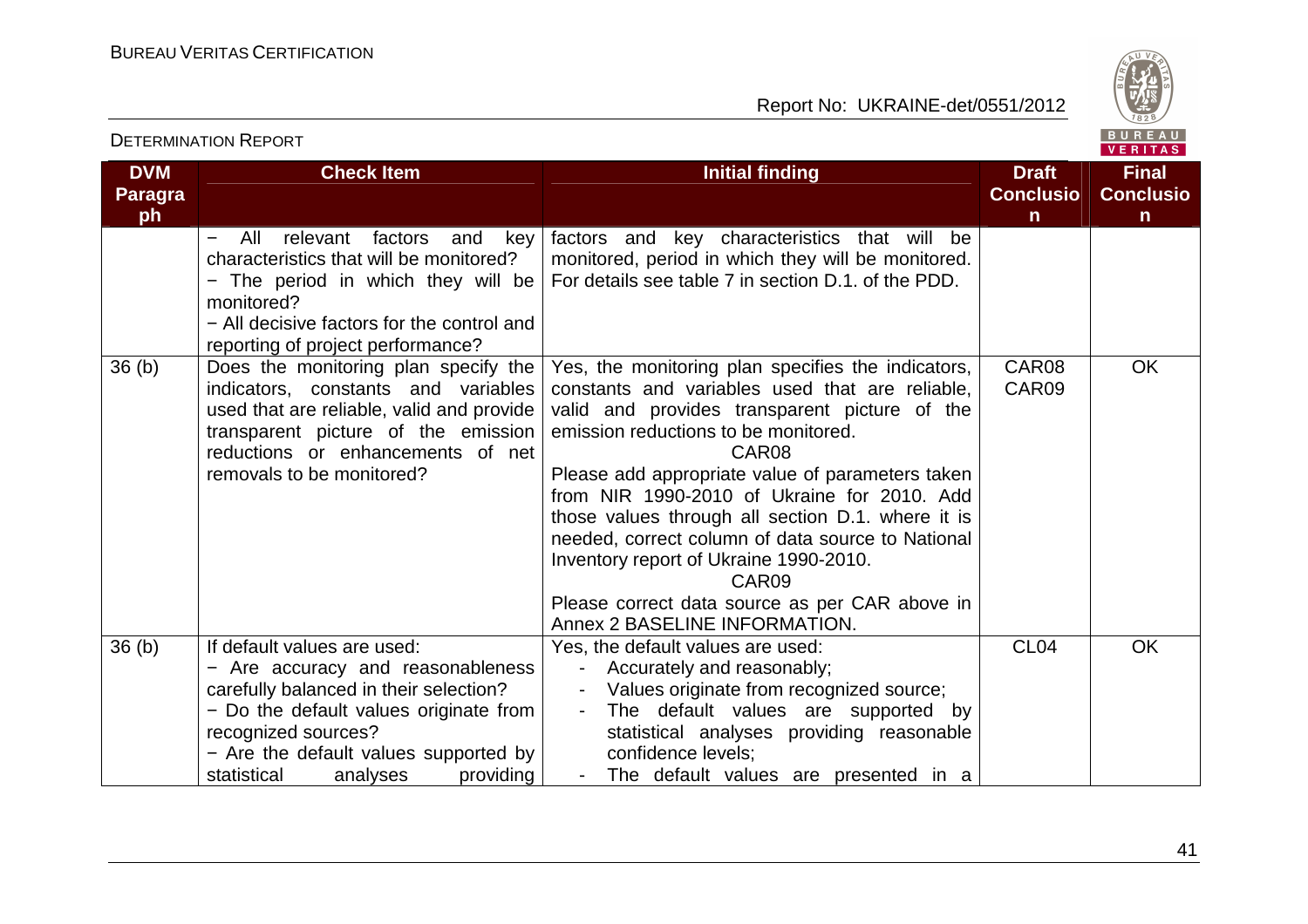| DVM Paragraph | Check Item | Initial finding | Draft Conclusion | Final Conclusion |
|---|---|---|---|---|
| | − All relevant factors and key characteristics that will be monitored?<br>− The period in which they will be monitored?<br>− All decisive factors for the control and reporting of project performance? | factors and key characteristics that will be monitored, period in which they will be monitored. For details see table 7 in section D.1. of the PDD. | | |
| 36 (b) | Does the monitoring plan specify the indicators, constants and variables used that are reliable, valid and provide transparent picture of the emission reductions or enhancements of net removals to be monitored? | Yes, the monitoring plan specifies the indicators, constants and variables used that are reliable, valid and provides transparent picture of the emission reductions to be monitored.<br>CAR08<br>Please add appropriate value of parameters taken from NIR 1990-2010 of Ukraine for 2010. Add those values through all section D.1. where it is needed, correct column of data source to National Inventory report of Ukraine 1990-2010.<br>CAR09<br>Please correct data source as per CAR above in Annex 2 BASELINE INFORMATION. | CAR08<br>CAR09 | OK |
| 36 (b) | If default values are used:<br>− Are accuracy and reasonableness carefully balanced in their selection?<br>− Do the default values originate from recognized sources?<br>− Are the default values supported by statistical analyses providing | Yes, the default values are used:<br>- Accurately and reasonably;<br>- Values originate from recognized source;<br>- The default values are supported by statistical analyses providing reasonable confidence levels;<br>- The default values are presented in a | CL04 | OK |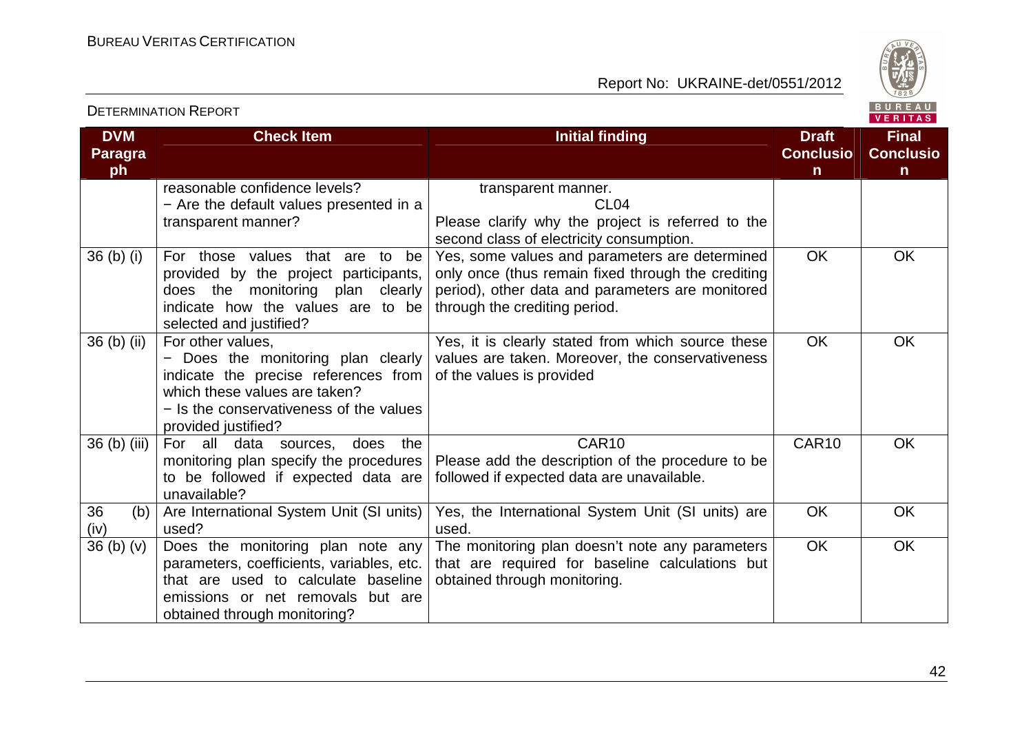| DVM Paragraph | Check Item | Initial finding | Draft Conclusion | Final Conclusion |
|---|---|---|---|---|
| | reasonable confidence levels?<br>− Are the default values presented in a transparent manner? | transparent manner.<br>CL04<br>Please clarify why the project is referred to the second class of electricity consumption. | | |
| 36 (b) (i) | For those values that are to be provided by the project participants, does the monitoring plan clearly indicate how the values are to be selected and justified? | Yes, some values and parameters are determined only once (thus remain fixed through the crediting period), other data and parameters are monitored through the crediting period. | OK | OK |
| 36 (b) (ii) | For other values,<br>− Does the monitoring plan clearly indicate the precise references from which these values are taken?<br>− Is the conservativeness of the values provided justified? | Yes, it is clearly stated from which source these values are taken. Moreover, the conservativeness of the values is provided | OK | OK |
| 36 (b) (iii) | For all data sources, does the monitoring plan specify the procedures to be followed if expected data are unavailable? | CAR10<br>Please add the description of the procedure to be followed if expected data are unavailable. | CAR10 | OK |
| 36 (b) (iv) | Are International System Unit (SI units) used? | Yes, the International System Unit (SI units) are used. | OK | OK |
| 36 (b) (v) | Does the monitoring plan note any parameters, coefficients, variables, etc. that are used to calculate baseline emissions or net removals but are obtained through monitoring? | The monitoring plan doesn't note any parameters that are required for baseline calculations but obtained through monitoring. | OK | OK |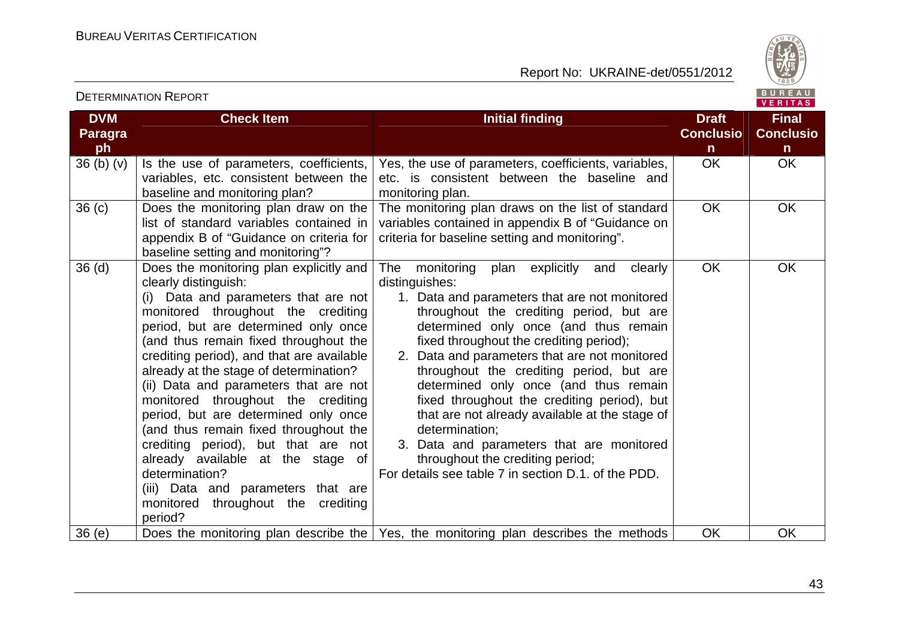| DVM Paragraph | Check Item | Initial finding | Draft Conclusion | Final Conclusion |
|---|---|---|---|---|
| 36 (b) (v) | Is the use of parameters, coefficients, variables, etc. consistent between the baseline and monitoring plan? | Yes, the use of parameters, coefficients, variables, etc. is consistent between the baseline and monitoring plan. | OK | OK |
| 36 (c) | Does the monitoring plan draw on the list of standard variables contained in appendix B of "Guidance on criteria for baseline setting and monitoring"? | The monitoring plan draws on the list of standard variables contained in appendix B of "Guidance on criteria for baseline setting and monitoring". | OK | OK |
| 36 (d) | Does the monitoring plan explicitly and clearly distinguish:<br>(i) Data and parameters that are not monitored throughout the crediting period, but are determined only once (and thus remain fixed throughout the crediting period), and that are available already at the stage of determination?<br>(ii) Data and parameters that are not monitored throughout the crediting period, but are determined only once (and thus remain fixed throughout the crediting period), but that are not already available at the stage of determination?<br>(iii) Data and parameters that are monitored throughout the crediting period? | The monitoring plan explicitly and clearly distinguishes:<br>1. Data and parameters that are not monitored throughout the crediting period, but are determined only once (and thus remain fixed throughout the crediting period);<br>2. Data and parameters that are not monitored throughout the crediting period, but are determined only once (and thus remain fixed throughout the crediting period), but that are not already available at the stage of determination;<br>3. Data and parameters that are monitored throughout the crediting period;<br>For details see table 7 in section D.1. of the PDD. | OK | OK |
| 36 (e) | Does the monitoring plan describe the | Yes, the monitoring plan describes the methods | OK | OK |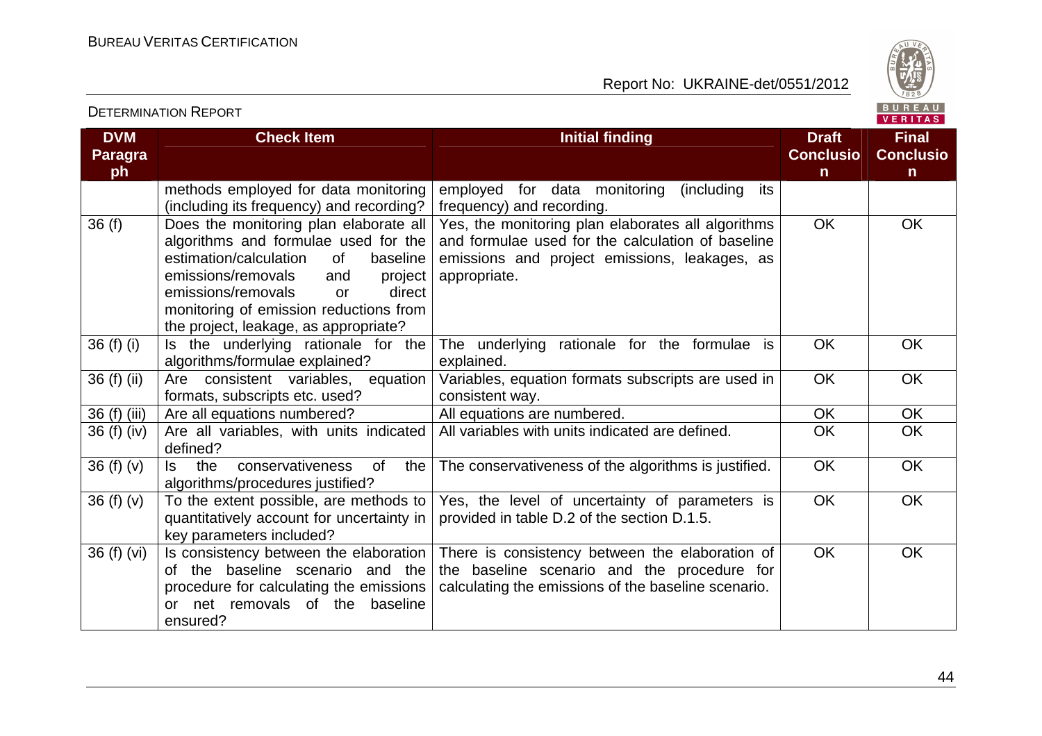| DVM Paragraph | Check Item | Initial finding | Draft Conclusion | Final Conclusion |
|---|---|---|---|---|
| | methods employed for data monitoring (including its frequency) and recording? | employed for data monitoring (including its frequency) and recording. | | |
| 36 (f) | Does the monitoring plan elaborate all algorithms and formulae used for the estimation/calculation of baseline emissions/removals and project emissions/removals or direct monitoring of emission reductions from the project, leakage, as appropriate? | Yes, the monitoring plan elaborates all algorithms and formulae used for the calculation of baseline emissions and project emissions, leakages, as appropriate. | OK | OK |
| 36 (f) (i) | Is the underlying rationale for the algorithms/formulae explained? | The underlying rationale for the formulae is explained. | OK | OK |
| 36 (f) (ii) | Are consistent variables, equation formats, subscripts etc. used? | Variables, equation formats subscripts are used in consistent way. | OK | OK |
| 36 (f) (iii) | Are all equations numbered? | All equations are numbered. | OK | OK |
| 36 (f) (iv) | Are all variables, with units indicated defined? | All variables with units indicated are defined. | OK | OK |
| 36 (f) (v) | Is the conservativeness of the algorithms/procedures justified? | The conservativeness of the algorithms is justified. | OK | OK |
| 36 (f) (v) | To the extent possible, are methods to quantitatively account for uncertainty in key parameters included? | Yes, the level of uncertainty of parameters is provided in table D.2 of the section D.1.5. | OK | OK |
| 36 (f) (vi) | Is consistency between the elaboration of the baseline scenario and the procedure for calculating the emissions or net removals of the baseline ensured? | There is consistency between the elaboration of the baseline scenario and the procedure for calculating the emissions of the baseline scenario. | OK | OK |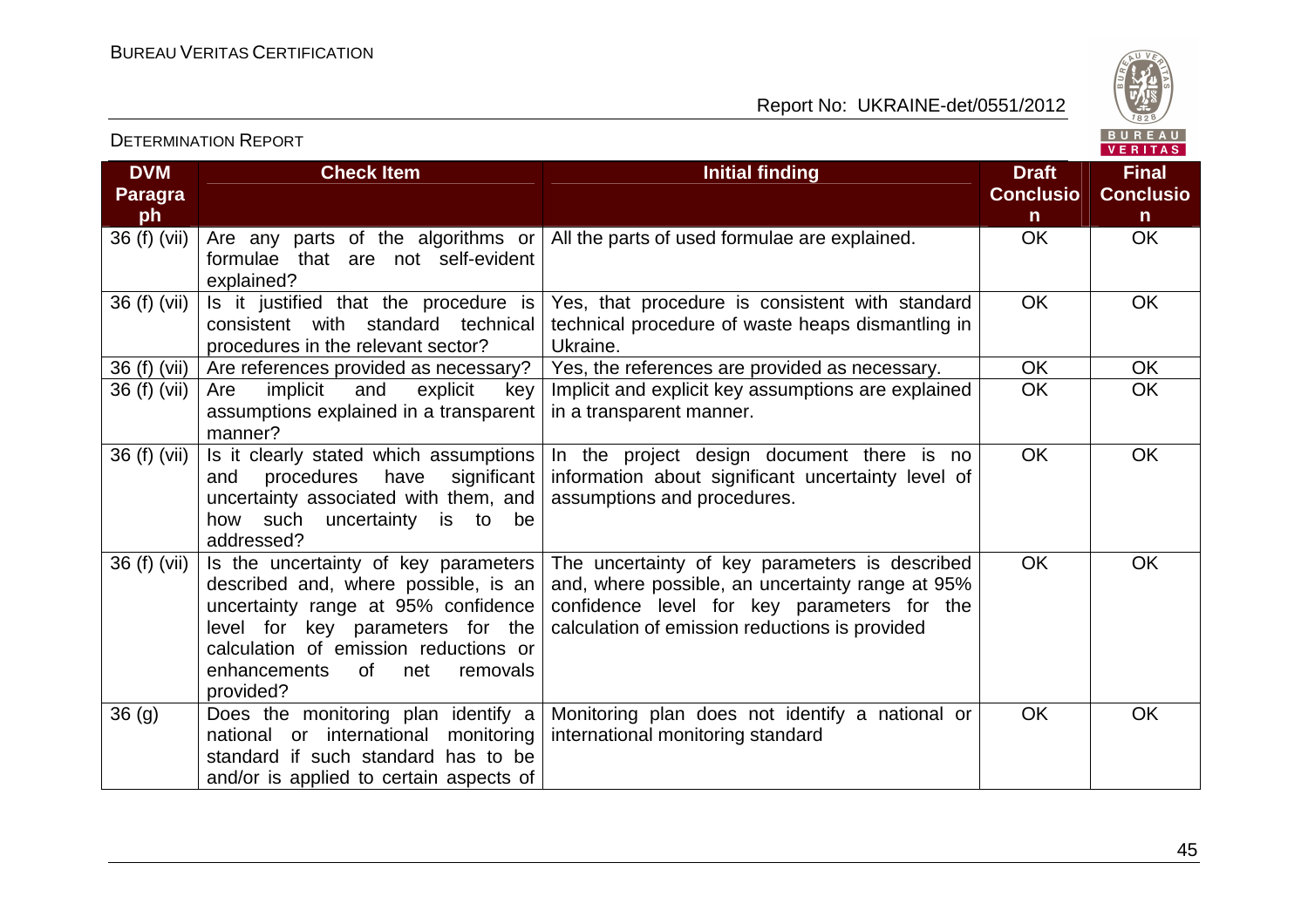| DVM Paragraph | Check Item | Initial finding | Draft Conclusion | Final Conclusion |
|---|---|---|---|---|
| 36 (f) (vii) | Are any parts of the algorithms or formulae that are not self-evident explained? | All the parts of used formulae are explained. | OK | OK |
| 36 (f) (vii) | Is it justified that the procedure is consistent with standard technical procedures in the relevant sector? | Yes, that procedure is consistent with standard technical procedure of waste heaps dismantling in Ukraine. | OK | OK |
| 36 (f) (vii) | Are references provided as necessary? | Yes, the references are provided as necessary. | OK | OK |
| 36 (f) (vii) | Are implicit and explicit key assumptions explained in a transparent manner? | Implicit and explicit key assumptions are explained in a transparent manner. | OK | OK |
| 36 (f) (vii) | Is it clearly stated which assumptions and procedures have significant uncertainty associated with them, and how such uncertainty is to be addressed? | In the project design document there is no information about significant uncertainty level of assumptions and procedures. | OK | OK |
| 36 (f) (vii) | Is the uncertainty of key parameters described and, where possible, is an uncertainty range at 95% confidence level for key parameters for the calculation of emission reductions or enhancements of net removals provided? | The uncertainty of key parameters is described and, where possible, an uncertainty range at 95% confidence level for key parameters for the calculation of emission reductions is provided | OK | OK |
| 36 (g) | Does the monitoring plan identify a national or international monitoring standard if such standard has to be and/or is applied to certain aspects of | Monitoring plan does not identify a national or international monitoring standard | OK | OK |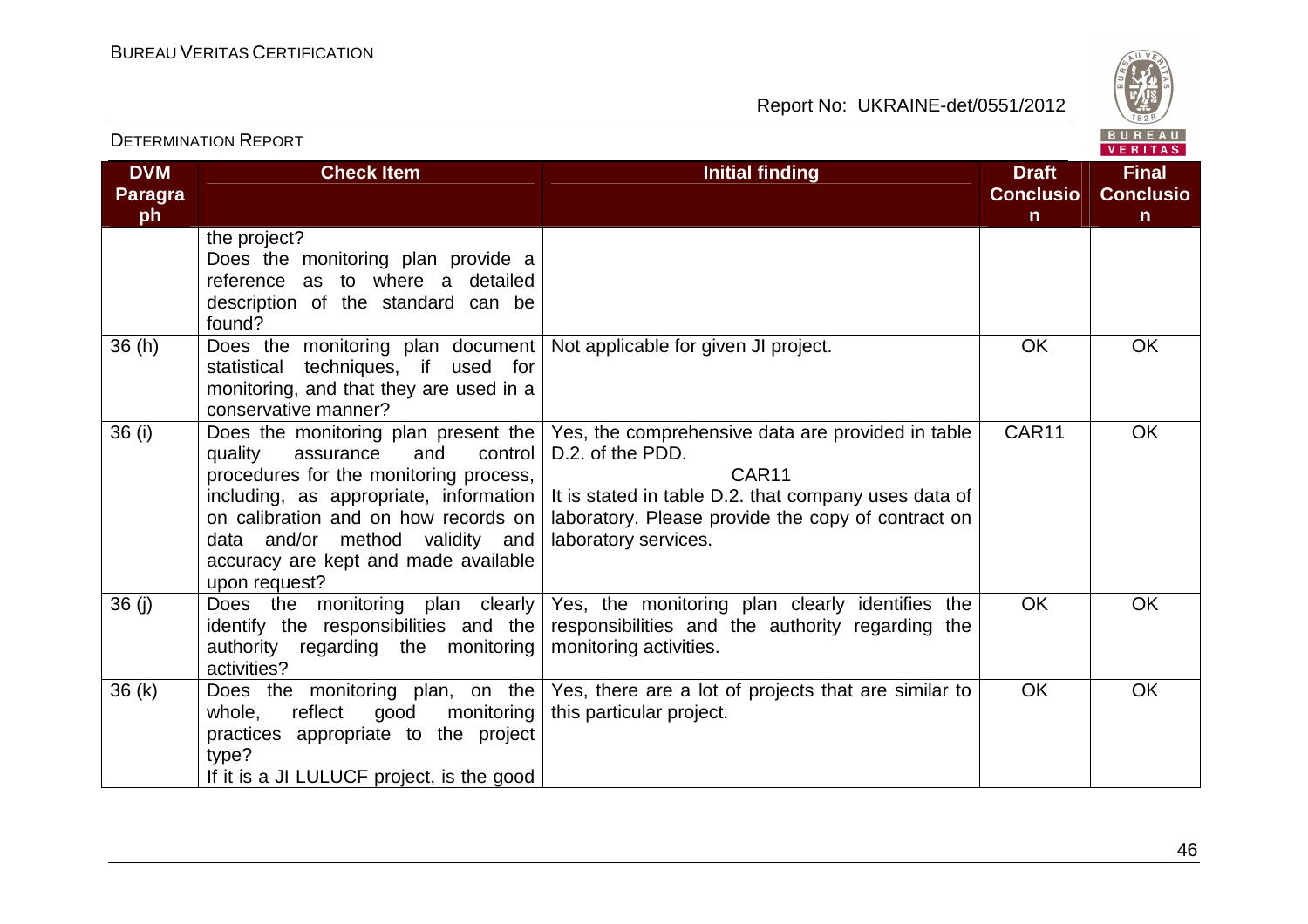| DVM Paragraph | Check Item | Initial finding | Draft Conclusion | Final Conclusion |
|---|---|---|---|---|
| | the project?<br>Does the monitoring plan provide a reference as to where a detailed description of the standard can be found? | | | |
| 36 (h) | Does the monitoring plan document statistical techniques, if used for monitoring, and that they are used in a conservative manner? | Not applicable for given JI project. | OK | OK |
| 36 (i) | Does the monitoring plan present the quality assurance and control procedures for the monitoring process, including, as appropriate, information on calibration and on how records on data and/or method validity and accuracy are kept and made available upon request? | Yes, the comprehensive data are provided in table D.2. of the PDD.<br>CAR11<br>It is stated in table D.2. that company uses data of laboratory. Please provide the copy of contract on laboratory services. | CAR11 | OK |
| 36 (j) | Does the monitoring plan clearly identify the responsibilities and the authority regarding the monitoring activities? | Yes, the monitoring plan clearly identifies the responsibilities and the authority regarding the monitoring activities. | OK | OK |
| 36 (k) | Does the monitoring plan, on the whole, reflect good monitoring practices appropriate to the project type?<br>If it is a JI LULUCF project, is the good | Yes, there are a lot of projects that are similar to this particular project. | OK | OK |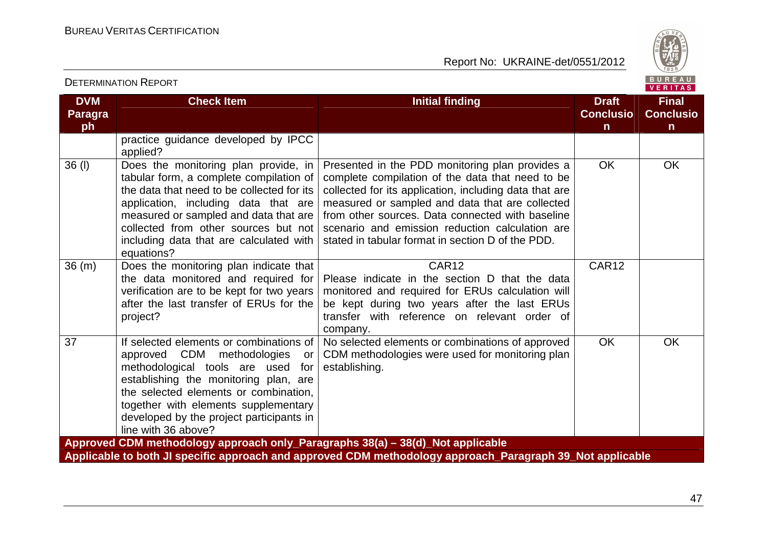| DVM Paragraph | Check Item | Initial finding | Draft Conclusion | Final Conclusion |
|---|---|---|---|---|
| | practice guidance developed by IPCC applied? | | | |
| 36 (l) | Does the monitoring plan provide, in tabular form, a complete compilation of the data that need to be collected for its application, including data that are measured or sampled and data that are collected from other sources but not including data that are calculated with equations? | Presented in the PDD monitoring plan provides a complete compilation of the data that need to be collected for its application, including data that are measured or sampled and data that are collected from other sources. Data connected with baseline scenario and emission reduction calculation are stated in tabular format in section D of the PDD. | OK | OK |
| 36 (m) | Does the monitoring plan indicate that the data monitored and required for verification are to be kept for two years after the last transfer of ERUs for the project? | CAR12<br>Please indicate in the section D that the data monitored and required for ERUs calculation will be kept during two years after the last ERUs transfer with reference on relevant order of company. | CAR12 | |
| 37 | If selected elements or combinations of approved CDM methodologies or methodological tools are used for establishing the monitoring plan, are the selected elements or combination, together with elements supplementary developed by the project participants in line with 36 above? | No selected elements or combinations of approved CDM methodologies were used for monitoring plan establishing. | OK | OK |
| **Approved CDM methodology approach only_Paragraphs 38(a) – 38(d)_Not applicable** | | | | |
| **Applicable to both JI specific approach and approved CDM methodology approach_Paragraph 39_Not applicable** | | | | |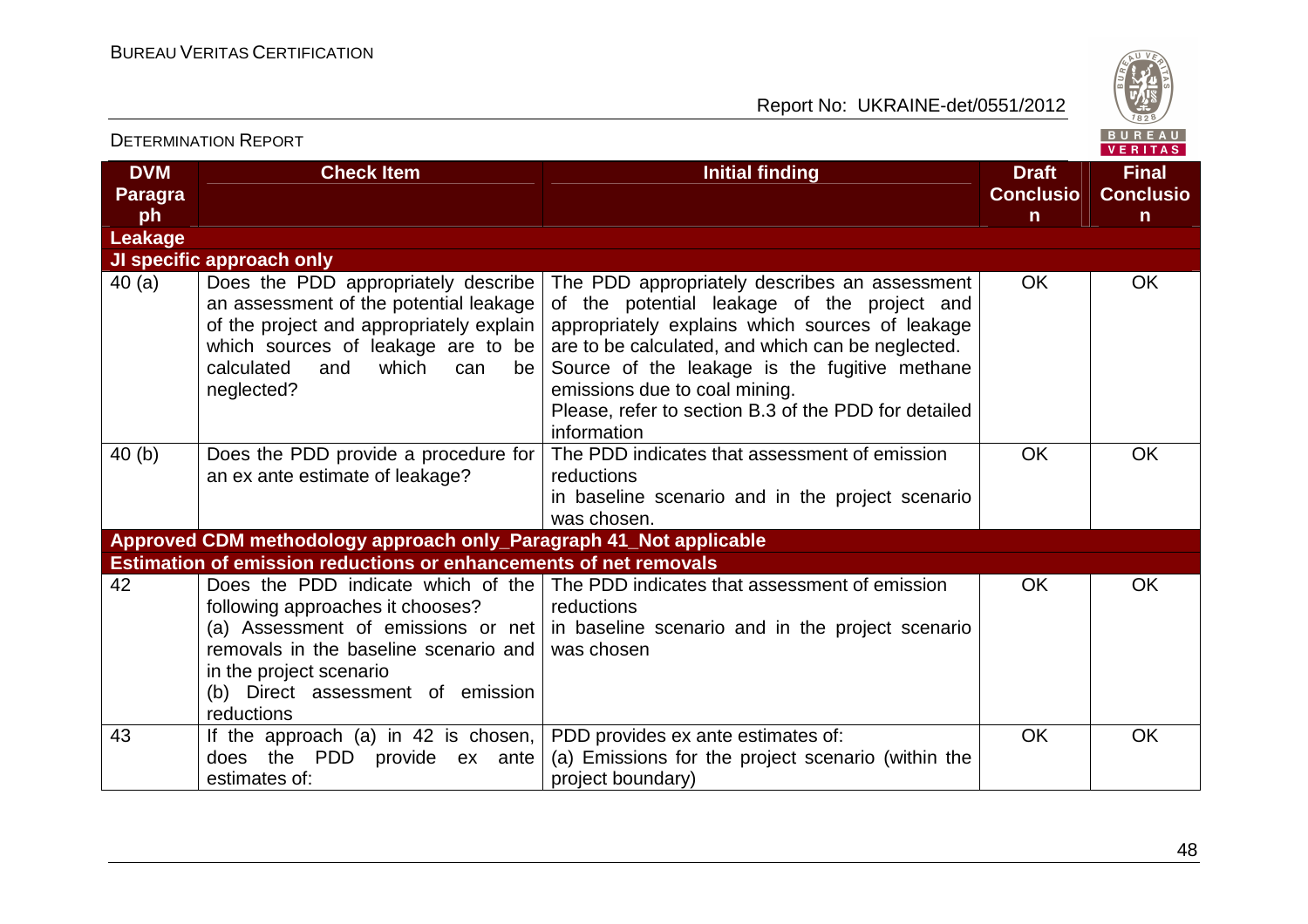| DVM Paragraph | Check Item | Initial finding | Draft Conclusion | Final Conclusion |
|---|---|---|---|---|
| **Leakage** | | | | |
| **JI specific approach only** | | | | |
| 40 (a) | Does the PDD appropriately describe an assessment of the potential leakage of the project and appropriately explain which sources of leakage are to be calculated and which can be neglected? | The PDD appropriately describes an assessment of the potential leakage of the project and appropriately explains which sources of leakage are to be calculated, and which can be neglected. Source of the leakage is the fugitive methane emissions due to coal mining. Please, refer to section B.3 of the PDD for detailed information | OK | OK |
| 40 (b) | Does the PDD provide a procedure for an ex ante estimate of leakage? | The PDD indicates that assessment of emission reductions in baseline scenario and in the project scenario was chosen. | OK | OK |
| **Approved CDM methodology approach only_Paragraph 41_Not applicable** | | | | |
| **Estimation of emission reductions or enhancements of net removals** | | | | |
| 42 | Does the PDD indicate which of the following approaches it chooses? (a) Assessment of emissions or net removals in the baseline scenario and in the project scenario (b) Direct assessment of emission reductions | The PDD indicates that assessment of emission reductions in baseline scenario and in the project scenario was chosen | OK | OK |
| 43 | If the approach (a) in 42 is chosen, does the PDD provide ex ante estimates of: | PDD provides ex ante estimates of: (a) Emissions for the project scenario (within the project boundary) | OK | OK |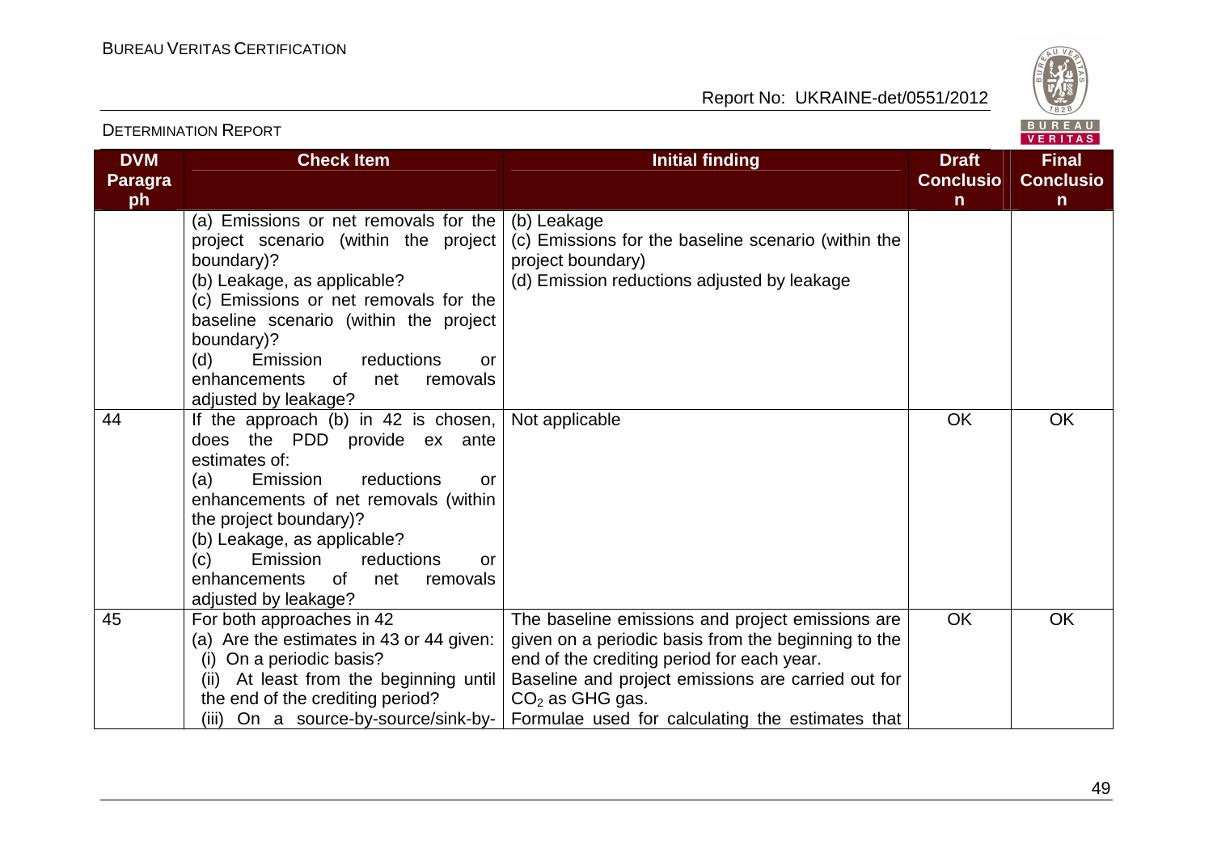| DVM Paragraph | Check Item | Initial finding | Draft Conclusion | Final Conclusion |
|---|---|---|---|---|
| | (a) Emissions or net removals for the project scenario (within the project boundary)?<br>(b) Leakage, as applicable?<br>(c) Emissions or net removals for the baseline scenario (within the project boundary)?<br>(d) Emission reductions or enhancements of net removals adjusted by leakage? | (b) Leakage<br>(c) Emissions for the baseline scenario (within the project boundary)<br>(d) Emission reductions adjusted by leakage | | |
| 44 | If the approach (b) in 42 is chosen, does the PDD provide ex ante estimates of:<br>(a) Emission reductions or enhancements of net removals (within the project boundary)?<br>(b) Leakage, as applicable?<br>(c) Emission reductions or enhancements of net removals adjusted by leakage? | Not applicable | OK | OK |
| 45 | For both approaches in 42<br>(a) Are the estimates in 43 or 44 given:<br>(i) On a periodic basis?<br>(ii) At least from the beginning until the end of the crediting period?<br>(iii) On a source-by-source/sink-by- | The baseline emissions and project emissions are given on a periodic basis from the beginning to the end of the crediting period for each year.<br>Baseline and project emissions are carried out for $CO_2$ as GHG gas.<br>Formulae used for calculating the estimates that | OK | OK |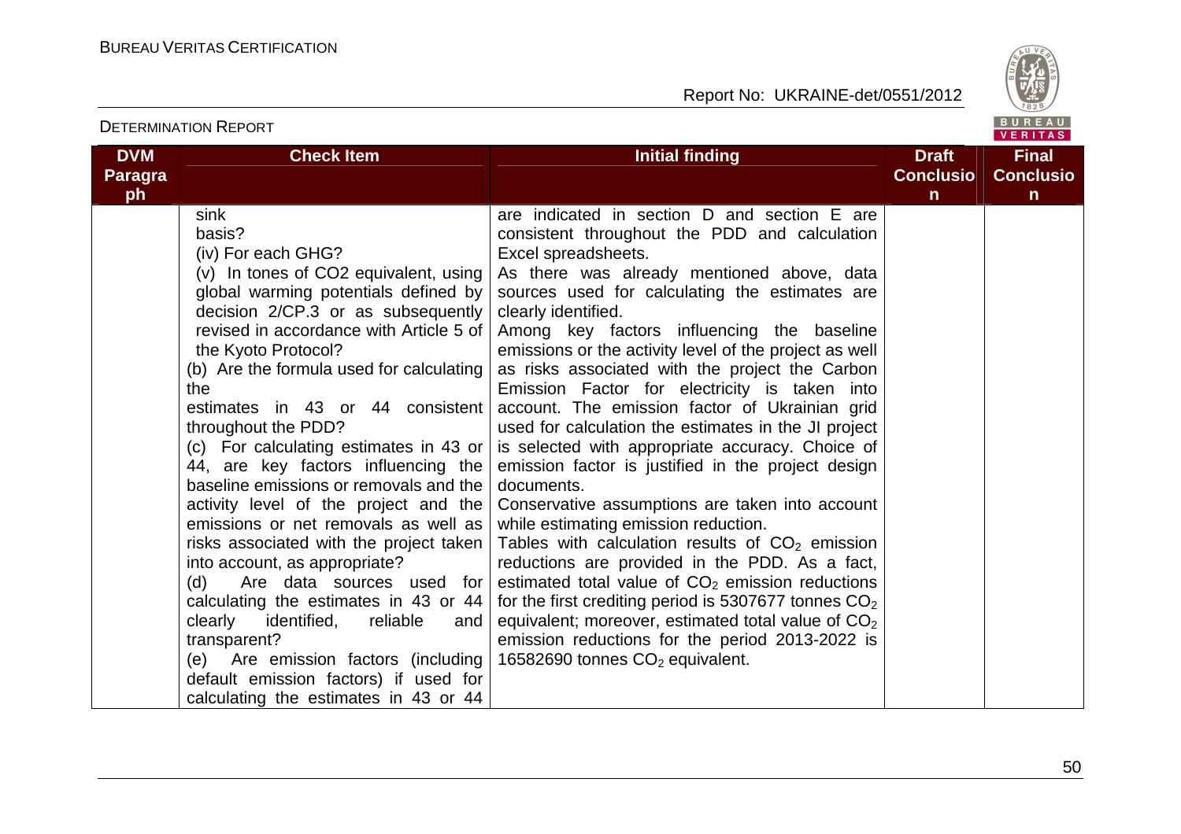| DVM Paragraph | Check Item | Initial finding | Draft Conclusion | Final Conclusion |
|---|---|---|---|---|
| | sink basis?<br>(iv) For each GHG?<br>(v) In tones of CO2 equivalent, using global warming potentials defined by decision 2/CP.3 or as subsequently revised in accordance with Article 5 of the Kyoto Protocol?<br>(b) Are the formula used for calculating the estimates in 43 or 44 consistent throughout the PDD?<br>(c) For calculating estimates in 43 or 44, are key factors influencing the baseline emissions or removals and the activity level of the project and the emissions or net removals as well as risks associated with the project taken into account, as appropriate?<br>(d) Are data sources used for calculating the estimates in 43 or 44 clearly identified, reliable and transparent?<br>(e) Are emission factors (including default emission factors) if used for calculating the estimates in 43 or 44 | are indicated in section D and section E are consistent throughout the PDD and calculation Excel spreadsheets.<br>As there was already mentioned above, data sources used for calculating the estimates are clearly identified.<br>Among key factors influencing the baseline emissions or the activity level of the project as well as risks associated with the project the Carbon Emission Factor for electricity is taken into account. The emission factor of Ukrainian grid used for calculation the estimates in the JI project is selected with appropriate accuracy. Choice of emission factor is justified in the project design documents.<br>Conservative assumptions are taken into account while estimating emission reduction.<br>Tables with calculation results of $CO_2$ emission reductions are provided in the PDD. As a fact, estimated total value of $CO_2$ emission reductions for the first crediting period is 5307677 tonnes $CO_2$ equivalent; moreover, estimated total value of $CO_2$ emission reductions for the period 2013-2022 is 16582690 tonnes $CO_2$ equivalent. | | |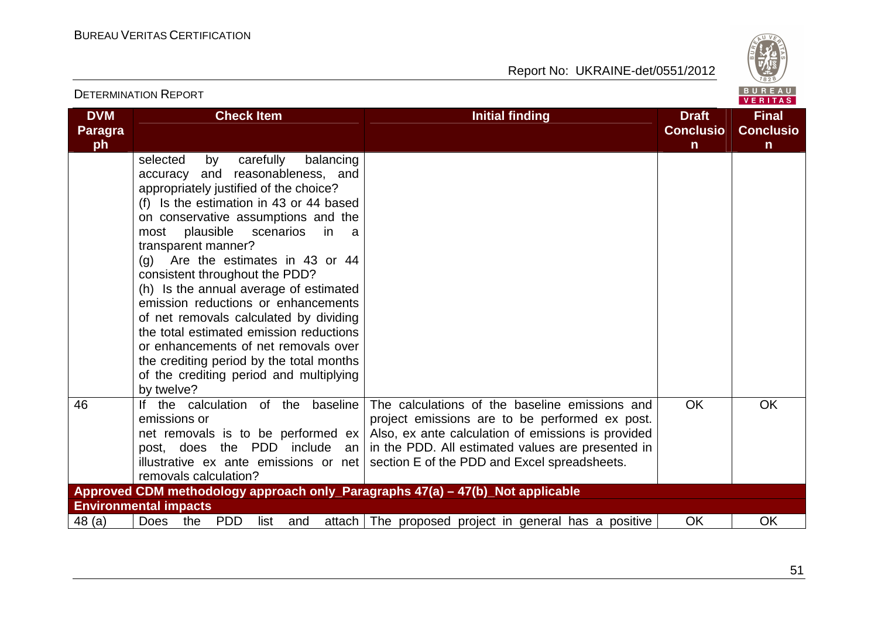| DVM Paragraph | Check Item | Initial finding | Draft Conclusion | Final Conclusion |
|---|---|---|---|---|
| | selected by carefully balancing accuracy and reasonableness, and appropriately justified of the choice?<br>(f) Is the estimation in 43 or 44 based on conservative assumptions and the most plausible scenarios in a transparent manner?<br>(g) Are the estimates in 43 or 44 consistent throughout the PDD?<br>(h) Is the annual average of estimated emission reductions or enhancements of net removals calculated by dividing the total estimated emission reductions or enhancements of net removals over the crediting period by the total months of the crediting period and multiplying by twelve? | | | |
| 46 | If the calculation of the baseline emissions or net removals is to be performed ex post, does the PDD include an illustrative ex ante emissions or net removals calculation? | The calculations of the baseline emissions and project emissions are to be performed ex post. Also, ex ante calculation of emissions is provided in the PDD. All estimated values are presented in section E of the PDD and Excel spreadsheets. | OK | OK |
| **Approved CDM methodology approach only_Paragraphs 47(a) – 47(b)_Not applicable** | | | | |
| **Environmental impacts** | | | | |
| 48 (a) | Does the PDD list and attach | The proposed project in general has a positive | OK | OK |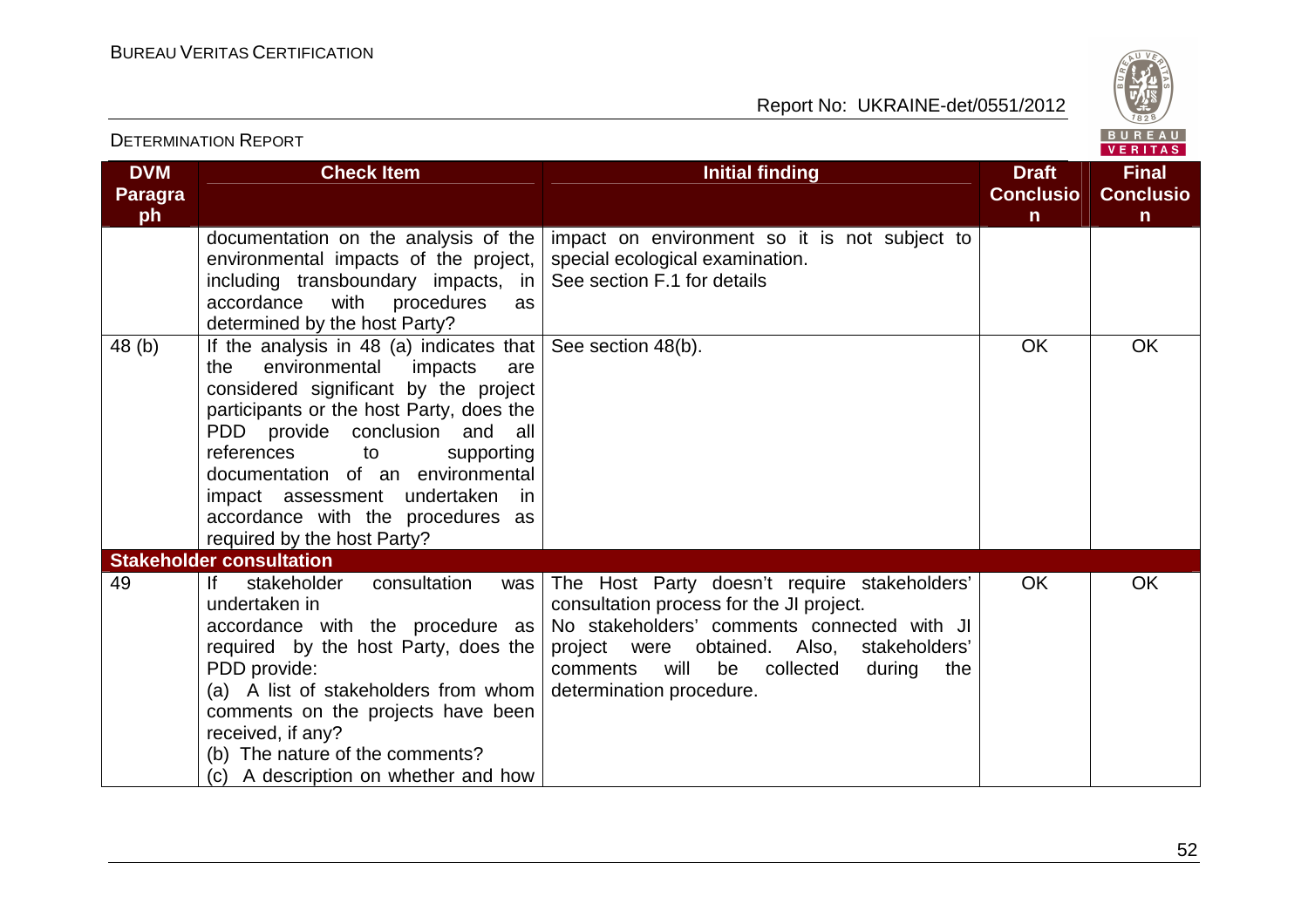| DVM Paragraph | Check Item | Initial finding | Draft Conclusion | Final Conclusion |
|---|---|---|---|---|
| | documentation on the analysis of the environmental impacts of the project, including transboundary impacts, in accordance with procedures as determined by the host Party? | impact on environment so it is not subject to special ecological examination. See section F.1 for details | | |
| 48 (b) | If the analysis in 48 (a) indicates that the environmental impacts are considered significant by the project participants or the host Party, does the PDD provide conclusion and all references to supporting documentation of an environmental impact assessment undertaken in accordance with the procedures as required by the host Party? | See section 48(b). | OK | OK |
| **Stakeholder consultation** | | | | |
| 49 | If stakeholder consultation was undertaken in accordance with the procedure as required by the host Party, does the PDD provide:<br>(a) A list of stakeholders from whom comments on the projects have been received, if any?<br>(b) The nature of the comments?<br>(c) A description on whether and how | The Host Party doesn't require stakeholders' consultation process for the JI project.<br>No stakeholders' comments connected with JI project were obtained. Also, stakeholders' comments will be collected during the determination procedure. | OK | OK |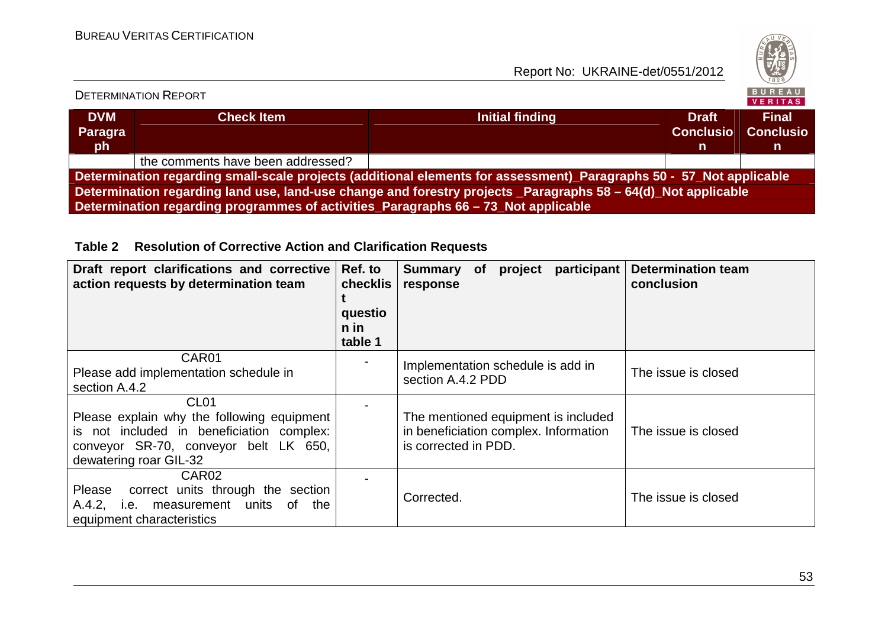| DVM Paragraph | Check Item | Initial finding | Draft Conclusion | Final Conclusion |
|---|---|---|---|---|
| | the comments have been addressed? | | | |
| **Determination regarding small-scale projects (additional elements for assessment)_Paragraphs 50 - 57_Not applicable** | | | | |
| **Determination regarding land use, land-use change and forestry projects _Paragraphs 58 – 64(d)_Not applicable** | | | | |
| **Determination regarding programmes of activities_Paragraphs 66 – 73_Not applicable** | | | | |

**Table 2 Resolution of Corrective Action and Clarification Requests**

| Draft report clarifications and corrective action requests by determination team | Ref. to checklist question in table 1 | Summary of project participant response | Determination team conclusion |
|---|---|---|---|
| CAR01<br>Please add implementation schedule in section A.4.2 | - | Implementation schedule is add in section A.4.2 PDD | The issue is closed |
| CL01<br>Please explain why the following equipment is not included in beneficiation complex: conveyor SR-70, conveyor belt LK 650, dewatering roar GIL-32 | - | The mentioned equipment is included in beneficiation complex. Information is corrected in PDD. | The issue is closed |
| CAR02<br>Please correct units through the section A.4.2, i.e. measurement units of the equipment characteristics | - | Corrected. | The issue is closed |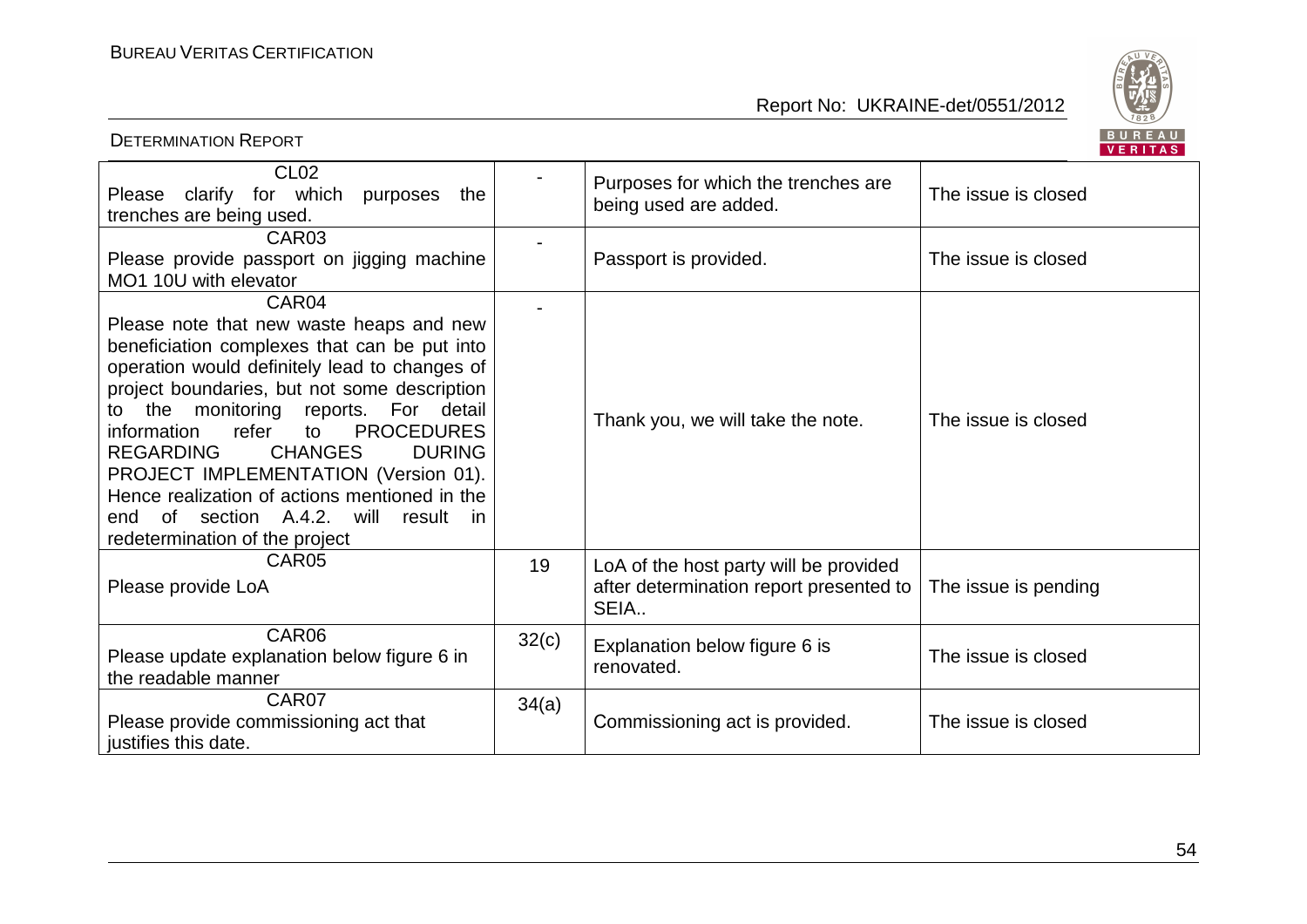| | | | |
|---|---|---|---|
| CL02<br>Please clarify for which purposes the trenches are being used. | - | Purposes for which the trenches are being used are added. | The issue is closed |
| CAR03<br>Please provide passport on jigging machine MO1 10U with elevator | - | Passport is provided. | The issue is closed |
| CAR04<br>Please note that new waste heaps and new beneficiation complexes that can be put into operation would definitely lead to changes of project boundaries, but not some description to the monitoring reports. For detail information refer to PROCEDURES REGARDING CHANGES DURING PROJECT IMPLEMENTATION (Version 01). Hence realization of actions mentioned in the end of section A.4.2. will result in redetermination of the project | - | Thank you, we will take the note. | The issue is closed |
| CAR05<br>Please provide LoA | 19 | LoA of the host party will be provided after determination report presented to SEIA.. | The issue is pending |
| CAR06<br>Please update explanation below figure 6 in the readable manner | 32(c) | Explanation below figure 6 is renovated. | The issue is closed |
| CAR07<br>Please provide commissioning act that justifies this date. | 34(a) | Commissioning act is provided. | The issue is closed |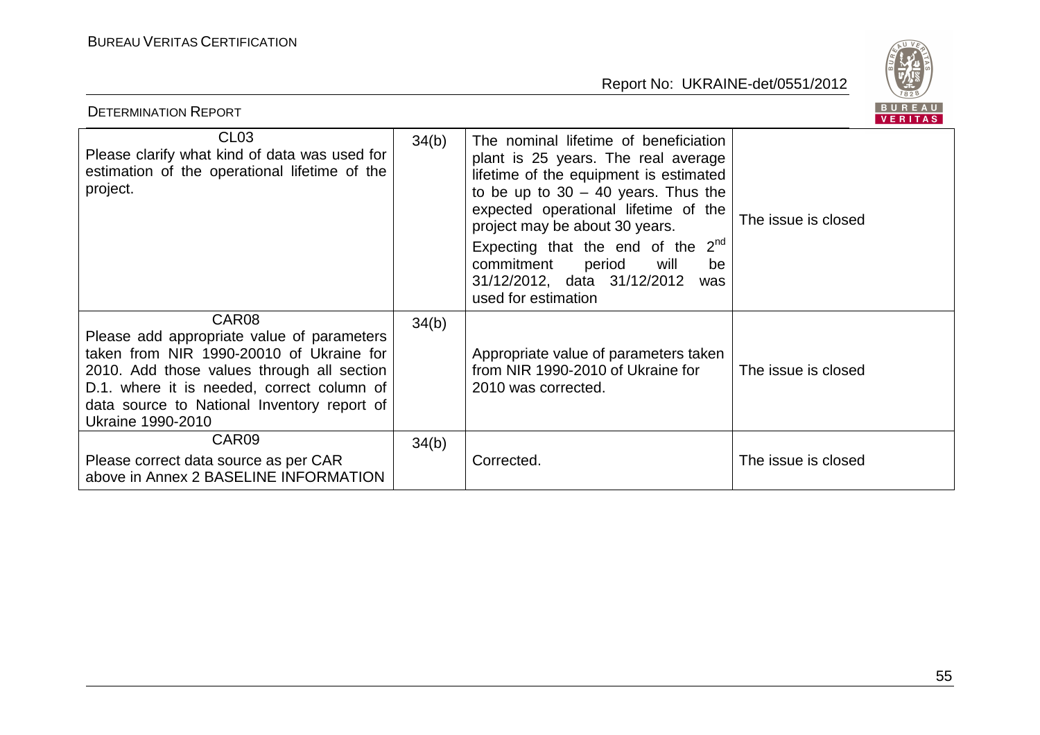| | | | |
|---|---|---|---|
| CL03<br>Please clarify what kind of data was used for estimation of the operational lifetime of the project. | 34(b) | The nominal lifetime of beneficiation plant is 25 years. The real average lifetime of the equipment is estimated to be up to 30 – 40 years. Thus the expected operational lifetime of the project may be about 30 years.<br>Expecting that the end of the 2nd commitment period will be 31/12/2012, data 31/12/2012 was used for estimation | The issue is closed |
| CAR08<br>Please add appropriate value of parameters taken from NIR 1990-20010 of Ukraine for 2010. Add those values through all section D.1. where it is needed, correct column of data source to National Inventory report of Ukraine 1990-2010 | 34(b) | Appropriate value of parameters taken from NIR 1990-2010 of Ukraine for 2010 was corrected. | The issue is closed |
| CAR09<br>Please correct data source as per CAR above in Annex 2 BASELINE INFORMATION | 34(b) | Corrected. | The issue is closed |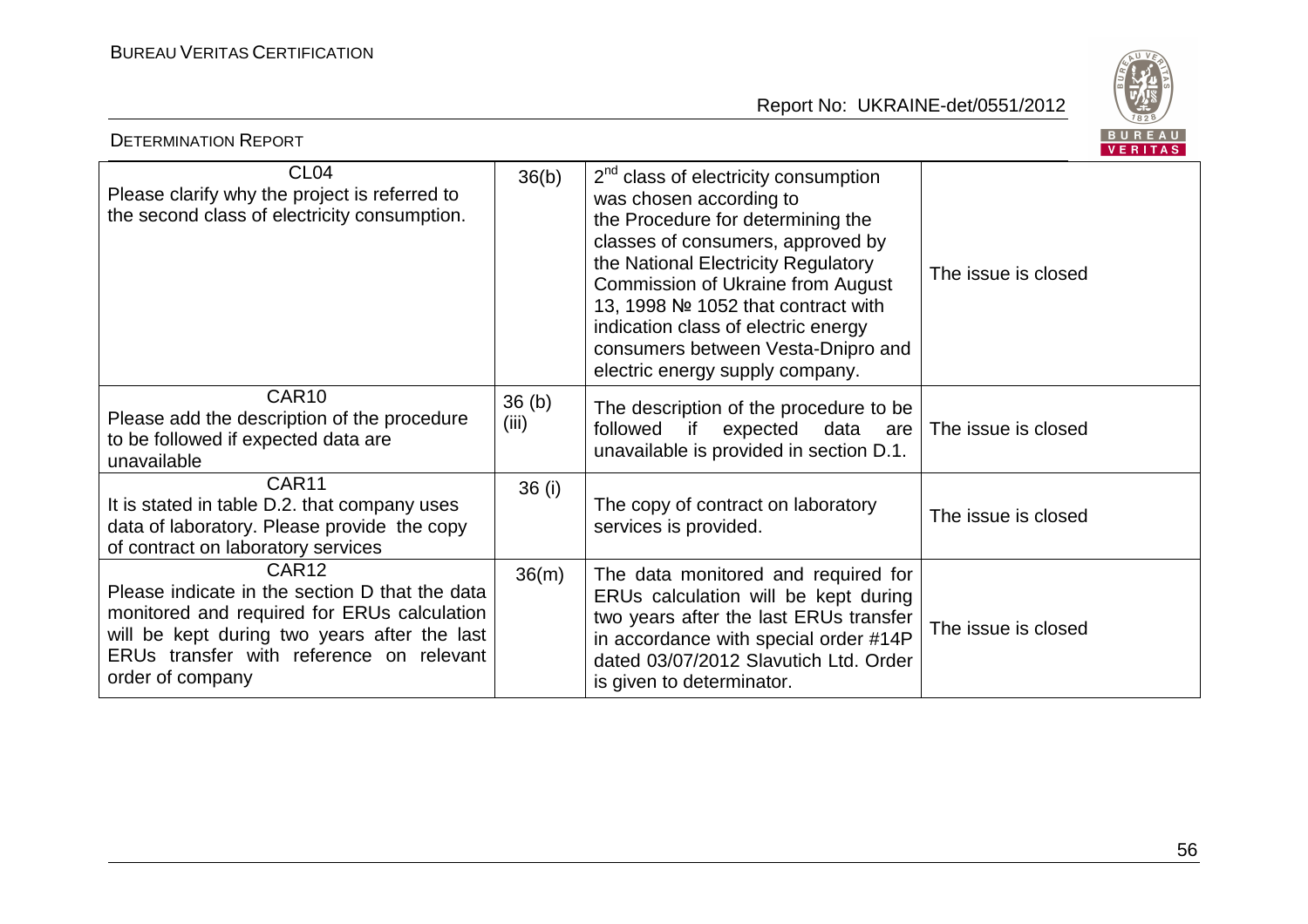| | | | |
|---|---|---|---|
| CL04<br>Please clarify why the project is referred to the second class of electricity consumption. | 36(b) | 2[nd] class of electricity consumption was chosen according to the Procedure for determining the classes of consumers, approved by the National Electricity Regulatory Commission of Ukraine from August 13, 1998 № 1052 that contract with indication class of electric energy consumers between Vesta-Dnipro and electric energy supply company. | The issue is closed |
| CAR10<br>Please add the description of the procedure to be followed if expected data are unavailable | 36 (b) (iii) | The description of the procedure to be followed if expected data are unavailable is provided in section D.1. | The issue is closed |
| CAR11<br>It is stated in table D.2. that company uses data of laboratory. Please provide the copy of contract on laboratory services | 36 (i) | The copy of contract on laboratory services is provided. | The issue is closed |
| CAR12<br>Please indicate in the section D that the data monitored and required for ERUs calculation will be kept during two years after the last ERUs transfer with reference on relevant order of company | 36(m) | The data monitored and required for ERUs calculation will be kept during two years after the last ERUs transfer in accordance with special order #14P dated 03/07/2012 Slavutich Ltd. Order is given to determinator. | The issue is closed |